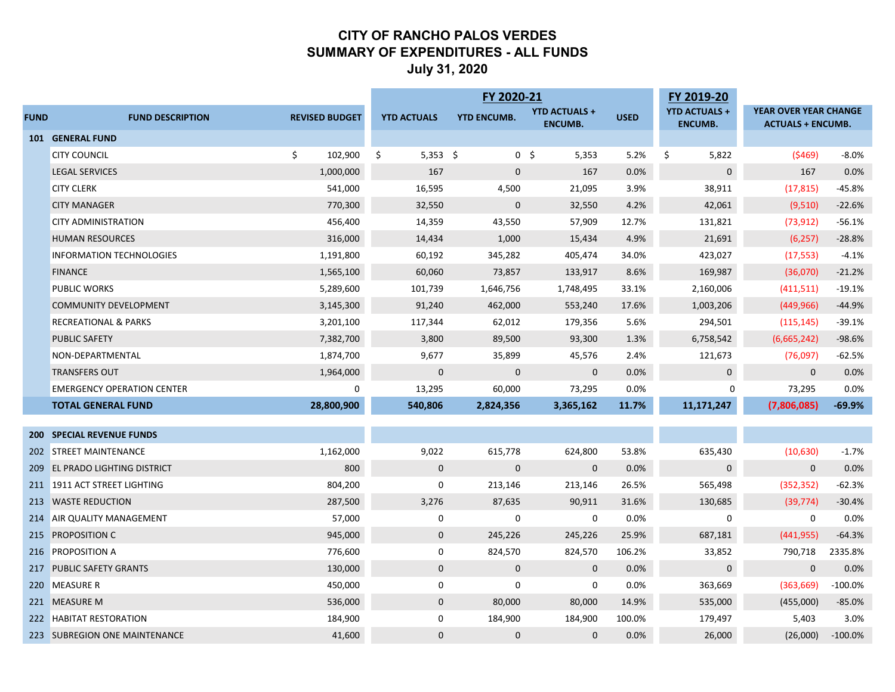# CITY OF RANCHO PALOS VERDES
# SUMMARY OF EXPENDITURES - ALL FUNDS
# July 31, 2020

| FUND | FUND DESCRIPTION | REVISED BUDGET | FY 2020-21 YTD ACTUALS | YTD ENCUMB. | YTD ACTUALS + ENCUMB. | USED | FY 2019-20 YTD ACTUALS + ENCUMB. | YEAR OVER YEAR CHANGE ACTUALS + ENCUMB. | |
|---|---|---|---|---|---|---|---|---|---|
| **101** | **GENERAL FUND** | | | | | | | | |
| | CITY COUNCIL | $ 102,900 | $ 5,353 | $ 0 | $ 5,353 | 5.2% | $ 5,822 | ($469) | -8.0% |
| | LEGAL SERVICES | 1,000,000 | 167 | 0 | 167 | 0.0% | 0 | 167 | 0.0% |
| | CITY CLERK | 541,000 | 16,595 | 4,500 | 21,095 | 3.9% | 38,911 | (17,815) | -45.8% |
| | CITY MANAGER | 770,300 | 32,550 | 0 | 32,550 | 4.2% | 42,061 | (9,510) | -22.6% |
| | CITY ADMINISTRATION | 456,400 | 14,359 | 43,550 | 57,909 | 12.7% | 131,821 | (73,912) | -56.1% |
| | HUMAN RESOURCES | 316,000 | 14,434 | 1,000 | 15,434 | 4.9% | 21,691 | (6,257) | -28.8% |
| | INFORMATION TECHNOLOGIES | 1,191,800 | 60,192 | 345,282 | 405,474 | 34.0% | 423,027 | (17,553) | -4.1% |
| | FINANCE | 1,565,100 | 60,060 | 73,857 | 133,917 | 8.6% | 169,987 | (36,070) | -21.2% |
| | PUBLIC WORKS | 5,289,600 | 101,739 | 1,646,756 | 1,748,495 | 33.1% | 2,160,006 | (411,511) | -19.1% |
| | COMMUNITY DEVELOPMENT | 3,145,300 | 91,240 | 462,000 | 553,240 | 17.6% | 1,003,206 | (449,966) | -44.9% |
| | RECREATIONAL & PARKS | 3,201,100 | 117,344 | 62,012 | 179,356 | 5.6% | 294,501 | (115,145) | -39.1% |
| | PUBLIC SAFETY | 7,382,700 | 3,800 | 89,500 | 93,300 | 1.3% | 6,758,542 | (6,665,242) | -98.6% |
| | NON-DEPARTMENTAL | 1,874,700 | 9,677 | 35,899 | 45,576 | 2.4% | 121,673 | (76,097) | -62.5% |
| | TRANSFERS OUT | 1,964,000 | 0 | 0 | 0 | 0.0% | 0 | 0 | 0.0% |
| | EMERGENCY OPERATION CENTER | 0 | 13,295 | 60,000 | 73,295 | 0.0% | 0 | 73,295 | 0.0% |
| | **TOTAL GENERAL FUND** | **28,800,900** | **540,806** | **2,824,356** | **3,365,162** | **11.7%** | **11,171,247** | **(7,806,085)** | **-69.9%** |
| **200** | **SPECIAL REVENUE FUNDS** | | | | | | | | |
| 202 | STREET MAINTENANCE | 1,162,000 | 9,022 | 615,778 | 624,800 | 53.8% | 635,430 | (10,630) | -1.7% |
| 209 | EL PRADO LIGHTING DISTRICT | 800 | 0 | 0 | 0 | 0.0% | 0 | 0 | 0.0% |
| 211 | 1911 ACT STREET LIGHTING | 804,200 | 0 | 213,146 | 213,146 | 26.5% | 565,498 | (352,352) | -62.3% |
| 213 | WASTE REDUCTION | 287,500 | 3,276 | 87,635 | 90,911 | 31.6% | 130,685 | (39,774) | -30.4% |
| 214 | AIR QUALITY MANAGEMENT | 57,000 | 0 | 0 | 0 | 0.0% | 0 | 0 | 0.0% |
| 215 | PROPOSITION C | 945,000 | 0 | 245,226 | 245,226 | 25.9% | 687,181 | (441,955) | -64.3% |
| 216 | PROPOSITION A | 776,600 | 0 | 824,570 | 824,570 | 106.2% | 33,852 | 790,718 | 2335.8% |
| 217 | PUBLIC SAFETY GRANTS | 130,000 | 0 | 0 | 0 | 0.0% | 0 | 0 | 0.0% |
| 220 | MEASURE R | 450,000 | 0 | 0 | 0 | 0.0% | 363,669 | (363,669) | -100.0% |
| 221 | MEASURE M | 536,000 | 0 | 80,000 | 80,000 | 14.9% | 535,000 | (455,000) | -85.0% |
| 222 | HABITAT RESTORATION | 184,900 | 0 | 184,900 | 184,900 | 100.0% | 179,497 | 5,403 | 3.0% |
| 223 | SUBREGION ONE MAINTENANCE | 41,600 | 0 | 0 | 0 | 0.0% | 26,000 | (26,000) | -100.0% |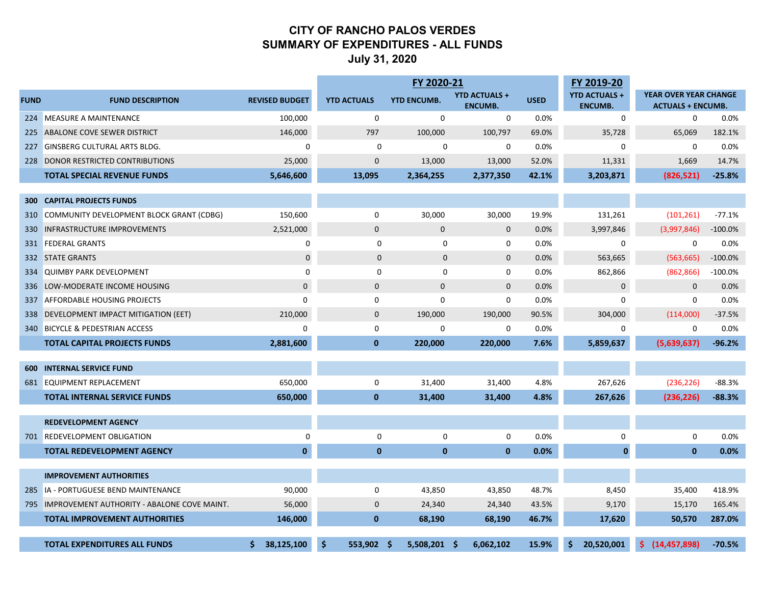# CITY OF RANCHO PALOS VERDES
## SUMMARY OF EXPENDITURES - ALL FUNDS
### July 31, 2020

| | | | FY 2020-21 | | | | FY 2019-20 | | |
|---|---|---|---|---|---|---|---|---|---|
| FUND | FUND DESCRIPTION | REVISED BUDGET | YTD ACTUALS | YTD ENCUMB. | YTD ACTUALS + ENCUMB. | USED | YTD ACTUALS + ENCUMB. | YEAR OVER YEAR CHANGE ACTUALS + ENCUMB. | |
| 224 | MEASURE A MAINTENANCE | 100,000 | 0 | 0 | 0 | 0.0% | 0 | 0 | 0.0% |
| 225 | ABALONE COVE SEWER DISTRICT | 146,000 | 797 | 100,000 | 100,797 | 69.0% | 35,728 | 65,069 | 182.1% |
| 227 | GINSBERG CULTURAL ARTS BLDG. | 0 | 0 | 0 | 0 | 0.0% | 0 | 0 | 0.0% |
| 228 | DONOR RESTRICTED CONTRIBUTIONS | 25,000 | 0 | 13,000 | 13,000 | 52.0% | 11,331 | 1,669 | 14.7% |
| | **TOTAL SPECIAL REVENUE FUNDS** | **5,646,600** | **13,095** | **2,364,255** | **2,377,350** | **42.1%** | **3,203,871** | **(826,521)** | **-25.8%** |
| **300** | **CAPITAL PROJECTS FUNDS** | | | | | | | | |
| 310 | COMMUNITY DEVELOPMENT BLOCK GRANT (CDBG) | 150,600 | 0 | 30,000 | 30,000 | 19.9% | 131,261 | (101,261) | -77.1% |
| 330 | INFRASTRUCTURE IMPROVEMENTS | 2,521,000 | 0 | 0 | 0 | 0.0% | 3,997,846 | (3,997,846) | -100.0% |
| 331 | FEDERAL GRANTS | 0 | 0 | 0 | 0 | 0.0% | 0 | 0 | 0.0% |
| 332 | STATE GRANTS | 0 | 0 | 0 | 0 | 0.0% | 563,665 | (563,665) | -100.0% |
| 334 | QUIMBY PARK DEVELOPMENT | 0 | 0 | 0 | 0 | 0.0% | 862,866 | (862,866) | -100.0% |
| 336 | LOW-MODERATE INCOME HOUSING | 0 | 0 | 0 | 0 | 0.0% | 0 | 0 | 0.0% |
| 337 | AFFORDABLE HOUSING PROJECTS | 0 | 0 | 0 | 0 | 0.0% | 0 | 0 | 0.0% |
| 338 | DEVELOPMENT IMPACT MITIGATION (EET) | 210,000 | 0 | 190,000 | 190,000 | 90.5% | 304,000 | (114,000) | -37.5% |
| 340 | BICYCLE & PEDESTRIAN ACCESS | 0 | 0 | 0 | 0 | 0.0% | 0 | 0 | 0.0% |
| | **TOTAL CAPITAL PROJECTS FUNDS** | **2,881,600** | **0** | **220,000** | **220,000** | **7.6%** | **5,859,637** | **(5,639,637)** | **-96.2%** |
| **600** | **INTERNAL SERVICE FUND** | | | | | | | | |
| 681 | EQUIPMENT REPLACEMENT | 650,000 | 0 | 31,400 | 31,400 | 4.8% | 267,626 | (236,226) | -88.3% |
| | **TOTAL INTERNAL SERVICE FUNDS** | **650,000** | **0** | **31,400** | **31,400** | **4.8%** | **267,626** | **(236,226)** | **-88.3%** |
| | **REDEVELOPMENT AGENCY** | | | | | | | | |
| 701 | REDEVELOPMENT OBLIGATION | 0 | 0 | 0 | 0 | 0.0% | 0 | 0 | 0.0% |
| | **TOTAL REDEVELOPMENT AGENCY** | **0** | **0** | **0** | **0** | **0.0%** | **0** | **0** | **0.0%** |
| | **IMPROVEMENT AUTHORITIES** | | | | | | | | |
| 285 | IA - PORTUGUESE BEND MAINTENANCE | 90,000 | 0 | 43,850 | 43,850 | 48.7% | 8,450 | 35,400 | 418.9% |
| 795 | IMPROVEMENT AUTHORITY - ABALONE COVE MAINT. | 56,000 | 0 | 24,340 | 24,340 | 43.5% | 9,170 | 15,170 | 165.4% |
| | **TOTAL IMPROVEMENT AUTHORITIES** | **146,000** | **0** | **68,190** | **68,190** | **46.7%** | **17,620** | **50,570** | **287.0%** |
| | **TOTAL EXPENDITURES ALL FUNDS** | **$ 38,125,100** | **$ 553,902** | **$ 5,508,201** | **$ 6,062,102** | **15.9%** | **$ 20,520,001** | **$ (14,457,898)** | **-70.5%** |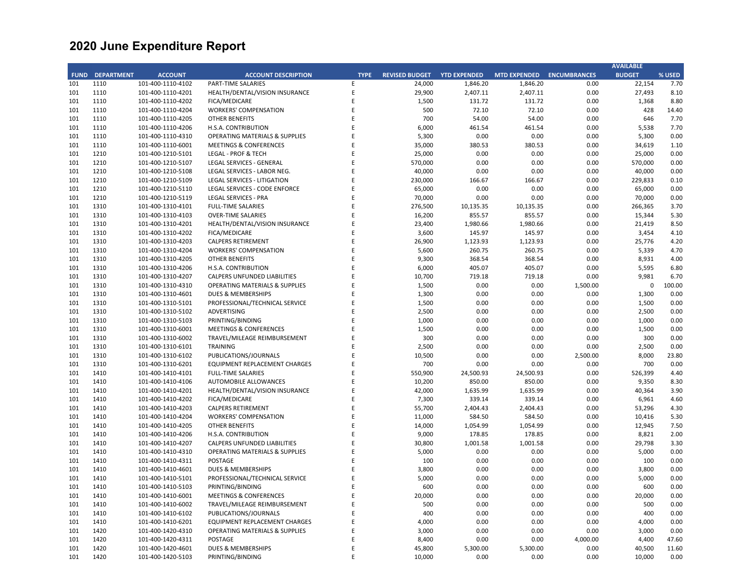# 2020 June Expenditure Report

| FUND | DEPARTMENT | ACCOUNT | ACCOUNT DESCRIPTION | TYPE | REVISED BUDGET | YTD EXPENDED | MTD EXPENDED | ENCUMBRANCES | AVAILABLE BUDGET | % USED |
|---|---|---|---|---|---|---|---|---|---|---|
| 101 | 1110 | 101-400-1110-4102 | PART-TIME SALARIES | E | 24,000 | 1,846.20 | 1,846.20 | 0.00 | 22,154 | 7.70 |
| 101 | 1110 | 101-400-1110-4201 | HEALTH/DENTAL/VISION INSURANCE | E | 29,900 | 2,407.11 | 2,407.11 | 0.00 | 27,493 | 8.10 |
| 101 | 1110 | 101-400-1110-4202 | FICA/MEDICARE | E | 1,500 | 131.72 | 131.72 | 0.00 | 1,368 | 8.80 |
| 101 | 1110 | 101-400-1110-4204 | WORKERS' COMPENSATION | E | 500 | 72.10 | 72.10 | 0.00 | 428 | 14.40 |
| 101 | 1110 | 101-400-1110-4205 | OTHER BENEFITS | E | 700 | 54.00 | 54.00 | 0.00 | 646 | 7.70 |
| 101 | 1110 | 101-400-1110-4206 | H.S.A. CONTRIBUTION | E | 6,000 | 461.54 | 461.54 | 0.00 | 5,538 | 7.70 |
| 101 | 1110 | 101-400-1110-4310 | OPERATING MATERIALS & SUPPLIES | E | 5,300 | 0.00 | 0.00 | 0.00 | 5,300 | 0.00 |
| 101 | 1110 | 101-400-1110-6001 | MEETINGS & CONFERENCES | E | 35,000 | 380.53 | 380.53 | 0.00 | 34,619 | 1.10 |
| 101 | 1210 | 101-400-1210-5101 | LEGAL - PROF & TECH | E | 25,000 | 0.00 | 0.00 | 0.00 | 25,000 | 0.00 |
| 101 | 1210 | 101-400-1210-5107 | LEGAL SERVICES - GENERAL | E | 570,000 | 0.00 | 0.00 | 0.00 | 570,000 | 0.00 |
| 101 | 1210 | 101-400-1210-5108 | LEGAL SERVICES - LABOR NEG. | E | 40,000 | 0.00 | 0.00 | 0.00 | 40,000 | 0.00 |
| 101 | 1210 | 101-400-1210-5109 | LEGAL SERVICES - LITIGATION | E | 230,000 | 166.67 | 166.67 | 0.00 | 229,833 | 0.10 |
| 101 | 1210 | 101-400-1210-5110 | LEGAL SERVICES - CODE ENFORCE | E | 65,000 | 0.00 | 0.00 | 0.00 | 65,000 | 0.00 |
| 101 | 1210 | 101-400-1210-5119 | LEGAL SERVICES - PRA | E | 70,000 | 0.00 | 0.00 | 0.00 | 70,000 | 0.00 |
| 101 | 1310 | 101-400-1310-4101 | FULL-TIME SALARIES | E | 276,500 | 10,135.35 | 10,135.35 | 0.00 | 266,365 | 3.70 |
| 101 | 1310 | 101-400-1310-4103 | OVER-TIME SALARIES | E | 16,200 | 855.57 | 855.57 | 0.00 | 15,344 | 5.30 |
| 101 | 1310 | 101-400-1310-4201 | HEALTH/DENTAL/VISION INSURANCE | E | 23,400 | 1,980.66 | 1,980.66 | 0.00 | 21,419 | 8.50 |
| 101 | 1310 | 101-400-1310-4202 | FICA/MEDICARE | E | 3,600 | 145.97 | 145.97 | 0.00 | 3,454 | 4.10 |
| 101 | 1310 | 101-400-1310-4203 | CALPERS RETIREMENT | E | 26,900 | 1,123.93 | 1,123.93 | 0.00 | 25,776 | 4.20 |
| 101 | 1310 | 101-400-1310-4204 | WORKERS' COMPENSATION | E | 5,600 | 260.75 | 260.75 | 0.00 | 5,339 | 4.70 |
| 101 | 1310 | 101-400-1310-4205 | OTHER BENEFITS | E | 9,300 | 368.54 | 368.54 | 0.00 | 8,931 | 4.00 |
| 101 | 1310 | 101-400-1310-4206 | H.S.A. CONTRIBUTION | E | 6,000 | 405.07 | 405.07 | 0.00 | 5,595 | 6.80 |
| 101 | 1310 | 101-400-1310-4207 | CALPERS UNFUNDED LIABILITIES | E | 10,700 | 719.18 | 719.18 | 0.00 | 9,981 | 6.70 |
| 101 | 1310 | 101-400-1310-4310 | OPERATING MATERIALS & SUPPLIES | E | 1,500 | 0.00 | 0.00 | 1,500.00 | 0 | 100.00 |
| 101 | 1310 | 101-400-1310-4601 | DUES & MEMBERSHIPS | E | 1,300 | 0.00 | 0.00 | 0.00 | 1,300 | 0.00 |
| 101 | 1310 | 101-400-1310-5101 | PROFESSIONAL/TECHNICAL SERVICE | E | 1,500 | 0.00 | 0.00 | 0.00 | 1,500 | 0.00 |
| 101 | 1310 | 101-400-1310-5102 | ADVERTISING | E | 2,500 | 0.00 | 0.00 | 0.00 | 2,500 | 0.00 |
| 101 | 1310 | 101-400-1310-5103 | PRINTING/BINDING | E | 1,000 | 0.00 | 0.00 | 0.00 | 1,000 | 0.00 |
| 101 | 1310 | 101-400-1310-6001 | MEETINGS & CONFERENCES | E | 1,500 | 0.00 | 0.00 | 0.00 | 1,500 | 0.00 |
| 101 | 1310 | 101-400-1310-6002 | TRAVEL/MILEAGE REIMBURSEMENT | E | 300 | 0.00 | 0.00 | 0.00 | 300 | 0.00 |
| 101 | 1310 | 101-400-1310-6101 | TRAINING | E | 2,500 | 0.00 | 0.00 | 0.00 | 2,500 | 0.00 |
| 101 | 1310 | 101-400-1310-6102 | PUBLICATIONS/JOURNALS | E | 10,500 | 0.00 | 0.00 | 2,500.00 | 8,000 | 23.80 |
| 101 | 1310 | 101-400-1310-6201 | EQUIPMENT REPLACEMENT CHARGES | E | 700 | 0.00 | 0.00 | 0.00 | 700 | 0.00 |
| 101 | 1410 | 101-400-1410-4101 | FULL-TIME SALARIES | E | 550,900 | 24,500.93 | 24,500.93 | 0.00 | 526,399 | 4.40 |
| 101 | 1410 | 101-400-1410-4106 | AUTOMOBILE ALLOWANCES | E | 10,200 | 850.00 | 850.00 | 0.00 | 9,350 | 8.30 |
| 101 | 1410 | 101-400-1410-4201 | HEALTH/DENTAL/VISION INSURANCE | E | 42,000 | 1,635.99 | 1,635.99 | 0.00 | 40,364 | 3.90 |
| 101 | 1410 | 101-400-1410-4202 | FICA/MEDICARE | E | 7,300 | 339.14 | 339.14 | 0.00 | 6,961 | 4.60 |
| 101 | 1410 | 101-400-1410-4203 | CALPERS RETIREMENT | E | 55,700 | 2,404.43 | 2,404.43 | 0.00 | 53,296 | 4.30 |
| 101 | 1410 | 101-400-1410-4204 | WORKERS' COMPENSATION | E | 11,000 | 584.50 | 584.50 | 0.00 | 10,416 | 5.30 |
| 101 | 1410 | 101-400-1410-4205 | OTHER BENEFITS | E | 14,000 | 1,054.99 | 1,054.99 | 0.00 | 12,945 | 7.50 |
| 101 | 1410 | 101-400-1410-4206 | H.S.A. CONTRIBUTION | E | 9,000 | 178.85 | 178.85 | 0.00 | 8,821 | 2.00 |
| 101 | 1410 | 101-400-1410-4207 | CALPERS UNFUNDED LIABILITIES | E | 30,800 | 1,001.58 | 1,001.58 | 0.00 | 29,798 | 3.30 |
| 101 | 1410 | 101-400-1410-4310 | OPERATING MATERIALS & SUPPLIES | E | 5,000 | 0.00 | 0.00 | 0.00 | 5,000 | 0.00 |
| 101 | 1410 | 101-400-1410-4311 | POSTAGE | E | 100 | 0.00 | 0.00 | 0.00 | 100 | 0.00 |
| 101 | 1410 | 101-400-1410-4601 | DUES & MEMBERSHIPS | E | 3,800 | 0.00 | 0.00 | 0.00 | 3,800 | 0.00 |
| 101 | 1410 | 101-400-1410-5101 | PROFESSIONAL/TECHNICAL SERVICE | E | 5,000 | 0.00 | 0.00 | 0.00 | 5,000 | 0.00 |
| 101 | 1410 | 101-400-1410-5103 | PRINTING/BINDING | E | 600 | 0.00 | 0.00 | 0.00 | 600 | 0.00 |
| 101 | 1410 | 101-400-1410-6001 | MEETINGS & CONFERENCES | E | 20,000 | 0.00 | 0.00 | 0.00 | 20,000 | 0.00 |
| 101 | 1410 | 101-400-1410-6002 | TRAVEL/MILEAGE REIMBURSEMENT | E | 500 | 0.00 | 0.00 | 0.00 | 500 | 0.00 |
| 101 | 1410 | 101-400-1410-6102 | PUBLICATIONS/JOURNALS | E | 400 | 0.00 | 0.00 | 0.00 | 400 | 0.00 |
| 101 | 1410 | 101-400-1410-6201 | EQUIPMENT REPLACEMENT CHARGES | E | 4,000 | 0.00 | 0.00 | 0.00 | 4,000 | 0.00 |
| 101 | 1420 | 101-400-1420-4310 | OPERATING MATERIALS & SUPPLIES | E | 3,000 | 0.00 | 0.00 | 0.00 | 3,000 | 0.00 |
| 101 | 1420 | 101-400-1420-4311 | POSTAGE | E | 8,400 | 0.00 | 0.00 | 4,000.00 | 4,400 | 47.60 |
| 101 | 1420 | 101-400-1420-4601 | DUES & MEMBERSHIPS | E | 45,800 | 5,300.00 | 5,300.00 | 0.00 | 40,500 | 11.60 |
| 101 | 1420 | 101-400-1420-5103 | PRINTING/BINDING | E | 10,000 | 0.00 | 0.00 | 0.00 | 10,000 | 0.00 |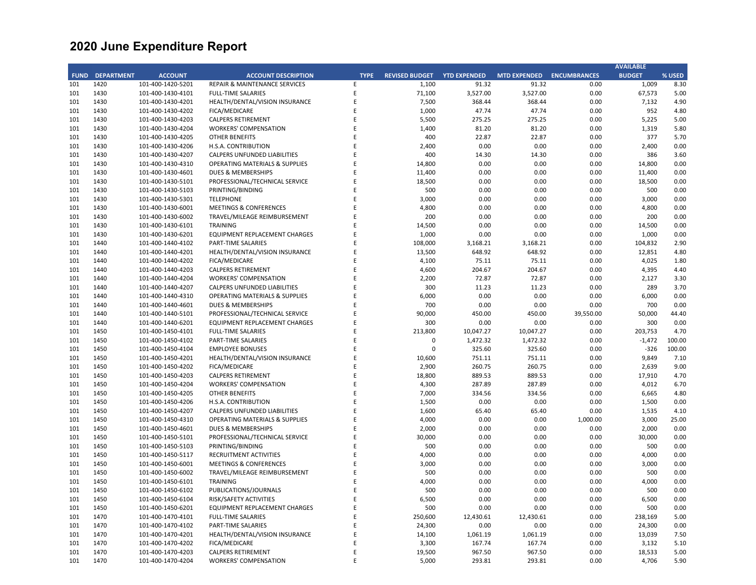# 2020 June Expenditure Report

| FUND | DEPARTMENT | ACCOUNT | ACCOUNT DESCRIPTION | TYPE | REVISED BUDGET | YTD EXPENDED | MTD EXPENDED | ENCUMBRANCES | AVAILABLE BUDGET | % USED |
|---|---|---|---|---|---|---|---|---|---|---|
| 101 | 1420 | 101-400-1420-5201 | REPAIR & MAINTENANCE SERVICES | E | 1,100 | 91.32 | 91.32 | 0.00 | 1,009 | 8.30 |
| 101 | 1430 | 101-400-1430-4101 | FULL-TIME SALARIES | E | 71,100 | 3,527.00 | 3,527.00 | 0.00 | 67,573 | 5.00 |
| 101 | 1430 | 101-400-1430-4201 | HEALTH/DENTAL/VISION INSURANCE | E | 7,500 | 368.44 | 368.44 | 0.00 | 7,132 | 4.90 |
| 101 | 1430 | 101-400-1430-4202 | FICA/MEDICARE | E | 1,000 | 47.74 | 47.74 | 0.00 | 952 | 4.80 |
| 101 | 1430 | 101-400-1430-4203 | CALPERS RETIREMENT | E | 5,500 | 275.25 | 275.25 | 0.00 | 5,225 | 5.00 |
| 101 | 1430 | 101-400-1430-4204 | WORKERS' COMPENSATION | E | 1,400 | 81.20 | 81.20 | 0.00 | 1,319 | 5.80 |
| 101 | 1430 | 101-400-1430-4205 | OTHER BENEFITS | E | 400 | 22.87 | 22.87 | 0.00 | 377 | 5.70 |
| 101 | 1430 | 101-400-1430-4206 | H.S.A. CONTRIBUTION | E | 2,400 | 0.00 | 0.00 | 0.00 | 2,400 | 0.00 |
| 101 | 1430 | 101-400-1430-4207 | CALPERS UNFUNDED LIABILITIES | E | 400 | 14.30 | 14.30 | 0.00 | 386 | 3.60 |
| 101 | 1430 | 101-400-1430-4310 | OPERATING MATERIALS & SUPPLIES | E | 14,800 | 0.00 | 0.00 | 0.00 | 14,800 | 0.00 |
| 101 | 1430 | 101-400-1430-4601 | DUES & MEMBERSHIPS | E | 11,400 | 0.00 | 0.00 | 0.00 | 11,400 | 0.00 |
| 101 | 1430 | 101-400-1430-5101 | PROFESSIONAL/TECHNICAL SERVICE | E | 18,500 | 0.00 | 0.00 | 0.00 | 18,500 | 0.00 |
| 101 | 1430 | 101-400-1430-5103 | PRINTING/BINDING | E | 500 | 0.00 | 0.00 | 0.00 | 500 | 0.00 |
| 101 | 1430 | 101-400-1430-5301 | TELEPHONE | E | 3,000 | 0.00 | 0.00 | 0.00 | 3,000 | 0.00 |
| 101 | 1430 | 101-400-1430-6001 | MEETINGS & CONFERENCES | E | 4,800 | 0.00 | 0.00 | 0.00 | 4,800 | 0.00 |
| 101 | 1430 | 101-400-1430-6002 | TRAVEL/MILEAGE REIMBURSEMENT | E | 200 | 0.00 | 0.00 | 0.00 | 200 | 0.00 |
| 101 | 1430 | 101-400-1430-6101 | TRAINING | E | 14,500 | 0.00 | 0.00 | 0.00 | 14,500 | 0.00 |
| 101 | 1430 | 101-400-1430-6201 | EQUIPMENT REPLACEMENT CHARGES | E | 1,000 | 0.00 | 0.00 | 0.00 | 1,000 | 0.00 |
| 101 | 1440 | 101-400-1440-4102 | PART-TIME SALARIES | E | 108,000 | 3,168.21 | 3,168.21 | 0.00 | 104,832 | 2.90 |
| 101 | 1440 | 101-400-1440-4201 | HEALTH/DENTAL/VISION INSURANCE | E | 13,500 | 648.92 | 648.92 | 0.00 | 12,851 | 4.80 |
| 101 | 1440 | 101-400-1440-4202 | FICA/MEDICARE | E | 4,100 | 75.11 | 75.11 | 0.00 | 4,025 | 1.80 |
| 101 | 1440 | 101-400-1440-4203 | CALPERS RETIREMENT | E | 4,600 | 204.67 | 204.67 | 0.00 | 4,395 | 4.40 |
| 101 | 1440 | 101-400-1440-4204 | WORKERS' COMPENSATION | E | 2,200 | 72.87 | 72.87 | 0.00 | 2,127 | 3.30 |
| 101 | 1440 | 101-400-1440-4207 | CALPERS UNFUNDED LIABILITIES | E | 300 | 11.23 | 11.23 | 0.00 | 289 | 3.70 |
| 101 | 1440 | 101-400-1440-4310 | OPERATING MATERIALS & SUPPLIES | E | 6,000 | 0.00 | 0.00 | 0.00 | 6,000 | 0.00 |
| 101 | 1440 | 101-400-1440-4601 | DUES & MEMBERSHIPS | E | 700 | 0.00 | 0.00 | 0.00 | 700 | 0.00 |
| 101 | 1440 | 101-400-1440-5101 | PROFESSIONAL/TECHNICAL SERVICE | E | 90,000 | 450.00 | 450.00 | 39,550.00 | 50,000 | 44.40 |
| 101 | 1440 | 101-400-1440-6201 | EQUIPMENT REPLACEMENT CHARGES | E | 300 | 0.00 | 0.00 | 0.00 | 300 | 0.00 |
| 101 | 1450 | 101-400-1450-4101 | FULL-TIME SALARIES | E | 213,800 | 10,047.27 | 10,047.27 | 0.00 | 203,753 | 4.70 |
| 101 | 1450 | 101-400-1450-4102 | PART-TIME SALARIES | E | 0 | 1,472.32 | 1,472.32 | 0.00 | -1,472 | 100.00 |
| 101 | 1450 | 101-400-1450-4104 | EMPLOYEE BONUSES | E | 0 | 325.60 | 325.60 | 0.00 | -326 | 100.00 |
| 101 | 1450 | 101-400-1450-4201 | HEALTH/DENTAL/VISION INSURANCE | E | 10,600 | 751.11 | 751.11 | 0.00 | 9,849 | 7.10 |
| 101 | 1450 | 101-400-1450-4202 | FICA/MEDICARE | E | 2,900 | 260.75 | 260.75 | 0.00 | 2,639 | 9.00 |
| 101 | 1450 | 101-400-1450-4203 | CALPERS RETIREMENT | E | 18,800 | 889.53 | 889.53 | 0.00 | 17,910 | 4.70 |
| 101 | 1450 | 101-400-1450-4204 | WORKERS' COMPENSATION | E | 4,300 | 287.89 | 287.89 | 0.00 | 4,012 | 6.70 |
| 101 | 1450 | 101-400-1450-4205 | OTHER BENEFITS | E | 7,000 | 334.56 | 334.56 | 0.00 | 6,665 | 4.80 |
| 101 | 1450 | 101-400-1450-4206 | H.S.A. CONTRIBUTION | E | 1,500 | 0.00 | 0.00 | 0.00 | 1,500 | 0.00 |
| 101 | 1450 | 101-400-1450-4207 | CALPERS UNFUNDED LIABILITIES | E | 1,600 | 65.40 | 65.40 | 0.00 | 1,535 | 4.10 |
| 101 | 1450 | 101-400-1450-4310 | OPERATING MATERIALS & SUPPLIES | E | 4,000 | 0.00 | 0.00 | 1,000.00 | 3,000 | 25.00 |
| 101 | 1450 | 101-400-1450-4601 | DUES & MEMBERSHIPS | E | 2,000 | 0.00 | 0.00 | 0.00 | 2,000 | 0.00 |
| 101 | 1450 | 101-400-1450-5101 | PROFESSIONAL/TECHNICAL SERVICE | E | 30,000 | 0.00 | 0.00 | 0.00 | 30,000 | 0.00 |
| 101 | 1450 | 101-400-1450-5103 | PRINTING/BINDING | E | 500 | 0.00 | 0.00 | 0.00 | 500 | 0.00 |
| 101 | 1450 | 101-400-1450-5117 | RECRUITMENT ACTIVITIES | E | 4,000 | 0.00 | 0.00 | 0.00 | 4,000 | 0.00 |
| 101 | 1450 | 101-400-1450-6001 | MEETINGS & CONFERENCES | E | 3,000 | 0.00 | 0.00 | 0.00 | 3,000 | 0.00 |
| 101 | 1450 | 101-400-1450-6002 | TRAVEL/MILEAGE REIMBURSEMENT | E | 500 | 0.00 | 0.00 | 0.00 | 500 | 0.00 |
| 101 | 1450 | 101-400-1450-6101 | TRAINING | E | 4,000 | 0.00 | 0.00 | 0.00 | 4,000 | 0.00 |
| 101 | 1450 | 101-400-1450-6102 | PUBLICATIONS/JOURNALS | E | 500 | 0.00 | 0.00 | 0.00 | 500 | 0.00 |
| 101 | 1450 | 101-400-1450-6104 | RISK/SAFETY ACTIVITIES | E | 6,500 | 0.00 | 0.00 | 0.00 | 6,500 | 0.00 |
| 101 | 1450 | 101-400-1450-6201 | EQUIPMENT REPLACEMENT CHARGES | E | 500 | 0.00 | 0.00 | 0.00 | 500 | 0.00 |
| 101 | 1470 | 101-400-1470-4101 | FULL-TIME SALARIES | E | 250,600 | 12,430.61 | 12,430.61 | 0.00 | 238,169 | 5.00 |
| 101 | 1470 | 101-400-1470-4102 | PART-TIME SALARIES | E | 24,300 | 0.00 | 0.00 | 0.00 | 24,300 | 0.00 |
| 101 | 1470 | 101-400-1470-4201 | HEALTH/DENTAL/VISION INSURANCE | E | 14,100 | 1,061.19 | 1,061.19 | 0.00 | 13,039 | 7.50 |
| 101 | 1470 | 101-400-1470-4202 | FICA/MEDICARE | E | 3,300 | 167.74 | 167.74 | 0.00 | 3,132 | 5.10 |
| 101 | 1470 | 101-400-1470-4203 | CALPERS RETIREMENT | E | 19,500 | 967.50 | 967.50 | 0.00 | 18,533 | 5.00 |
| 101 | 1470 | 101-400-1470-4204 | WORKERS' COMPENSATION | E | 5,000 | 293.81 | 293.81 | 0.00 | 4,706 | 5.90 |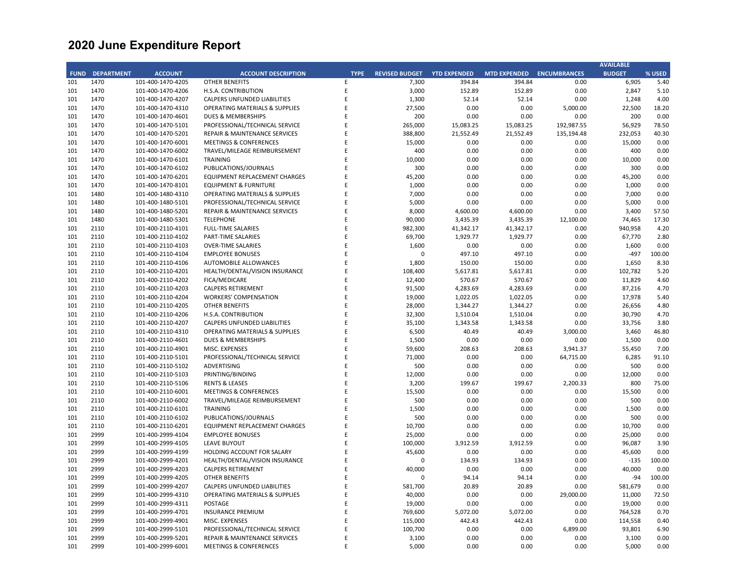# 2020 June Expenditure Report

| FUND | DEPARTMENT | ACCOUNT | ACCOUNT DESCRIPTION | TYPE | REVISED BUDGET | YTD EXPENDED | MTD EXPENDED | ENCUMBRANCES | AVAILABLE BUDGET | % USED |
|---|---|---|---|---|---|---|---|---|---|---|
| 101 | 1470 | 101-400-1470-4205 | OTHER BENEFITS | E | 7,300 | 394.84 | 394.84 | 0.00 | 6,905 | 5.40 |
| 101 | 1470 | 101-400-1470-4206 | H.S.A. CONTRIBUTION | E | 3,000 | 152.89 | 152.89 | 0.00 | 2,847 | 5.10 |
| 101 | 1470 | 101-400-1470-4207 | CALPERS UNFUNDED LIABILITIES | E | 1,300 | 52.14 | 52.14 | 0.00 | 1,248 | 4.00 |
| 101 | 1470 | 101-400-1470-4310 | OPERATING MATERIALS & SUPPLIES | E | 27,500 | 0.00 | 0.00 | 5,000.00 | 22,500 | 18.20 |
| 101 | 1470 | 101-400-1470-4601 | DUES & MEMBERSHIPS | E | 200 | 0.00 | 0.00 | 0.00 | 200 | 0.00 |
| 101 | 1470 | 101-400-1470-5101 | PROFESSIONAL/TECHNICAL SERVICE | E | 265,000 | 15,083.25 | 15,083.25 | 192,987.55 | 56,929 | 78.50 |
| 101 | 1470 | 101-400-1470-5201 | REPAIR & MAINTENANCE SERVICES | E | 388,800 | 21,552.49 | 21,552.49 | 135,194.48 | 232,053 | 40.30 |
| 101 | 1470 | 101-400-1470-6001 | MEETINGS & CONFERENCES | E | 15,000 | 0.00 | 0.00 | 0.00 | 15,000 | 0.00 |
| 101 | 1470 | 101-400-1470-6002 | TRAVEL/MILEAGE REIMBURSEMENT | E | 400 | 0.00 | 0.00 | 0.00 | 400 | 0.00 |
| 101 | 1470 | 101-400-1470-6101 | TRAINING | E | 10,000 | 0.00 | 0.00 | 0.00 | 10,000 | 0.00 |
| 101 | 1470 | 101-400-1470-6102 | PUBLICATIONS/JOURNALS | E | 300 | 0.00 | 0.00 | 0.00 | 300 | 0.00 |
| 101 | 1470 | 101-400-1470-6201 | EQUIPMENT REPLACEMENT CHARGES | E | 45,200 | 0.00 | 0.00 | 0.00 | 45,200 | 0.00 |
| 101 | 1470 | 101-400-1470-8101 | EQUIPMENT & FURNITURE | E | 1,000 | 0.00 | 0.00 | 0.00 | 1,000 | 0.00 |
| 101 | 1480 | 101-400-1480-4310 | OPERATING MATERIALS & SUPPLIES | E | 7,000 | 0.00 | 0.00 | 0.00 | 7,000 | 0.00 |
| 101 | 1480 | 101-400-1480-5101 | PROFESSIONAL/TECHNICAL SERVICE | E | 5,000 | 0.00 | 0.00 | 0.00 | 5,000 | 0.00 |
| 101 | 1480 | 101-400-1480-5201 | REPAIR & MAINTENANCE SERVICES | E | 8,000 | 4,600.00 | 4,600.00 | 0.00 | 3,400 | 57.50 |
| 101 | 1480 | 101-400-1480-5301 | TELEPHONE | E | 90,000 | 3,435.39 | 3,435.39 | 12,100.00 | 74,465 | 17.30 |
| 101 | 2110 | 101-400-2110-4101 | FULL-TIME SALARIES | E | 982,300 | 41,342.17 | 41,342.17 | 0.00 | 940,958 | 4.20 |
| 101 | 2110 | 101-400-2110-4102 | PART-TIME SALARIES | E | 69,700 | 1,929.77 | 1,929.77 | 0.00 | 67,770 | 2.80 |
| 101 | 2110 | 101-400-2110-4103 | OVER-TIME SALARIES | E | 1,600 | 0.00 | 0.00 | 0.00 | 1,600 | 0.00 |
| 101 | 2110 | 101-400-2110-4104 | EMPLOYEE BONUSES | E | 0 | 497.10 | 497.10 | 0.00 | -497 | 100.00 |
| 101 | 2110 | 101-400-2110-4106 | AUTOMOBILE ALLOWANCES | E | 1,800 | 150.00 | 150.00 | 0.00 | 1,650 | 8.30 |
| 101 | 2110 | 101-400-2110-4201 | HEALTH/DENTAL/VISION INSURANCE | E | 108,400 | 5,617.81 | 5,617.81 | 0.00 | 102,782 | 5.20 |
| 101 | 2110 | 101-400-2110-4202 | FICA/MEDICARE | E | 12,400 | 570.67 | 570.67 | 0.00 | 11,829 | 4.60 |
| 101 | 2110 | 101-400-2110-4203 | CALPERS RETIREMENT | E | 91,500 | 4,283.69 | 4,283.69 | 0.00 | 87,216 | 4.70 |
| 101 | 2110 | 101-400-2110-4204 | WORKERS' COMPENSATION | E | 19,000 | 1,022.05 | 1,022.05 | 0.00 | 17,978 | 5.40 |
| 101 | 2110 | 101-400-2110-4205 | OTHER BENEFITS | E | 28,000 | 1,344.27 | 1,344.27 | 0.00 | 26,656 | 4.80 |
| 101 | 2110 | 101-400-2110-4206 | H.S.A. CONTRIBUTION | E | 32,300 | 1,510.04 | 1,510.04 | 0.00 | 30,790 | 4.70 |
| 101 | 2110 | 101-400-2110-4207 | CALPERS UNFUNDED LIABILITIES | E | 35,100 | 1,343.58 | 1,343.58 | 0.00 | 33,756 | 3.80 |
| 101 | 2110 | 101-400-2110-4310 | OPERATING MATERIALS & SUPPLIES | E | 6,500 | 40.49 | 40.49 | 3,000.00 | 3,460 | 46.80 |
| 101 | 2110 | 101-400-2110-4601 | DUES & MEMBERSHIPS | E | 1,500 | 0.00 | 0.00 | 0.00 | 1,500 | 0.00 |
| 101 | 2110 | 101-400-2110-4901 | MISC. EXPENSES | E | 59,600 | 208.63 | 208.63 | 3,941.37 | 55,450 | 7.00 |
| 101 | 2110 | 101-400-2110-5101 | PROFESSIONAL/TECHNICAL SERVICE | E | 71,000 | 0.00 | 0.00 | 64,715.00 | 6,285 | 91.10 |
| 101 | 2110 | 101-400-2110-5102 | ADVERTISING | E | 500 | 0.00 | 0.00 | 0.00 | 500 | 0.00 |
| 101 | 2110 | 101-400-2110-5103 | PRINTING/BINDING | E | 12,000 | 0.00 | 0.00 | 0.00 | 12,000 | 0.00 |
| 101 | 2110 | 101-400-2110-5106 | RENTS & LEASES | E | 3,200 | 199.67 | 199.67 | 2,200.33 | 800 | 75.00 |
| 101 | 2110 | 101-400-2110-6001 | MEETINGS & CONFERENCES | E | 15,500 | 0.00 | 0.00 | 0.00 | 15,500 | 0.00 |
| 101 | 2110 | 101-400-2110-6002 | TRAVEL/MILEAGE REIMBURSEMENT | E | 500 | 0.00 | 0.00 | 0.00 | 500 | 0.00 |
| 101 | 2110 | 101-400-2110-6101 | TRAINING | E | 1,500 | 0.00 | 0.00 | 0.00 | 1,500 | 0.00 |
| 101 | 2110 | 101-400-2110-6102 | PUBLICATIONS/JOURNALS | E | 500 | 0.00 | 0.00 | 0.00 | 500 | 0.00 |
| 101 | 2110 | 101-400-2110-6201 | EQUIPMENT REPLACEMENT CHARGES | E | 10,700 | 0.00 | 0.00 | 0.00 | 10,700 | 0.00 |
| 101 | 2999 | 101-400-2999-4104 | EMPLOYEE BONUSES | E | 25,000 | 0.00 | 0.00 | 0.00 | 25,000 | 0.00 |
| 101 | 2999 | 101-400-2999-4105 | LEAVE BUYOUT | E | 100,000 | 3,912.59 | 3,912.59 | 0.00 | 96,087 | 3.90 |
| 101 | 2999 | 101-400-2999-4199 | HOLDING ACCOUNT FOR SALARY | E | 45,600 | 0.00 | 0.00 | 0.00 | 45,600 | 0.00 |
| 101 | 2999 | 101-400-2999-4201 | HEALTH/DENTAL/VISION INSURANCE | E | 0 | 134.93 | 134.93 | 0.00 | -135 | 100.00 |
| 101 | 2999 | 101-400-2999-4203 | CALPERS RETIREMENT | E | 40,000 | 0.00 | 0.00 | 0.00 | 40,000 | 0.00 |
| 101 | 2999 | 101-400-2999-4205 | OTHER BENEFITS | E | 0 | 94.14 | 94.14 | 0.00 | -94 | 100.00 |
| 101 | 2999 | 101-400-2999-4207 | CALPERS UNFUNDED LIABILITIES | E | 581,700 | 20.89 | 20.89 | 0.00 | 581,679 | 0.00 |
| 101 | 2999 | 101-400-2999-4310 | OPERATING MATERIALS & SUPPLIES | E | 40,000 | 0.00 | 0.00 | 29,000.00 | 11,000 | 72.50 |
| 101 | 2999 | 101-400-2999-4311 | POSTAGE | E | 19,000 | 0.00 | 0.00 | 0.00 | 19,000 | 0.00 |
| 101 | 2999 | 101-400-2999-4701 | INSURANCE PREMIUM | E | 769,600 | 5,072.00 | 5,072.00 | 0.00 | 764,528 | 0.70 |
| 101 | 2999 | 101-400-2999-4901 | MISC. EXPENSES | E | 115,000 | 442.43 | 442.43 | 0.00 | 114,558 | 0.40 |
| 101 | 2999 | 101-400-2999-5101 | PROFESSIONAL/TECHNICAL SERVICE | E | 100,700 | 0.00 | 0.00 | 6,899.00 | 93,801 | 6.90 |
| 101 | 2999 | 101-400-2999-5201 | REPAIR & MAINTENANCE SERVICES | E | 3,100 | 0.00 | 0.00 | 0.00 | 3,100 | 0.00 |
| 101 | 2999 | 101-400-2999-6001 | MEETINGS & CONFERENCES | E | 5,000 | 0.00 | 0.00 | 0.00 | 5,000 | 0.00 |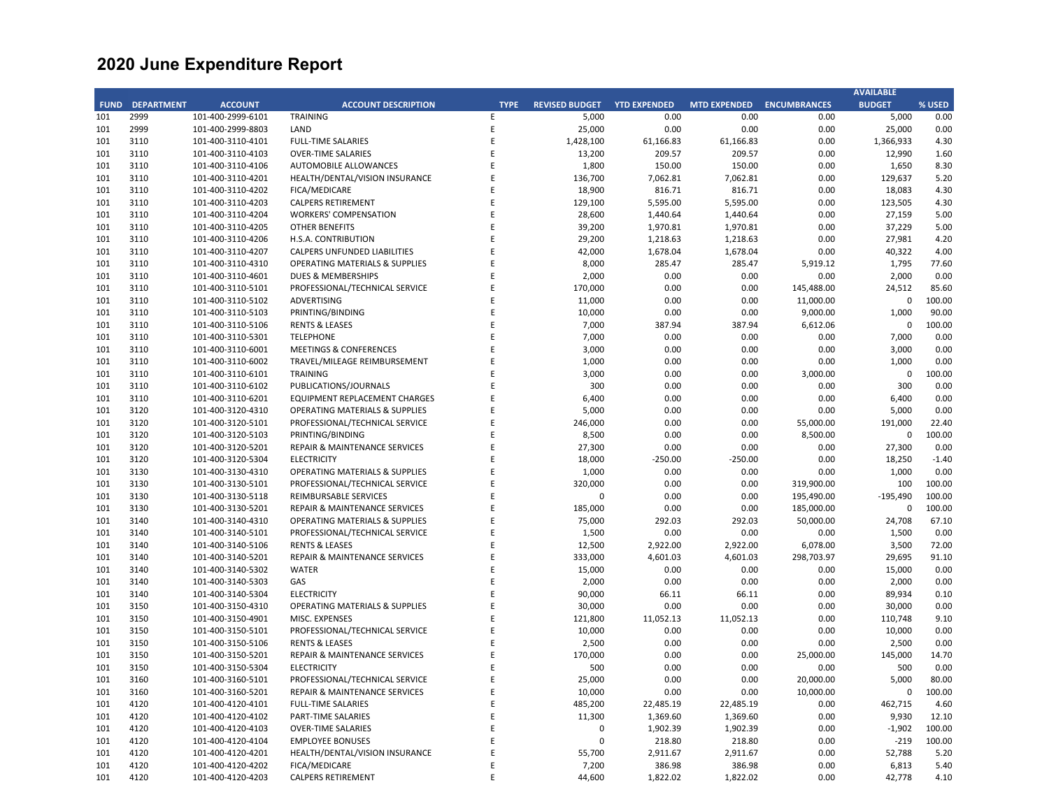# 2020 June Expenditure Report

| FUND | DEPARTMENT | ACCOUNT | ACCOUNT DESCRIPTION | TYPE | REVISED BUDGET | YTD EXPENDED | MTD EXPENDED | ENCUMBRANCES | AVAILABLE BUDGET | % USED |
|---|---|---|---|---|---|---|---|---|---|---|
| 101 | 2999 | 101-400-2999-6101 | TRAINING | E | 5,000 | 0.00 | 0.00 | 0.00 | 5,000 | 0.00 |
| 101 | 2999 | 101-400-2999-8803 | LAND | E | 25,000 | 0.00 | 0.00 | 0.00 | 25,000 | 0.00 |
| 101 | 3110 | 101-400-3110-4101 | FULL-TIME SALARIES | E | 1,428,100 | 61,166.83 | 61,166.83 | 0.00 | 1,366,933 | 4.30 |
| 101 | 3110 | 101-400-3110-4103 | OVER-TIME SALARIES | E | 13,200 | 209.57 | 209.57 | 0.00 | 12,990 | 1.60 |
| 101 | 3110 | 101-400-3110-4106 | AUTOMOBILE ALLOWANCES | E | 1,800 | 150.00 | 150.00 | 0.00 | 1,650 | 8.30 |
| 101 | 3110 | 101-400-3110-4201 | HEALTH/DENTAL/VISION INSURANCE | E | 136,700 | 7,062.81 | 7,062.81 | 0.00 | 129,637 | 5.20 |
| 101 | 3110 | 101-400-3110-4202 | FICA/MEDICARE | E | 18,900 | 816.71 | 816.71 | 0.00 | 18,083 | 4.30 |
| 101 | 3110 | 101-400-3110-4203 | CALPERS RETIREMENT | E | 129,100 | 5,595.00 | 5,595.00 | 0.00 | 123,505 | 4.30 |
| 101 | 3110 | 101-400-3110-4204 | WORKERS' COMPENSATION | E | 28,600 | 1,440.64 | 1,440.64 | 0.00 | 27,159 | 5.00 |
| 101 | 3110 | 101-400-3110-4205 | OTHER BENEFITS | E | 39,200 | 1,970.81 | 1,970.81 | 0.00 | 37,229 | 5.00 |
| 101 | 3110 | 101-400-3110-4206 | H.S.A. CONTRIBUTION | E | 29,200 | 1,218.63 | 1,218.63 | 0.00 | 27,981 | 4.20 |
| 101 | 3110 | 101-400-3110-4207 | CALPERS UNFUNDED LIABILITIES | E | 42,000 | 1,678.04 | 1,678.04 | 0.00 | 40,322 | 4.00 |
| 101 | 3110 | 101-400-3110-4310 | OPERATING MATERIALS & SUPPLIES | E | 8,000 | 285.47 | 285.47 | 5,919.12 | 1,795 | 77.60 |
| 101 | 3110 | 101-400-3110-4601 | DUES & MEMBERSHIPS | E | 2,000 | 0.00 | 0.00 | 0.00 | 2,000 | 0.00 |
| 101 | 3110 | 101-400-3110-5101 | PROFESSIONAL/TECHNICAL SERVICE | E | 170,000 | 0.00 | 0.00 | 145,488.00 | 24,512 | 85.60 |
| 101 | 3110 | 101-400-3110-5102 | ADVERTISING | E | 11,000 | 0.00 | 0.00 | 11,000.00 | 0 | 100.00 |
| 101 | 3110 | 101-400-3110-5103 | PRINTING/BINDING | E | 10,000 | 0.00 | 0.00 | 9,000.00 | 1,000 | 90.00 |
| 101 | 3110 | 101-400-3110-5106 | RENTS & LEASES | E | 7,000 | 387.94 | 387.94 | 6,612.06 | 0 | 100.00 |
| 101 | 3110 | 101-400-3110-5301 | TELEPHONE | E | 7,000 | 0.00 | 0.00 | 0.00 | 7,000 | 0.00 |
| 101 | 3110 | 101-400-3110-6001 | MEETINGS & CONFERENCES | E | 3,000 | 0.00 | 0.00 | 0.00 | 3,000 | 0.00 |
| 101 | 3110 | 101-400-3110-6002 | TRAVEL/MILEAGE REIMBURSEMENT | E | 1,000 | 0.00 | 0.00 | 0.00 | 1,000 | 0.00 |
| 101 | 3110 | 101-400-3110-6101 | TRAINING | E | 3,000 | 0.00 | 0.00 | 3,000.00 | 0 | 100.00 |
| 101 | 3110 | 101-400-3110-6102 | PUBLICATIONS/JOURNALS | E | 300 | 0.00 | 0.00 | 0.00 | 300 | 0.00 |
| 101 | 3110 | 101-400-3110-6201 | EQUIPMENT REPLACEMENT CHARGES | E | 6,400 | 0.00 | 0.00 | 0.00 | 6,400 | 0.00 |
| 101 | 3120 | 101-400-3120-4310 | OPERATING MATERIALS & SUPPLIES | E | 5,000 | 0.00 | 0.00 | 0.00 | 5,000 | 0.00 |
| 101 | 3120 | 101-400-3120-5101 | PROFESSIONAL/TECHNICAL SERVICE | E | 246,000 | 0.00 | 0.00 | 55,000.00 | 191,000 | 22.40 |
| 101 | 3120 | 101-400-3120-5103 | PRINTING/BINDING | E | 8,500 | 0.00 | 0.00 | 8,500.00 | 0 | 100.00 |
| 101 | 3120 | 101-400-3120-5201 | REPAIR & MAINTENANCE SERVICES | E | 27,300 | 0.00 | 0.00 | 0.00 | 27,300 | 0.00 |
| 101 | 3120 | 101-400-3120-5304 | ELECTRICITY | E | 18,000 | -250.00 | -250.00 | 0.00 | 18,250 | -1.40 |
| 101 | 3130 | 101-400-3130-4310 | OPERATING MATERIALS & SUPPLIES | E | 1,000 | 0.00 | 0.00 | 0.00 | 1,000 | 0.00 |
| 101 | 3130 | 101-400-3130-5101 | PROFESSIONAL/TECHNICAL SERVICE | E | 320,000 | 0.00 | 0.00 | 319,900.00 | 100 | 100.00 |
| 101 | 3130 | 101-400-3130-5118 | REIMBURSABLE SERVICES | E | 0 | 0.00 | 0.00 | 195,490.00 | -195,490 | 100.00 |
| 101 | 3130 | 101-400-3130-5201 | REPAIR & MAINTENANCE SERVICES | E | 185,000 | 0.00 | 0.00 | 185,000.00 | 0 | 100.00 |
| 101 | 3140 | 101-400-3140-4310 | OPERATING MATERIALS & SUPPLIES | E | 75,000 | 292.03 | 292.03 | 50,000.00 | 24,708 | 67.10 |
| 101 | 3140 | 101-400-3140-5101 | PROFESSIONAL/TECHNICAL SERVICE | E | 1,500 | 0.00 | 0.00 | 0.00 | 1,500 | 0.00 |
| 101 | 3140 | 101-400-3140-5106 | RENTS & LEASES | E | 12,500 | 2,922.00 | 2,922.00 | 6,078.00 | 3,500 | 72.00 |
| 101 | 3140 | 101-400-3140-5201 | REPAIR & MAINTENANCE SERVICES | E | 333,000 | 4,601.03 | 4,601.03 | 298,703.97 | 29,695 | 91.10 |
| 101 | 3140 | 101-400-3140-5302 | WATER | E | 15,000 | 0.00 | 0.00 | 0.00 | 15,000 | 0.00 |
| 101 | 3140 | 101-400-3140-5303 | GAS | E | 2,000 | 0.00 | 0.00 | 0.00 | 2,000 | 0.00 |
| 101 | 3140 | 101-400-3140-5304 | ELECTRICITY | E | 90,000 | 66.11 | 66.11 | 0.00 | 89,934 | 0.10 |
| 101 | 3150 | 101-400-3150-4310 | OPERATING MATERIALS & SUPPLIES | E | 30,000 | 0.00 | 0.00 | 0.00 | 30,000 | 0.00 |
| 101 | 3150 | 101-400-3150-4901 | MISC. EXPENSES | E | 121,800 | 11,052.13 | 11,052.13 | 0.00 | 110,748 | 9.10 |
| 101 | 3150 | 101-400-3150-5101 | PROFESSIONAL/TECHNICAL SERVICE | E | 10,000 | 0.00 | 0.00 | 0.00 | 10,000 | 0.00 |
| 101 | 3150 | 101-400-3150-5106 | RENTS & LEASES | E | 2,500 | 0.00 | 0.00 | 0.00 | 2,500 | 0.00 |
| 101 | 3150 | 101-400-3150-5201 | REPAIR & MAINTENANCE SERVICES | E | 170,000 | 0.00 | 0.00 | 25,000.00 | 145,000 | 14.70 |
| 101 | 3150 | 101-400-3150-5304 | ELECTRICITY | E | 500 | 0.00 | 0.00 | 0.00 | 500 | 0.00 |
| 101 | 3160 | 101-400-3160-5101 | PROFESSIONAL/TECHNICAL SERVICE | E | 25,000 | 0.00 | 0.00 | 20,000.00 | 5,000 | 80.00 |
| 101 | 3160 | 101-400-3160-5201 | REPAIR & MAINTENANCE SERVICES | E | 10,000 | 0.00 | 0.00 | 10,000.00 | 0 | 100.00 |
| 101 | 4120 | 101-400-4120-4101 | FULL-TIME SALARIES | E | 485,200 | 22,485.19 | 22,485.19 | 0.00 | 462,715 | 4.60 |
| 101 | 4120 | 101-400-4120-4102 | PART-TIME SALARIES | E | 11,300 | 1,369.60 | 1,369.60 | 0.00 | 9,930 | 12.10 |
| 101 | 4120 | 101-400-4120-4103 | OVER-TIME SALARIES | E | 0 | 1,902.39 | 1,902.39 | 0.00 | -1,902 | 100.00 |
| 101 | 4120 | 101-400-4120-4104 | EMPLOYEE BONUSES | E | 0 | 218.80 | 218.80 | 0.00 | -219 | 100.00 |
| 101 | 4120 | 101-400-4120-4201 | HEALTH/DENTAL/VISION INSURANCE | E | 55,700 | 2,911.67 | 2,911.67 | 0.00 | 52,788 | 5.20 |
| 101 | 4120 | 101-400-4120-4202 | FICA/MEDICARE | E | 7,200 | 386.98 | 386.98 | 0.00 | 6,813 | 5.40 |
| 101 | 4120 | 101-400-4120-4203 | CALPERS RETIREMENT | E | 44,600 | 1,822.02 | 1,822.02 | 0.00 | 42,778 | 4.10 |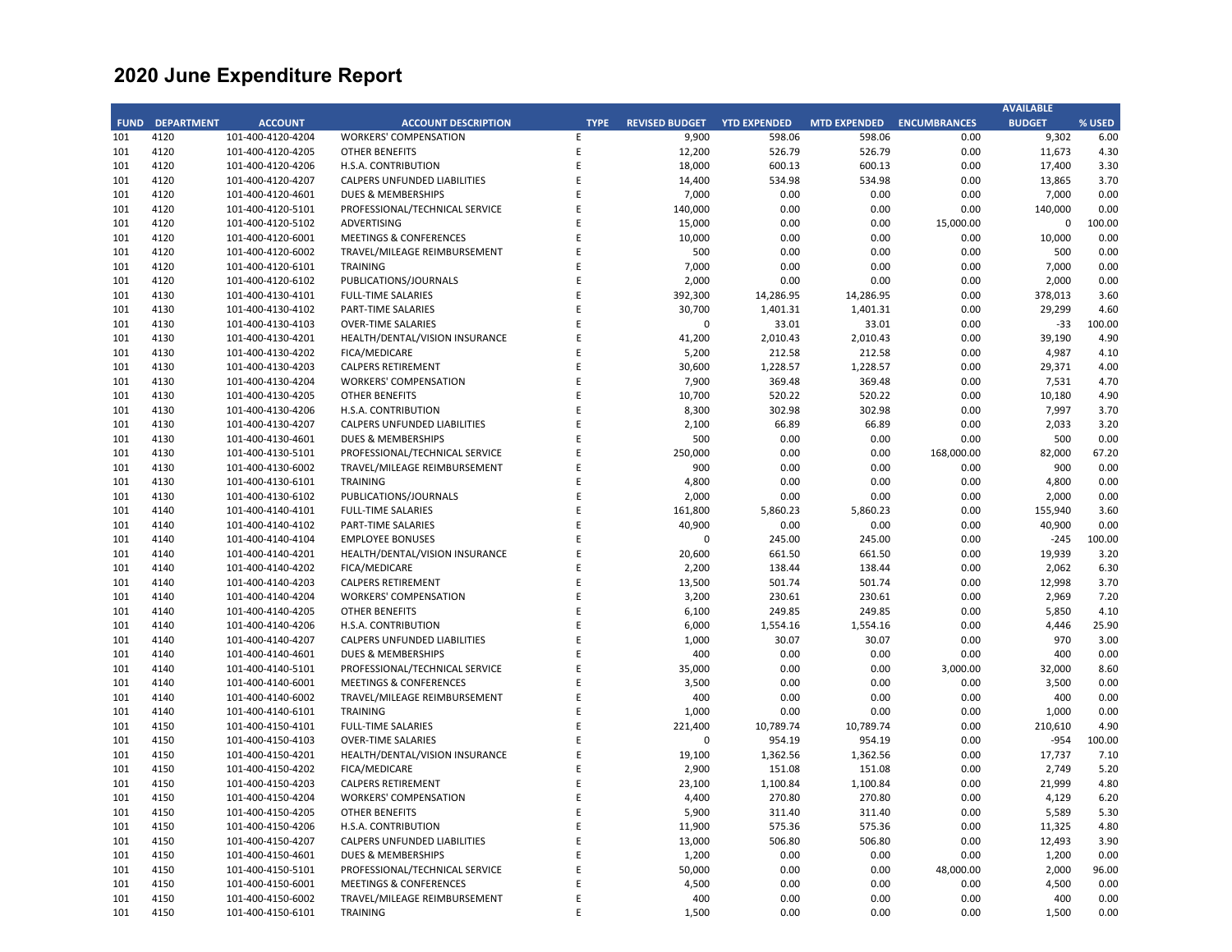# 2020 June Expenditure Report

| FUND | DEPARTMENT | ACCOUNT | ACCOUNT DESCRIPTION | TYPE | REVISED BUDGET | YTD EXPENDED | MTD EXPENDED | ENCUMBRANCES | AVAILABLE BUDGET | % USED |
|---|---|---|---|---|---|---|---|---|---|---|
| 101 | 4120 | 101-400-4120-4204 | WORKERS' COMPENSATION | E | 9,900 | 598.06 | 598.06 | 0.00 | 9,302 | 6.00 |
| 101 | 4120 | 101-400-4120-4205 | OTHER BENEFITS | E | 12,200 | 526.79 | 526.79 | 0.00 | 11,673 | 4.30 |
| 101 | 4120 | 101-400-4120-4206 | H.S.A. CONTRIBUTION | E | 18,000 | 600.13 | 600.13 | 0.00 | 17,400 | 3.30 |
| 101 | 4120 | 101-400-4120-4207 | CALPERS UNFUNDED LIABILITIES | E | 14,400 | 534.98 | 534.98 | 0.00 | 13,865 | 3.70 |
| 101 | 4120 | 101-400-4120-4601 | DUES & MEMBERSHIPS | E | 7,000 | 0.00 | 0.00 | 0.00 | 7,000 | 0.00 |
| 101 | 4120 | 101-400-4120-5101 | PROFESSIONAL/TECHNICAL SERVICE | E | 140,000 | 0.00 | 0.00 | 0.00 | 140,000 | 0.00 |
| 101 | 4120 | 101-400-4120-5102 | ADVERTISING | E | 15,000 | 0.00 | 0.00 | 15,000.00 | 0 | 100.00 |
| 101 | 4120 | 101-400-4120-6001 | MEETINGS & CONFERENCES | E | 10,000 | 0.00 | 0.00 | 0.00 | 10,000 | 0.00 |
| 101 | 4120 | 101-400-4120-6002 | TRAVEL/MILEAGE REIMBURSEMENT | E | 500 | 0.00 | 0.00 | 0.00 | 500 | 0.00 |
| 101 | 4120 | 101-400-4120-6101 | TRAINING | E | 7,000 | 0.00 | 0.00 | 0.00 | 7,000 | 0.00 |
| 101 | 4120 | 101-400-4120-6102 | PUBLICATIONS/JOURNALS | E | 2,000 | 0.00 | 0.00 | 0.00 | 2,000 | 0.00 |
| 101 | 4130 | 101-400-4130-4101 | FULL-TIME SALARIES | E | 392,300 | 14,286.95 | 14,286.95 | 0.00 | 378,013 | 3.60 |
| 101 | 4130 | 101-400-4130-4102 | PART-TIME SALARIES | E | 30,700 | 1,401.31 | 1,401.31 | 0.00 | 29,299 | 4.60 |
| 101 | 4130 | 101-400-4130-4103 | OVER-TIME SALARIES | E | 0 | 33.01 | 33.01 | 0.00 | -33 | 100.00 |
| 101 | 4130 | 101-400-4130-4201 | HEALTH/DENTAL/VISION INSURANCE | E | 41,200 | 2,010.43 | 2,010.43 | 0.00 | 39,190 | 4.90 |
| 101 | 4130 | 101-400-4130-4202 | FICA/MEDICARE | E | 5,200 | 212.58 | 212.58 | 0.00 | 4,987 | 4.10 |
| 101 | 4130 | 101-400-4130-4203 | CALPERS RETIREMENT | E | 30,600 | 1,228.57 | 1,228.57 | 0.00 | 29,371 | 4.00 |
| 101 | 4130 | 101-400-4130-4204 | WORKERS' COMPENSATION | E | 7,900 | 369.48 | 369.48 | 0.00 | 7,531 | 4.70 |
| 101 | 4130 | 101-400-4130-4205 | OTHER BENEFITS | E | 10,700 | 520.22 | 520.22 | 0.00 | 10,180 | 4.90 |
| 101 | 4130 | 101-400-4130-4206 | H.S.A. CONTRIBUTION | E | 8,300 | 302.98 | 302.98 | 0.00 | 7,997 | 3.70 |
| 101 | 4130 | 101-400-4130-4207 | CALPERS UNFUNDED LIABILITIES | E | 2,100 | 66.89 | 66.89 | 0.00 | 2,033 | 3.20 |
| 101 | 4130 | 101-400-4130-4601 | DUES & MEMBERSHIPS | E | 500 | 0.00 | 0.00 | 0.00 | 500 | 0.00 |
| 101 | 4130 | 101-400-4130-5101 | PROFESSIONAL/TECHNICAL SERVICE | E | 250,000 | 0.00 | 0.00 | 168,000.00 | 82,000 | 67.20 |
| 101 | 4130 | 101-400-4130-6002 | TRAVEL/MILEAGE REIMBURSEMENT | E | 900 | 0.00 | 0.00 | 0.00 | 900 | 0.00 |
| 101 | 4130 | 101-400-4130-6101 | TRAINING | E | 4,800 | 0.00 | 0.00 | 0.00 | 4,800 | 0.00 |
| 101 | 4130 | 101-400-4130-6102 | PUBLICATIONS/JOURNALS | E | 2,000 | 0.00 | 0.00 | 0.00 | 2,000 | 0.00 |
| 101 | 4140 | 101-400-4140-4101 | FULL-TIME SALARIES | E | 161,800 | 5,860.23 | 5,860.23 | 0.00 | 155,940 | 3.60 |
| 101 | 4140 | 101-400-4140-4102 | PART-TIME SALARIES | E | 40,900 | 0.00 | 0.00 | 0.00 | 40,900 | 0.00 |
| 101 | 4140 | 101-400-4140-4104 | EMPLOYEE BONUSES | E | 0 | 245.00 | 245.00 | 0.00 | -245 | 100.00 |
| 101 | 4140 | 101-400-4140-4201 | HEALTH/DENTAL/VISION INSURANCE | E | 20,600 | 661.50 | 661.50 | 0.00 | 19,939 | 3.20 |
| 101 | 4140 | 101-400-4140-4202 | FICA/MEDICARE | E | 2,200 | 138.44 | 138.44 | 0.00 | 2,062 | 6.30 |
| 101 | 4140 | 101-400-4140-4203 | CALPERS RETIREMENT | E | 13,500 | 501.74 | 501.74 | 0.00 | 12,998 | 3.70 |
| 101 | 4140 | 101-400-4140-4204 | WORKERS' COMPENSATION | E | 3,200 | 230.61 | 230.61 | 0.00 | 2,969 | 7.20 |
| 101 | 4140 | 101-400-4140-4205 | OTHER BENEFITS | E | 6,100 | 249.85 | 249.85 | 0.00 | 5,850 | 4.10 |
| 101 | 4140 | 101-400-4140-4206 | H.S.A. CONTRIBUTION | E | 6,000 | 1,554.16 | 1,554.16 | 0.00 | 4,446 | 25.90 |
| 101 | 4140 | 101-400-4140-4207 | CALPERS UNFUNDED LIABILITIES | E | 1,000 | 30.07 | 30.07 | 0.00 | 970 | 3.00 |
| 101 | 4140 | 101-400-4140-4601 | DUES & MEMBERSHIPS | E | 400 | 0.00 | 0.00 | 0.00 | 400 | 0.00 |
| 101 | 4140 | 101-400-4140-5101 | PROFESSIONAL/TECHNICAL SERVICE | E | 35,000 | 0.00 | 0.00 | 3,000.00 | 32,000 | 8.60 |
| 101 | 4140 | 101-400-4140-6001 | MEETINGS & CONFERENCES | E | 3,500 | 0.00 | 0.00 | 0.00 | 3,500 | 0.00 |
| 101 | 4140 | 101-400-4140-6002 | TRAVEL/MILEAGE REIMBURSEMENT | E | 400 | 0.00 | 0.00 | 0.00 | 400 | 0.00 |
| 101 | 4140 | 101-400-4140-6101 | TRAINING | E | 1,000 | 0.00 | 0.00 | 0.00 | 1,000 | 0.00 |
| 101 | 4150 | 101-400-4150-4101 | FULL-TIME SALARIES | E | 221,400 | 10,789.74 | 10,789.74 | 0.00 | 210,610 | 4.90 |
| 101 | 4150 | 101-400-4150-4103 | OVER-TIME SALARIES | E | 0 | 954.19 | 954.19 | 0.00 | -954 | 100.00 |
| 101 | 4150 | 101-400-4150-4201 | HEALTH/DENTAL/VISION INSURANCE | E | 19,100 | 1,362.56 | 1,362.56 | 0.00 | 17,737 | 7.10 |
| 101 | 4150 | 101-400-4150-4202 | FICA/MEDICARE | E | 2,900 | 151.08 | 151.08 | 0.00 | 2,749 | 5.20 |
| 101 | 4150 | 101-400-4150-4203 | CALPERS RETIREMENT | E | 23,100 | 1,100.84 | 1,100.84 | 0.00 | 21,999 | 4.80 |
| 101 | 4150 | 101-400-4150-4204 | WORKERS' COMPENSATION | E | 4,400 | 270.80 | 270.80 | 0.00 | 4,129 | 6.20 |
| 101 | 4150 | 101-400-4150-4205 | OTHER BENEFITS | E | 5,900 | 311.40 | 311.40 | 0.00 | 5,589 | 5.30 |
| 101 | 4150 | 101-400-4150-4206 | H.S.A. CONTRIBUTION | E | 11,900 | 575.36 | 575.36 | 0.00 | 11,325 | 4.80 |
| 101 | 4150 | 101-400-4150-4207 | CALPERS UNFUNDED LIABILITIES | E | 13,000 | 506.80 | 506.80 | 0.00 | 12,493 | 3.90 |
| 101 | 4150 | 101-400-4150-4601 | DUES & MEMBERSHIPS | E | 1,200 | 0.00 | 0.00 | 0.00 | 1,200 | 0.00 |
| 101 | 4150 | 101-400-4150-5101 | PROFESSIONAL/TECHNICAL SERVICE | E | 50,000 | 0.00 | 0.00 | 48,000.00 | 2,000 | 96.00 |
| 101 | 4150 | 101-400-4150-6001 | MEETINGS & CONFERENCES | E | 4,500 | 0.00 | 0.00 | 0.00 | 4,500 | 0.00 |
| 101 | 4150 | 101-400-4150-6002 | TRAVEL/MILEAGE REIMBURSEMENT | E | 400 | 0.00 | 0.00 | 0.00 | 400 | 0.00 |
| 101 | 4150 | 101-400-4150-6101 | TRAINING | E | 1,500 | 0.00 | 0.00 | 0.00 | 1,500 | 0.00 |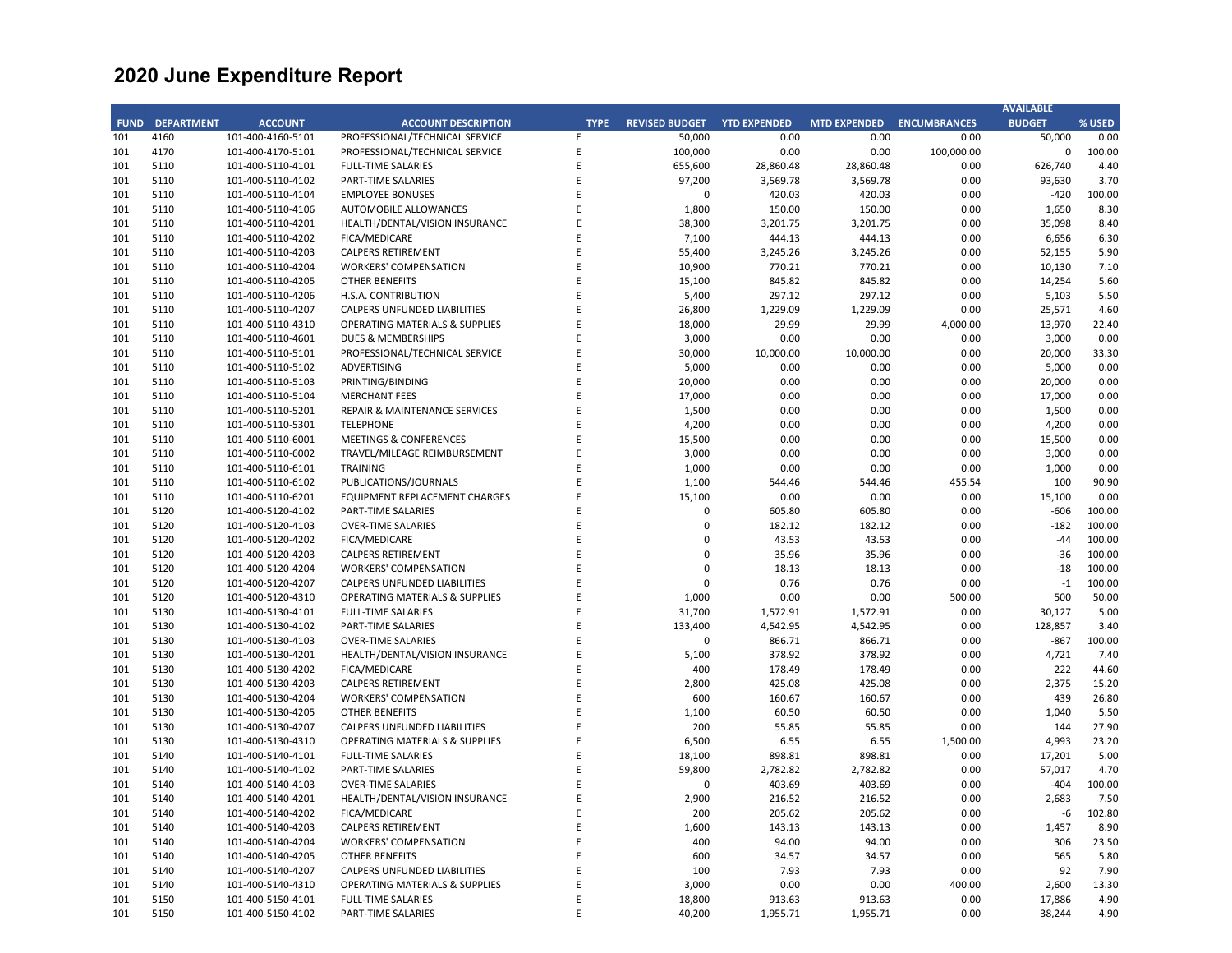# 2020 June Expenditure Report

| FUND | DEPARTMENT | ACCOUNT | ACCOUNT DESCRIPTION | TYPE | REVISED BUDGET | YTD EXPENDED | MTD EXPENDED | ENCUMBRANCES | AVAILABLE BUDGET | % USED |
|---|---|---|---|---|---|---|---|---|---|---|
| 101 | 4160 | 101-400-4160-5101 | PROFESSIONAL/TECHNICAL SERVICE | E | 50,000 | 0.00 | 0.00 | 0.00 | 50,000 | 0.00 |
| 101 | 4170 | 101-400-4170-5101 | PROFESSIONAL/TECHNICAL SERVICE | E | 100,000 | 0.00 | 0.00 | 100,000.00 | 0 | 100.00 |
| 101 | 5110 | 101-400-5110-4101 | FULL-TIME SALARIES | E | 655,600 | 28,860.48 | 28,860.48 | 0.00 | 626,740 | 4.40 |
| 101 | 5110 | 101-400-5110-4102 | PART-TIME SALARIES | E | 97,200 | 3,569.78 | 3,569.78 | 0.00 | 93,630 | 3.70 |
| 101 | 5110 | 101-400-5110-4104 | EMPLOYEE BONUSES | E | 0 | 420.03 | 420.03 | 0.00 | -420 | 100.00 |
| 101 | 5110 | 101-400-5110-4106 | AUTOMOBILE ALLOWANCES | E | 1,800 | 150.00 | 150.00 | 0.00 | 1,650 | 8.30 |
| 101 | 5110 | 101-400-5110-4201 | HEALTH/DENTAL/VISION INSURANCE | E | 38,300 | 3,201.75 | 3,201.75 | 0.00 | 35,098 | 8.40 |
| 101 | 5110 | 101-400-5110-4202 | FICA/MEDICARE | E | 7,100 | 444.13 | 444.13 | 0.00 | 6,656 | 6.30 |
| 101 | 5110 | 101-400-5110-4203 | CALPERS RETIREMENT | E | 55,400 | 3,245.26 | 3,245.26 | 0.00 | 52,155 | 5.90 |
| 101 | 5110 | 101-400-5110-4204 | WORKERS' COMPENSATION | E | 10,900 | 770.21 | 770.21 | 0.00 | 10,130 | 7.10 |
| 101 | 5110 | 101-400-5110-4205 | OTHER BENEFITS | E | 15,100 | 845.82 | 845.82 | 0.00 | 14,254 | 5.60 |
| 101 | 5110 | 101-400-5110-4206 | H.S.A. CONTRIBUTION | E | 5,400 | 297.12 | 297.12 | 0.00 | 5,103 | 5.50 |
| 101 | 5110 | 101-400-5110-4207 | CALPERS UNFUNDED LIABILITIES | E | 26,800 | 1,229.09 | 1,229.09 | 0.00 | 25,571 | 4.60 |
| 101 | 5110 | 101-400-5110-4310 | OPERATING MATERIALS & SUPPLIES | E | 18,000 | 29.99 | 29.99 | 4,000.00 | 13,970 | 22.40 |
| 101 | 5110 | 101-400-5110-4601 | DUES & MEMBERSHIPS | E | 3,000 | 0.00 | 0.00 | 0.00 | 3,000 | 0.00 |
| 101 | 5110 | 101-400-5110-5101 | PROFESSIONAL/TECHNICAL SERVICE | E | 30,000 | 10,000.00 | 10,000.00 | 0.00 | 20,000 | 33.30 |
| 101 | 5110 | 101-400-5110-5102 | ADVERTISING | E | 5,000 | 0.00 | 0.00 | 0.00 | 5,000 | 0.00 |
| 101 | 5110 | 101-400-5110-5103 | PRINTING/BINDING | E | 20,000 | 0.00 | 0.00 | 0.00 | 20,000 | 0.00 |
| 101 | 5110 | 101-400-5110-5104 | MERCHANT FEES | E | 17,000 | 0.00 | 0.00 | 0.00 | 17,000 | 0.00 |
| 101 | 5110 | 101-400-5110-5201 | REPAIR & MAINTENANCE SERVICES | E | 1,500 | 0.00 | 0.00 | 0.00 | 1,500 | 0.00 |
| 101 | 5110 | 101-400-5110-5301 | TELEPHONE | E | 4,200 | 0.00 | 0.00 | 0.00 | 4,200 | 0.00 |
| 101 | 5110 | 101-400-5110-6001 | MEETINGS & CONFERENCES | E | 15,500 | 0.00 | 0.00 | 0.00 | 15,500 | 0.00 |
| 101 | 5110 | 101-400-5110-6002 | TRAVEL/MILEAGE REIMBURSEMENT | E | 3,000 | 0.00 | 0.00 | 0.00 | 3,000 | 0.00 |
| 101 | 5110 | 101-400-5110-6101 | TRAINING | E | 1,000 | 0.00 | 0.00 | 0.00 | 1,000 | 0.00 |
| 101 | 5110 | 101-400-5110-6102 | PUBLICATIONS/JOURNALS | E | 1,100 | 544.46 | 544.46 | 455.54 | 100 | 90.90 |
| 101 | 5110 | 101-400-5110-6201 | EQUIPMENT REPLACEMENT CHARGES | E | 15,100 | 0.00 | 0.00 | 0.00 | 15,100 | 0.00 |
| 101 | 5120 | 101-400-5120-4102 | PART-TIME SALARIES | E | 0 | 605.80 | 605.80 | 0.00 | -606 | 100.00 |
| 101 | 5120 | 101-400-5120-4103 | OVER-TIME SALARIES | E | 0 | 182.12 | 182.12 | 0.00 | -182 | 100.00 |
| 101 | 5120 | 101-400-5120-4202 | FICA/MEDICARE | E | 0 | 43.53 | 43.53 | 0.00 | -44 | 100.00 |
| 101 | 5120 | 101-400-5120-4203 | CALPERS RETIREMENT | E | 0 | 35.96 | 35.96 | 0.00 | -36 | 100.00 |
| 101 | 5120 | 101-400-5120-4204 | WORKERS' COMPENSATION | E | 0 | 18.13 | 18.13 | 0.00 | -18 | 100.00 |
| 101 | 5120 | 101-400-5120-4207 | CALPERS UNFUNDED LIABILITIES | E | 0 | 0.76 | 0.76 | 0.00 | -1 | 100.00 |
| 101 | 5120 | 101-400-5120-4310 | OPERATING MATERIALS & SUPPLIES | E | 1,000 | 0.00 | 0.00 | 500.00 | 500 | 50.00 |
| 101 | 5130 | 101-400-5130-4101 | FULL-TIME SALARIES | E | 31,700 | 1,572.91 | 1,572.91 | 0.00 | 30,127 | 5.00 |
| 101 | 5130 | 101-400-5130-4102 | PART-TIME SALARIES | E | 133,400 | 4,542.95 | 4,542.95 | 0.00 | 128,857 | 3.40 |
| 101 | 5130 | 101-400-5130-4103 | OVER-TIME SALARIES | E | 0 | 866.71 | 866.71 | 0.00 | -867 | 100.00 |
| 101 | 5130 | 101-400-5130-4201 | HEALTH/DENTAL/VISION INSURANCE | E | 5,100 | 378.92 | 378.92 | 0.00 | 4,721 | 7.40 |
| 101 | 5130 | 101-400-5130-4202 | FICA/MEDICARE | E | 400 | 178.49 | 178.49 | 0.00 | 222 | 44.60 |
| 101 | 5130 | 101-400-5130-4203 | CALPERS RETIREMENT | E | 2,800 | 425.08 | 425.08 | 0.00 | 2,375 | 15.20 |
| 101 | 5130 | 101-400-5130-4204 | WORKERS' COMPENSATION | E | 600 | 160.67 | 160.67 | 0.00 | 439 | 26.80 |
| 101 | 5130 | 101-400-5130-4205 | OTHER BENEFITS | E | 1,100 | 60.50 | 60.50 | 0.00 | 1,040 | 5.50 |
| 101 | 5130 | 101-400-5130-4207 | CALPERS UNFUNDED LIABILITIES | E | 200 | 55.85 | 55.85 | 0.00 | 144 | 27.90 |
| 101 | 5130 | 101-400-5130-4310 | OPERATING MATERIALS & SUPPLIES | E | 6,500 | 6.55 | 6.55 | 1,500.00 | 4,993 | 23.20 |
| 101 | 5140 | 101-400-5140-4101 | FULL-TIME SALARIES | E | 18,100 | 898.81 | 898.81 | 0.00 | 17,201 | 5.00 |
| 101 | 5140 | 101-400-5140-4102 | PART-TIME SALARIES | E | 59,800 | 2,782.82 | 2,782.82 | 0.00 | 57,017 | 4.70 |
| 101 | 5140 | 101-400-5140-4103 | OVER-TIME SALARIES | E | 0 | 403.69 | 403.69 | 0.00 | -404 | 100.00 |
| 101 | 5140 | 101-400-5140-4201 | HEALTH/DENTAL/VISION INSURANCE | E | 2,900 | 216.52 | 216.52 | 0.00 | 2,683 | 7.50 |
| 101 | 5140 | 101-400-5140-4202 | FICA/MEDICARE | E | 200 | 205.62 | 205.62 | 0.00 | -6 | 102.80 |
| 101 | 5140 | 101-400-5140-4203 | CALPERS RETIREMENT | E | 1,600 | 143.13 | 143.13 | 0.00 | 1,457 | 8.90 |
| 101 | 5140 | 101-400-5140-4204 | WORKERS' COMPENSATION | E | 400 | 94.00 | 94.00 | 0.00 | 306 | 23.50 |
| 101 | 5140 | 101-400-5140-4205 | OTHER BENEFITS | E | 600 | 34.57 | 34.57 | 0.00 | 565 | 5.80 |
| 101 | 5140 | 101-400-5140-4207 | CALPERS UNFUNDED LIABILITIES | E | 100 | 7.93 | 7.93 | 0.00 | 92 | 7.90 |
| 101 | 5140 | 101-400-5140-4310 | OPERATING MATERIALS & SUPPLIES | E | 3,000 | 0.00 | 0.00 | 400.00 | 2,600 | 13.30 |
| 101 | 5150 | 101-400-5150-4101 | FULL-TIME SALARIES | E | 18,800 | 913.63 | 913.63 | 0.00 | 17,886 | 4.90 |
| 101 | 5150 | 101-400-5150-4102 | PART-TIME SALARIES | E | 40,200 | 1,955.71 | 1,955.71 | 0.00 | 38,244 | 4.90 |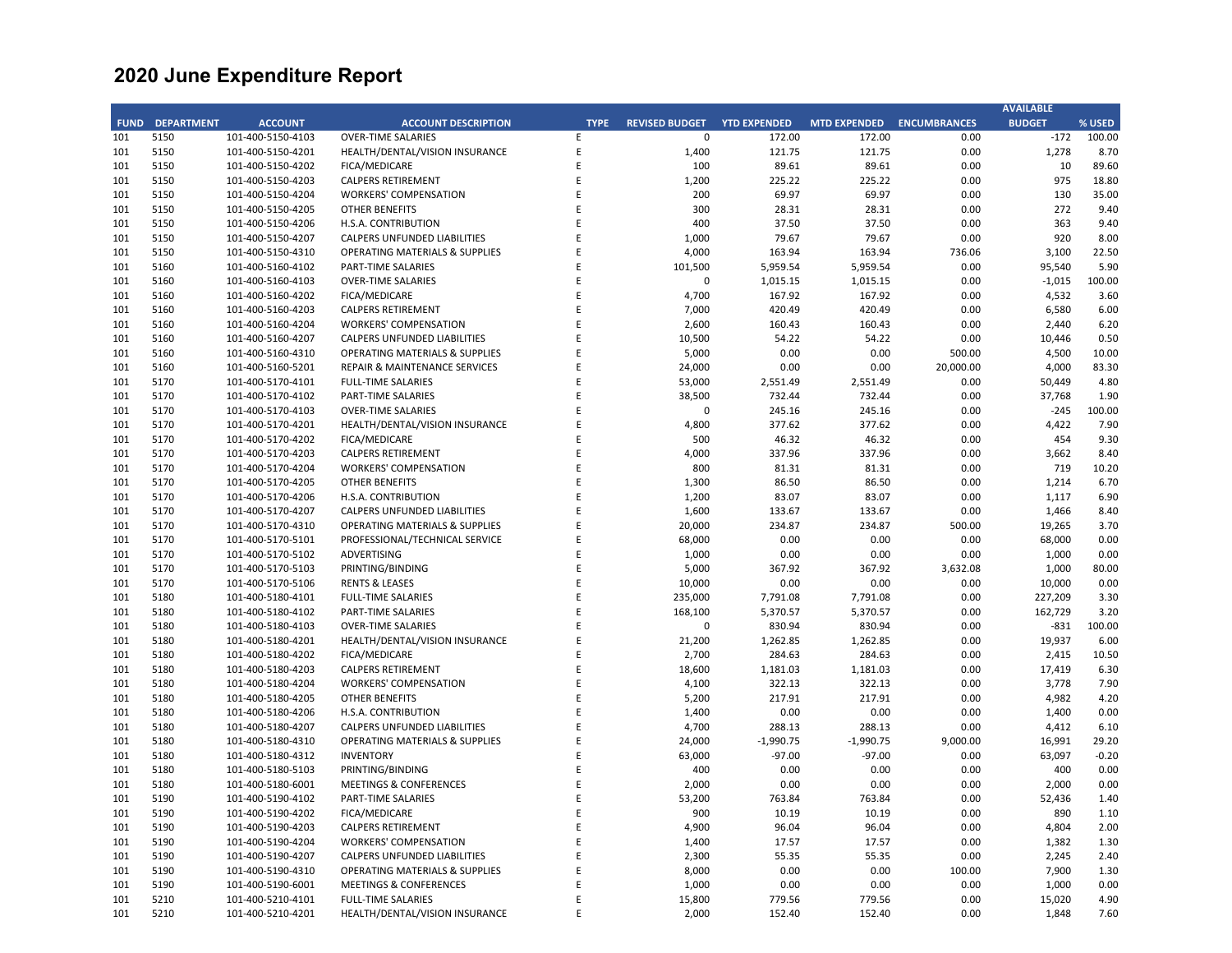# 2020 June Expenditure Report

| FUND | DEPARTMENT | ACCOUNT | ACCOUNT DESCRIPTION | TYPE | REVISED BUDGET | YTD EXPENDED | MTD EXPENDED | ENCUMBRANCES | AVAILABLE BUDGET | % USED |
|---|---|---|---|---|---|---|---|---|---|---|
| 101 | 5150 | 101-400-5150-4103 | OVER-TIME SALARIES | E | 0 | 172.00 | 172.00 | 0.00 | -172 | 100.00 |
| 101 | 5150 | 101-400-5150-4201 | HEALTH/DENTAL/VISION INSURANCE | E | 1,400 | 121.75 | 121.75 | 0.00 | 1,278 | 8.70 |
| 101 | 5150 | 101-400-5150-4202 | FICA/MEDICARE | E | 100 | 89.61 | 89.61 | 0.00 | 10 | 89.60 |
| 101 | 5150 | 101-400-5150-4203 | CALPERS RETIREMENT | E | 1,200 | 225.22 | 225.22 | 0.00 | 975 | 18.80 |
| 101 | 5150 | 101-400-5150-4204 | WORKERS' COMPENSATION | E | 200 | 69.97 | 69.97 | 0.00 | 130 | 35.00 |
| 101 | 5150 | 101-400-5150-4205 | OTHER BENEFITS | E | 300 | 28.31 | 28.31 | 0.00 | 272 | 9.40 |
| 101 | 5150 | 101-400-5150-4206 | H.S.A. CONTRIBUTION | E | 400 | 37.50 | 37.50 | 0.00 | 363 | 9.40 |
| 101 | 5150 | 101-400-5150-4207 | CALPERS UNFUNDED LIABILITIES | E | 1,000 | 79.67 | 79.67 | 0.00 | 920 | 8.00 |
| 101 | 5150 | 101-400-5150-4310 | OPERATING MATERIALS & SUPPLIES | E | 4,000 | 163.94 | 163.94 | 736.06 | 3,100 | 22.50 |
| 101 | 5160 | 101-400-5160-4102 | PART-TIME SALARIES | E | 101,500 | 5,959.54 | 5,959.54 | 0.00 | 95,540 | 5.90 |
| 101 | 5160 | 101-400-5160-4103 | OVER-TIME SALARIES | E | 0 | 1,015.15 | 1,015.15 | 0.00 | -1,015 | 100.00 |
| 101 | 5160 | 101-400-5160-4202 | FICA/MEDICARE | E | 4,700 | 167.92 | 167.92 | 0.00 | 4,532 | 3.60 |
| 101 | 5160 | 101-400-5160-4203 | CALPERS RETIREMENT | E | 7,000 | 420.49 | 420.49 | 0.00 | 6,580 | 6.00 |
| 101 | 5160 | 101-400-5160-4204 | WORKERS' COMPENSATION | E | 2,600 | 160.43 | 160.43 | 0.00 | 2,440 | 6.20 |
| 101 | 5160 | 101-400-5160-4207 | CALPERS UNFUNDED LIABILITIES | E | 10,500 | 54.22 | 54.22 | 0.00 | 10,446 | 0.50 |
| 101 | 5160 | 101-400-5160-4310 | OPERATING MATERIALS & SUPPLIES | E | 5,000 | 0.00 | 0.00 | 500.00 | 4,500 | 10.00 |
| 101 | 5160 | 101-400-5160-5201 | REPAIR & MAINTENANCE SERVICES | E | 24,000 | 0.00 | 0.00 | 20,000.00 | 4,000 | 83.30 |
| 101 | 5170 | 101-400-5170-4101 | FULL-TIME SALARIES | E | 53,000 | 2,551.49 | 2,551.49 | 0.00 | 50,449 | 4.80 |
| 101 | 5170 | 101-400-5170-4102 | PART-TIME SALARIES | E | 38,500 | 732.44 | 732.44 | 0.00 | 37,768 | 1.90 |
| 101 | 5170 | 101-400-5170-4103 | OVER-TIME SALARIES | E | 0 | 245.16 | 245.16 | 0.00 | -245 | 100.00 |
| 101 | 5170 | 101-400-5170-4201 | HEALTH/DENTAL/VISION INSURANCE | E | 4,800 | 377.62 | 377.62 | 0.00 | 4,422 | 7.90 |
| 101 | 5170 | 101-400-5170-4202 | FICA/MEDICARE | E | 500 | 46.32 | 46.32 | 0.00 | 454 | 9.30 |
| 101 | 5170 | 101-400-5170-4203 | CALPERS RETIREMENT | E | 4,000 | 337.96 | 337.96 | 0.00 | 3,662 | 8.40 |
| 101 | 5170 | 101-400-5170-4204 | WORKERS' COMPENSATION | E | 800 | 81.31 | 81.31 | 0.00 | 719 | 10.20 |
| 101 | 5170 | 101-400-5170-4205 | OTHER BENEFITS | E | 1,300 | 86.50 | 86.50 | 0.00 | 1,214 | 6.70 |
| 101 | 5170 | 101-400-5170-4206 | H.S.A. CONTRIBUTION | E | 1,200 | 83.07 | 83.07 | 0.00 | 1,117 | 6.90 |
| 101 | 5170 | 101-400-5170-4207 | CALPERS UNFUNDED LIABILITIES | E | 1,600 | 133.67 | 133.67 | 0.00 | 1,466 | 8.40 |
| 101 | 5170 | 101-400-5170-4310 | OPERATING MATERIALS & SUPPLIES | E | 20,000 | 234.87 | 234.87 | 500.00 | 19,265 | 3.70 |
| 101 | 5170 | 101-400-5170-5101 | PROFESSIONAL/TECHNICAL SERVICE | E | 68,000 | 0.00 | 0.00 | 0.00 | 68,000 | 0.00 |
| 101 | 5170 | 101-400-5170-5102 | ADVERTISING | E | 1,000 | 0.00 | 0.00 | 0.00 | 1,000 | 0.00 |
| 101 | 5170 | 101-400-5170-5103 | PRINTING/BINDING | E | 5,000 | 367.92 | 367.92 | 3,632.08 | 1,000 | 80.00 |
| 101 | 5170 | 101-400-5170-5106 | RENTS & LEASES | E | 10,000 | 0.00 | 0.00 | 0.00 | 10,000 | 0.00 |
| 101 | 5180 | 101-400-5180-4101 | FULL-TIME SALARIES | E | 235,000 | 7,791.08 | 7,791.08 | 0.00 | 227,209 | 3.30 |
| 101 | 5180 | 101-400-5180-4102 | PART-TIME SALARIES | E | 168,100 | 5,370.57 | 5,370.57 | 0.00 | 162,729 | 3.20 |
| 101 | 5180 | 101-400-5180-4103 | OVER-TIME SALARIES | E | 0 | 830.94 | 830.94 | 0.00 | -831 | 100.00 |
| 101 | 5180 | 101-400-5180-4201 | HEALTH/DENTAL/VISION INSURANCE | E | 21,200 | 1,262.85 | 1,262.85 | 0.00 | 19,937 | 6.00 |
| 101 | 5180 | 101-400-5180-4202 | FICA/MEDICARE | E | 2,700 | 284.63 | 284.63 | 0.00 | 2,415 | 10.50 |
| 101 | 5180 | 101-400-5180-4203 | CALPERS RETIREMENT | E | 18,600 | 1,181.03 | 1,181.03 | 0.00 | 17,419 | 6.30 |
| 101 | 5180 | 101-400-5180-4204 | WORKERS' COMPENSATION | E | 4,100 | 322.13 | 322.13 | 0.00 | 3,778 | 7.90 |
| 101 | 5180 | 101-400-5180-4205 | OTHER BENEFITS | E | 5,200 | 217.91 | 217.91 | 0.00 | 4,982 | 4.20 |
| 101 | 5180 | 101-400-5180-4206 | H.S.A. CONTRIBUTION | E | 1,400 | 0.00 | 0.00 | 0.00 | 1,400 | 0.00 |
| 101 | 5180 | 101-400-5180-4207 | CALPERS UNFUNDED LIABILITIES | E | 4,700 | 288.13 | 288.13 | 0.00 | 4,412 | 6.10 |
| 101 | 5180 | 101-400-5180-4310 | OPERATING MATERIALS & SUPPLIES | E | 24,000 | -1,990.75 | -1,990.75 | 9,000.00 | 16,991 | 29.20 |
| 101 | 5180 | 101-400-5180-4312 | INVENTORY | E | 63,000 | -97.00 | -97.00 | 0.00 | 63,097 | -0.20 |
| 101 | 5180 | 101-400-5180-5103 | PRINTING/BINDING | E | 400 | 0.00 | 0.00 | 0.00 | 400 | 0.00 |
| 101 | 5180 | 101-400-5180-6001 | MEETINGS & CONFERENCES | E | 2,000 | 0.00 | 0.00 | 0.00 | 2,000 | 0.00 |
| 101 | 5190 | 101-400-5190-4102 | PART-TIME SALARIES | E | 53,200 | 763.84 | 763.84 | 0.00 | 52,436 | 1.40 |
| 101 | 5190 | 101-400-5190-4202 | FICA/MEDICARE | E | 900 | 10.19 | 10.19 | 0.00 | 890 | 1.10 |
| 101 | 5190 | 101-400-5190-4203 | CALPERS RETIREMENT | E | 4,900 | 96.04 | 96.04 | 0.00 | 4,804 | 2.00 |
| 101 | 5190 | 101-400-5190-4204 | WORKERS' COMPENSATION | E | 1,400 | 17.57 | 17.57 | 0.00 | 1,382 | 1.30 |
| 101 | 5190 | 101-400-5190-4207 | CALPERS UNFUNDED LIABILITIES | E | 2,300 | 55.35 | 55.35 | 0.00 | 2,245 | 2.40 |
| 101 | 5190 | 101-400-5190-4310 | OPERATING MATERIALS & SUPPLIES | E | 8,000 | 0.00 | 0.00 | 100.00 | 7,900 | 1.30 |
| 101 | 5190 | 101-400-5190-6001 | MEETINGS & CONFERENCES | E | 1,000 | 0.00 | 0.00 | 0.00 | 1,000 | 0.00 |
| 101 | 5210 | 101-400-5210-4101 | FULL-TIME SALARIES | E | 15,800 | 779.56 | 779.56 | 0.00 | 15,020 | 4.90 |
| 101 | 5210 | 101-400-5210-4201 | HEALTH/DENTAL/VISION INSURANCE | E | 2,000 | 152.40 | 152.40 | 0.00 | 1,848 | 7.60 |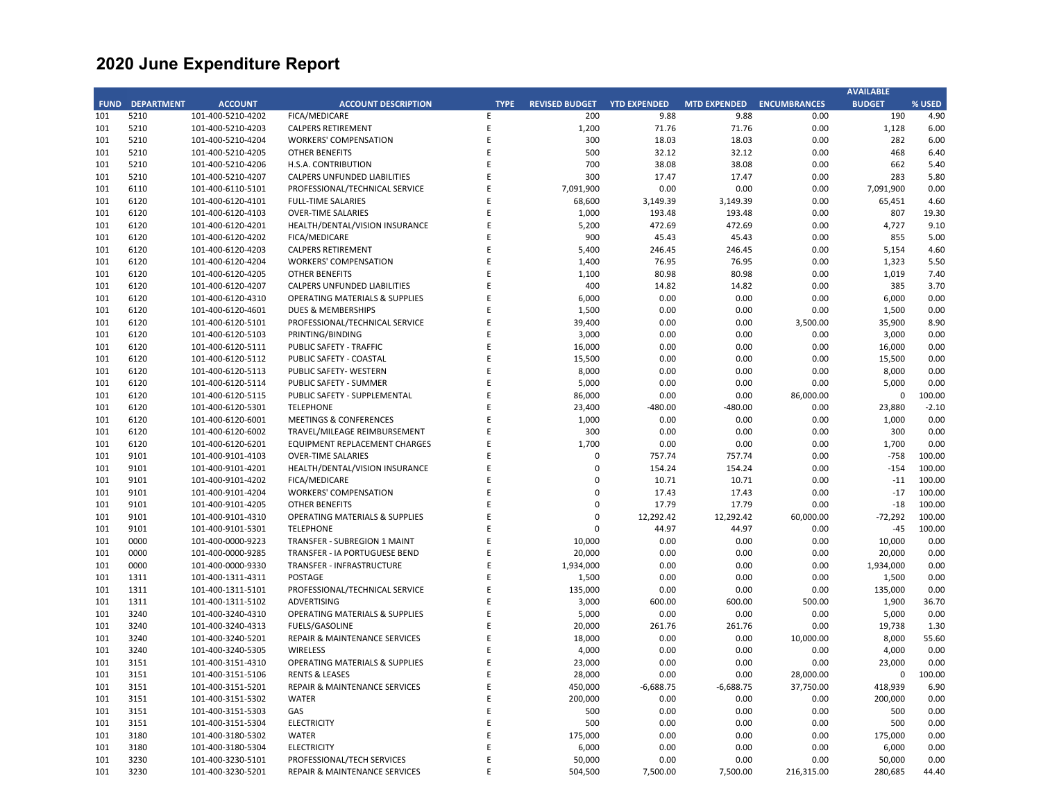# 2020 June Expenditure Report

| FUND | DEPARTMENT | ACCOUNT | ACCOUNT DESCRIPTION | TYPE | REVISED BUDGET | YTD EXPENDED | MTD EXPENDED | ENCUMBRANCES | AVAILABLE BUDGET | % USED |
|---|---|---|---|---|---|---|---|---|---|---|
| 101 | 5210 | 101-400-5210-4202 | FICA/MEDICARE | E | 200 | 9.88 | 9.88 | 0.00 | 190 | 4.90 |
| 101 | 5210 | 101-400-5210-4203 | CALPERS RETIREMENT | E | 1,200 | 71.76 | 71.76 | 0.00 | 1,128 | 6.00 |
| 101 | 5210 | 101-400-5210-4204 | WORKERS' COMPENSATION | E | 300 | 18.03 | 18.03 | 0.00 | 282 | 6.00 |
| 101 | 5210 | 101-400-5210-4205 | OTHER BENEFITS | E | 500 | 32.12 | 32.12 | 0.00 | 468 | 6.40 |
| 101 | 5210 | 101-400-5210-4206 | H.S.A. CONTRIBUTION | E | 700 | 38.08 | 38.08 | 0.00 | 662 | 5.40 |
| 101 | 5210 | 101-400-5210-4207 | CALPERS UNFUNDED LIABILITIES | E | 300 | 17.47 | 17.47 | 0.00 | 283 | 5.80 |
| 101 | 6110 | 101-400-6110-5101 | PROFESSIONAL/TECHNICAL SERVICE | E | 7,091,900 | 0.00 | 0.00 | 0.00 | 7,091,900 | 0.00 |
| 101 | 6120 | 101-400-6120-4101 | FULL-TIME SALARIES | E | 68,600 | 3,149.39 | 3,149.39 | 0.00 | 65,451 | 4.60 |
| 101 | 6120 | 101-400-6120-4103 | OVER-TIME SALARIES | E | 1,000 | 193.48 | 193.48 | 0.00 | 807 | 19.30 |
| 101 | 6120 | 101-400-6120-4201 | HEALTH/DENTAL/VISION INSURANCE | E | 5,200 | 472.69 | 472.69 | 0.00 | 4,727 | 9.10 |
| 101 | 6120 | 101-400-6120-4202 | FICA/MEDICARE | E | 900 | 45.43 | 45.43 | 0.00 | 855 | 5.00 |
| 101 | 6120 | 101-400-6120-4203 | CALPERS RETIREMENT | E | 5,400 | 246.45 | 246.45 | 0.00 | 5,154 | 4.60 |
| 101 | 6120 | 101-400-6120-4204 | WORKERS' COMPENSATION | E | 1,400 | 76.95 | 76.95 | 0.00 | 1,323 | 5.50 |
| 101 | 6120 | 101-400-6120-4205 | OTHER BENEFITS | E | 1,100 | 80.98 | 80.98 | 0.00 | 1,019 | 7.40 |
| 101 | 6120 | 101-400-6120-4207 | CALPERS UNFUNDED LIABILITIES | E | 400 | 14.82 | 14.82 | 0.00 | 385 | 3.70 |
| 101 | 6120 | 101-400-6120-4310 | OPERATING MATERIALS & SUPPLIES | E | 6,000 | 0.00 | 0.00 | 0.00 | 6,000 | 0.00 |
| 101 | 6120 | 101-400-6120-4601 | DUES & MEMBERSHIPS | E | 1,500 | 0.00 | 0.00 | 0.00 | 1,500 | 0.00 |
| 101 | 6120 | 101-400-6120-5101 | PROFESSIONAL/TECHNICAL SERVICE | E | 39,400 | 0.00 | 0.00 | 3,500.00 | 35,900 | 8.90 |
| 101 | 6120 | 101-400-6120-5103 | PRINTING/BINDING | E | 3,000 | 0.00 | 0.00 | 0.00 | 3,000 | 0.00 |
| 101 | 6120 | 101-400-6120-5111 | PUBLIC SAFETY - TRAFFIC | E | 16,000 | 0.00 | 0.00 | 0.00 | 16,000 | 0.00 |
| 101 | 6120 | 101-400-6120-5112 | PUBLIC SAFETY - COASTAL | E | 15,500 | 0.00 | 0.00 | 0.00 | 15,500 | 0.00 |
| 101 | 6120 | 101-400-6120-5113 | PUBLIC SAFETY- WESTERN | E | 8,000 | 0.00 | 0.00 | 0.00 | 8,000 | 0.00 |
| 101 | 6120 | 101-400-6120-5114 | PUBLIC SAFETY - SUMMER | E | 5,000 | 0.00 | 0.00 | 0.00 | 5,000 | 0.00 |
| 101 | 6120 | 101-400-6120-5115 | PUBLIC SAFETY - SUPPLEMENTAL | E | 86,000 | 0.00 | 0.00 | 86,000.00 | 0 | 100.00 |
| 101 | 6120 | 101-400-6120-5301 | TELEPHONE | E | 23,400 | -480.00 | -480.00 | 0.00 | 23,880 | -2.10 |
| 101 | 6120 | 101-400-6120-6001 | MEETINGS & CONFERENCES | E | 1,000 | 0.00 | 0.00 | 0.00 | 1,000 | 0.00 |
| 101 | 6120 | 101-400-6120-6002 | TRAVEL/MILEAGE REIMBURSEMENT | E | 300 | 0.00 | 0.00 | 0.00 | 300 | 0.00 |
| 101 | 6120 | 101-400-6120-6201 | EQUIPMENT REPLACEMENT CHARGES | E | 1,700 | 0.00 | 0.00 | 0.00 | 1,700 | 0.00 |
| 101 | 9101 | 101-400-9101-4103 | OVER-TIME SALARIES | E | 0 | 757.74 | 757.74 | 0.00 | -758 | 100.00 |
| 101 | 9101 | 101-400-9101-4201 | HEALTH/DENTAL/VISION INSURANCE | E | 0 | 154.24 | 154.24 | 0.00 | -154 | 100.00 |
| 101 | 9101 | 101-400-9101-4202 | FICA/MEDICARE | E | 0 | 10.71 | 10.71 | 0.00 | -11 | 100.00 |
| 101 | 9101 | 101-400-9101-4204 | WORKERS' COMPENSATION | E | 0 | 17.43 | 17.43 | 0.00 | -17 | 100.00 |
| 101 | 9101 | 101-400-9101-4205 | OTHER BENEFITS | E | 0 | 17.79 | 17.79 | 0.00 | -18 | 100.00 |
| 101 | 9101 | 101-400-9101-4310 | OPERATING MATERIALS & SUPPLIES | E | 0 | 12,292.42 | 12,292.42 | 60,000.00 | -72,292 | 100.00 |
| 101 | 9101 | 101-400-9101-5301 | TELEPHONE | E | 0 | 44.97 | 44.97 | 0.00 | -45 | 100.00 |
| 101 | 0000 | 101-400-0000-9223 | TRANSFER - SUBREGION 1 MAINT | E | 10,000 | 0.00 | 0.00 | 0.00 | 10,000 | 0.00 |
| 101 | 0000 | 101-400-0000-9285 | TRANSFER - IA PORTUGUESE BEND | E | 20,000 | 0.00 | 0.00 | 0.00 | 20,000 | 0.00 |
| 101 | 0000 | 101-400-0000-9330 | TRANSFER - INFRASTRUCTURE | E | 1,934,000 | 0.00 | 0.00 | 0.00 | 1,934,000 | 0.00 |
| 101 | 1311 | 101-400-1311-4311 | POSTAGE | E | 1,500 | 0.00 | 0.00 | 0.00 | 1,500 | 0.00 |
| 101 | 1311 | 101-400-1311-5101 | PROFESSIONAL/TECHNICAL SERVICE | E | 135,000 | 0.00 | 0.00 | 0.00 | 135,000 | 0.00 |
| 101 | 1311 | 101-400-1311-5102 | ADVERTISING | E | 3,000 | 600.00 | 600.00 | 500.00 | 1,900 | 36.70 |
| 101 | 3240 | 101-400-3240-4310 | OPERATING MATERIALS & SUPPLIES | E | 5,000 | 0.00 | 0.00 | 0.00 | 5,000 | 0.00 |
| 101 | 3240 | 101-400-3240-4313 | FUELS/GASOLINE | E | 20,000 | 261.76 | 261.76 | 0.00 | 19,738 | 1.30 |
| 101 | 3240 | 101-400-3240-5201 | REPAIR & MAINTENANCE SERVICES | E | 18,000 | 0.00 | 0.00 | 10,000.00 | 8,000 | 55.60 |
| 101 | 3240 | 101-400-3240-5305 | WIRELESS | E | 4,000 | 0.00 | 0.00 | 0.00 | 4,000 | 0.00 |
| 101 | 3151 | 101-400-3151-4310 | OPERATING MATERIALS & SUPPLIES | E | 23,000 | 0.00 | 0.00 | 0.00 | 23,000 | 0.00 |
| 101 | 3151 | 101-400-3151-5106 | RENTS & LEASES | E | 28,000 | 0.00 | 0.00 | 28,000.00 | 0 | 100.00 |
| 101 | 3151 | 101-400-3151-5201 | REPAIR & MAINTENANCE SERVICES | E | 450,000 | -6,688.75 | -6,688.75 | 37,750.00 | 418,939 | 6.90 |
| 101 | 3151 | 101-400-3151-5302 | WATER | E | 200,000 | 0.00 | 0.00 | 0.00 | 200,000 | 0.00 |
| 101 | 3151 | 101-400-3151-5303 | GAS | E | 500 | 0.00 | 0.00 | 0.00 | 500 | 0.00 |
| 101 | 3151 | 101-400-3151-5304 | ELECTRICITY | E | 500 | 0.00 | 0.00 | 0.00 | 500 | 0.00 |
| 101 | 3180 | 101-400-3180-5302 | WATER | E | 175,000 | 0.00 | 0.00 | 0.00 | 175,000 | 0.00 |
| 101 | 3180 | 101-400-3180-5304 | ELECTRICITY | E | 6,000 | 0.00 | 0.00 | 0.00 | 6,000 | 0.00 |
| 101 | 3230 | 101-400-3230-5101 | PROFESSIONAL/TECH SERVICES | E | 50,000 | 0.00 | 0.00 | 0.00 | 50,000 | 0.00 |
| 101 | 3230 | 101-400-3230-5201 | REPAIR & MAINTENANCE SERVICES | E | 504,500 | 7,500.00 | 7,500.00 | 216,315.00 | 280,685 | 44.40 |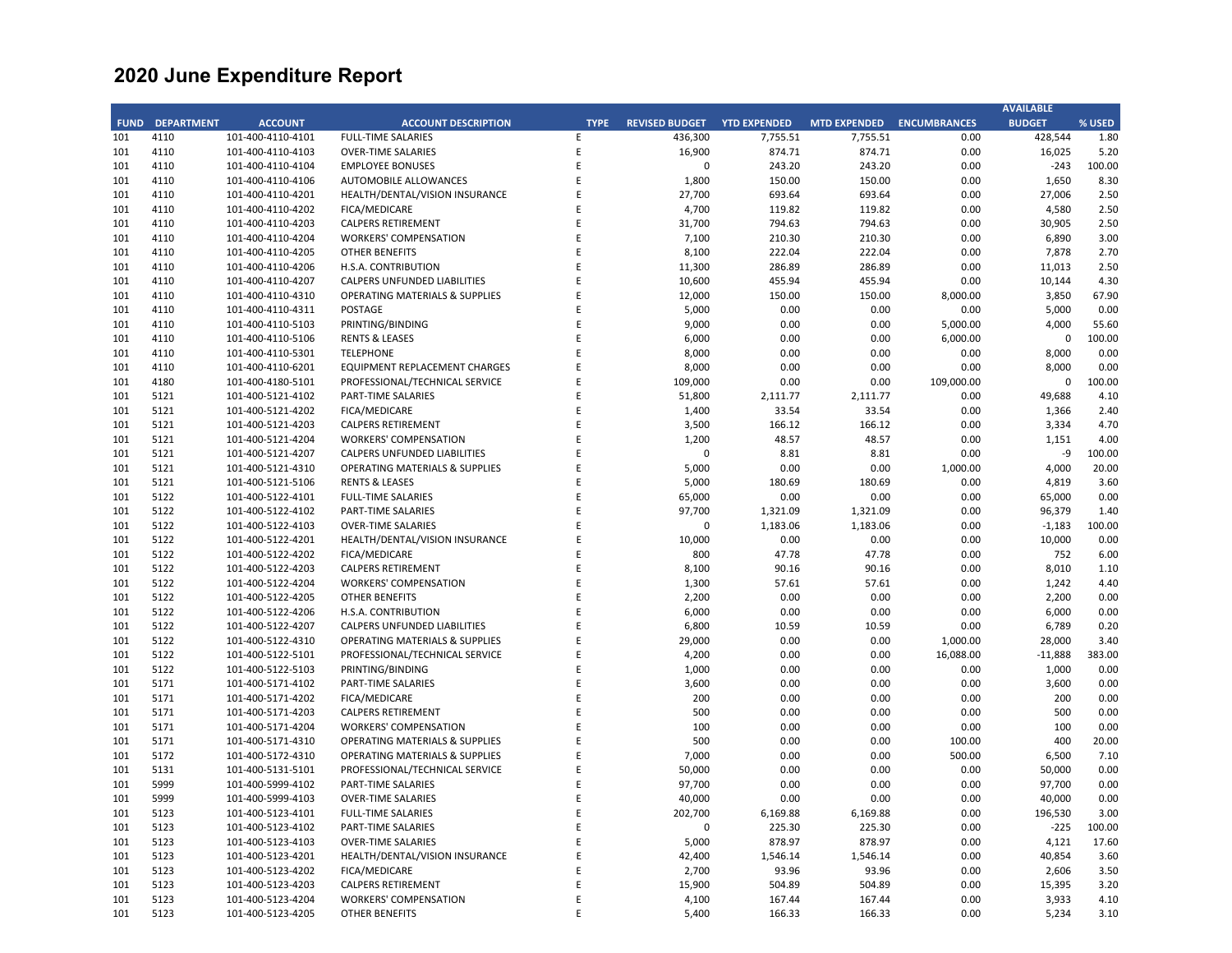# 2020 June Expenditure Report

| FUND | DEPARTMENT | ACCOUNT | ACCOUNT DESCRIPTION | TYPE | REVISED BUDGET | YTD EXPENDED | MTD EXPENDED | ENCUMBRANCES | AVAILABLE BUDGET | % USED |
|---|---|---|---|---|---|---|---|---|---|---|
| 101 | 4110 | 101-400-4110-4101 | FULL-TIME SALARIES | E | 436,300 | 7,755.51 | 7,755.51 | 0.00 | 428,544 | 1.80 |
| 101 | 4110 | 101-400-4110-4103 | OVER-TIME SALARIES | E | 16,900 | 874.71 | 874.71 | 0.00 | 16,025 | 5.20 |
| 101 | 4110 | 101-400-4110-4104 | EMPLOYEE BONUSES | E | 0 | 243.20 | 243.20 | 0.00 | -243 | 100.00 |
| 101 | 4110 | 101-400-4110-4106 | AUTOMOBILE ALLOWANCES | E | 1,800 | 150.00 | 150.00 | 0.00 | 1,650 | 8.30 |
| 101 | 4110 | 101-400-4110-4201 | HEALTH/DENTAL/VISION INSURANCE | E | 27,700 | 693.64 | 693.64 | 0.00 | 27,006 | 2.50 |
| 101 | 4110 | 101-400-4110-4202 | FICA/MEDICARE | E | 4,700 | 119.82 | 119.82 | 0.00 | 4,580 | 2.50 |
| 101 | 4110 | 101-400-4110-4203 | CALPERS RETIREMENT | E | 31,700 | 794.63 | 794.63 | 0.00 | 30,905 | 2.50 |
| 101 | 4110 | 101-400-4110-4204 | WORKERS' COMPENSATION | E | 7,100 | 210.30 | 210.30 | 0.00 | 6,890 | 3.00 |
| 101 | 4110 | 101-400-4110-4205 | OTHER BENEFITS | E | 8,100 | 222.04 | 222.04 | 0.00 | 7,878 | 2.70 |
| 101 | 4110 | 101-400-4110-4206 | H.S.A. CONTRIBUTION | E | 11,300 | 286.89 | 286.89 | 0.00 | 11,013 | 2.50 |
| 101 | 4110 | 101-400-4110-4207 | CALPERS UNFUNDED LIABILITIES | E | 10,600 | 455.94 | 455.94 | 0.00 | 10,144 | 4.30 |
| 101 | 4110 | 101-400-4110-4310 | OPERATING MATERIALS & SUPPLIES | E | 12,000 | 150.00 | 150.00 | 8,000.00 | 3,850 | 67.90 |
| 101 | 4110 | 101-400-4110-4311 | POSTAGE | E | 5,000 | 0.00 | 0.00 | 0.00 | 5,000 | 0.00 |
| 101 | 4110 | 101-400-4110-5103 | PRINTING/BINDING | E | 9,000 | 0.00 | 0.00 | 5,000.00 | 4,000 | 55.60 |
| 101 | 4110 | 101-400-4110-5106 | RENTS & LEASES | E | 6,000 | 0.00 | 0.00 | 6,000.00 | 0 | 100.00 |
| 101 | 4110 | 101-400-4110-5301 | TELEPHONE | E | 8,000 | 0.00 | 0.00 | 0.00 | 8,000 | 0.00 |
| 101 | 4110 | 101-400-4110-6201 | EQUIPMENT REPLACEMENT CHARGES | E | 8,000 | 0.00 | 0.00 | 0.00 | 8,000 | 0.00 |
| 101 | 4180 | 101-400-4180-5101 | PROFESSIONAL/TECHNICAL SERVICE | E | 109,000 | 0.00 | 0.00 | 109,000.00 | 0 | 100.00 |
| 101 | 5121 | 101-400-5121-4102 | PART-TIME SALARIES | E | 51,800 | 2,111.77 | 2,111.77 | 0.00 | 49,688 | 4.10 |
| 101 | 5121 | 101-400-5121-4202 | FICA/MEDICARE | E | 1,400 | 33.54 | 33.54 | 0.00 | 1,366 | 2.40 |
| 101 | 5121 | 101-400-5121-4203 | CALPERS RETIREMENT | E | 3,500 | 166.12 | 166.12 | 0.00 | 3,334 | 4.70 |
| 101 | 5121 | 101-400-5121-4204 | WORKERS' COMPENSATION | E | 1,200 | 48.57 | 48.57 | 0.00 | 1,151 | 4.00 |
| 101 | 5121 | 101-400-5121-4207 | CALPERS UNFUNDED LIABILITIES | E | 0 | 8.81 | 8.81 | 0.00 | -9 | 100.00 |
| 101 | 5121 | 101-400-5121-4310 | OPERATING MATERIALS & SUPPLIES | E | 5,000 | 0.00 | 0.00 | 1,000.00 | 4,000 | 20.00 |
| 101 | 5121 | 101-400-5121-5106 | RENTS & LEASES | E | 5,000 | 180.69 | 180.69 | 0.00 | 4,819 | 3.60 |
| 101 | 5122 | 101-400-5122-4101 | FULL-TIME SALARIES | E | 65,000 | 0.00 | 0.00 | 0.00 | 65,000 | 0.00 |
| 101 | 5122 | 101-400-5122-4102 | PART-TIME SALARIES | E | 97,700 | 1,321.09 | 1,321.09 | 0.00 | 96,379 | 1.40 |
| 101 | 5122 | 101-400-5122-4103 | OVER-TIME SALARIES | E | 0 | 1,183.06 | 1,183.06 | 0.00 | -1,183 | 100.00 |
| 101 | 5122 | 101-400-5122-4201 | HEALTH/DENTAL/VISION INSURANCE | E | 10,000 | 0.00 | 0.00 | 0.00 | 10,000 | 0.00 |
| 101 | 5122 | 101-400-5122-4202 | FICA/MEDICARE | E | 800 | 47.78 | 47.78 | 0.00 | 752 | 6.00 |
| 101 | 5122 | 101-400-5122-4203 | CALPERS RETIREMENT | E | 8,100 | 90.16 | 90.16 | 0.00 | 8,010 | 1.10 |
| 101 | 5122 | 101-400-5122-4204 | WORKERS' COMPENSATION | E | 1,300 | 57.61 | 57.61 | 0.00 | 1,242 | 4.40 |
| 101 | 5122 | 101-400-5122-4205 | OTHER BENEFITS | E | 2,200 | 0.00 | 0.00 | 0.00 | 2,200 | 0.00 |
| 101 | 5122 | 101-400-5122-4206 | H.S.A. CONTRIBUTION | E | 6,000 | 0.00 | 0.00 | 0.00 | 6,000 | 0.00 |
| 101 | 5122 | 101-400-5122-4207 | CALPERS UNFUNDED LIABILITIES | E | 6,800 | 10.59 | 10.59 | 0.00 | 6,789 | 0.20 |
| 101 | 5122 | 101-400-5122-4310 | OPERATING MATERIALS & SUPPLIES | E | 29,000 | 0.00 | 0.00 | 1,000.00 | 28,000 | 3.40 |
| 101 | 5122 | 101-400-5122-5101 | PROFESSIONAL/TECHNICAL SERVICE | E | 4,200 | 0.00 | 0.00 | 16,088.00 | -11,888 | 383.00 |
| 101 | 5122 | 101-400-5122-5103 | PRINTING/BINDING | E | 1,000 | 0.00 | 0.00 | 0.00 | 1,000 | 0.00 |
| 101 | 5171 | 101-400-5171-4102 | PART-TIME SALARIES | E | 3,600 | 0.00 | 0.00 | 0.00 | 3,600 | 0.00 |
| 101 | 5171 | 101-400-5171-4202 | FICA/MEDICARE | E | 200 | 0.00 | 0.00 | 0.00 | 200 | 0.00 |
| 101 | 5171 | 101-400-5171-4203 | CALPERS RETIREMENT | E | 500 | 0.00 | 0.00 | 0.00 | 500 | 0.00 |
| 101 | 5171 | 101-400-5171-4204 | WORKERS' COMPENSATION | E | 100 | 0.00 | 0.00 | 0.00 | 100 | 0.00 |
| 101 | 5171 | 101-400-5171-4310 | OPERATING MATERIALS & SUPPLIES | E | 500 | 0.00 | 0.00 | 100.00 | 400 | 20.00 |
| 101 | 5172 | 101-400-5172-4310 | OPERATING MATERIALS & SUPPLIES | E | 7,000 | 0.00 | 0.00 | 500.00 | 6,500 | 7.10 |
| 101 | 5131 | 101-400-5131-5101 | PROFESSIONAL/TECHNICAL SERVICE | E | 50,000 | 0.00 | 0.00 | 0.00 | 50,000 | 0.00 |
| 101 | 5999 | 101-400-5999-4102 | PART-TIME SALARIES | E | 97,700 | 0.00 | 0.00 | 0.00 | 97,700 | 0.00 |
| 101 | 5999 | 101-400-5999-4103 | OVER-TIME SALARIES | E | 40,000 | 0.00 | 0.00 | 0.00 | 40,000 | 0.00 |
| 101 | 5123 | 101-400-5123-4101 | FULL-TIME SALARIES | E | 202,700 | 6,169.88 | 6,169.88 | 0.00 | 196,530 | 3.00 |
| 101 | 5123 | 101-400-5123-4102 | PART-TIME SALARIES | E | 0 | 225.30 | 225.30 | 0.00 | -225 | 100.00 |
| 101 | 5123 | 101-400-5123-4103 | OVER-TIME SALARIES | E | 5,000 | 878.97 | 878.97 | 0.00 | 4,121 | 17.60 |
| 101 | 5123 | 101-400-5123-4201 | HEALTH/DENTAL/VISION INSURANCE | E | 42,400 | 1,546.14 | 1,546.14 | 0.00 | 40,854 | 3.60 |
| 101 | 5123 | 101-400-5123-4202 | FICA/MEDICARE | E | 2,700 | 93.96 | 93.96 | 0.00 | 2,606 | 3.50 |
| 101 | 5123 | 101-400-5123-4203 | CALPERS RETIREMENT | E | 15,900 | 504.89 | 504.89 | 0.00 | 15,395 | 3.20 |
| 101 | 5123 | 101-400-5123-4204 | WORKERS' COMPENSATION | E | 4,100 | 167.44 | 167.44 | 0.00 | 3,933 | 4.10 |
| 101 | 5123 | 101-400-5123-4205 | OTHER BENEFITS | E | 5,400 | 166.33 | 166.33 | 0.00 | 5,234 | 3.10 |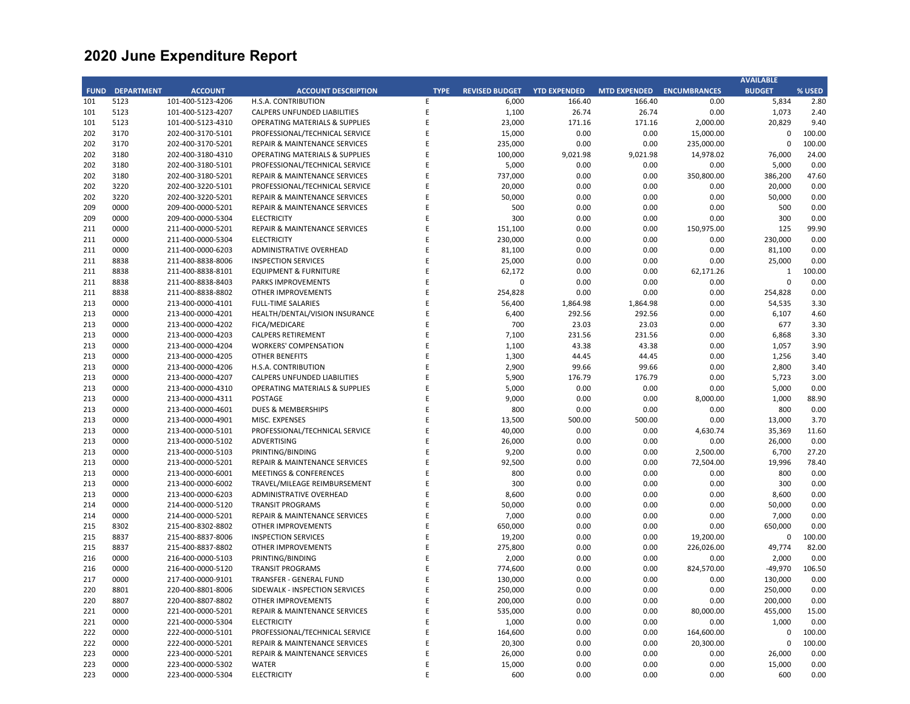# 2020 June Expenditure Report

| FUND | DEPARTMENT | ACCOUNT | ACCOUNT DESCRIPTION | TYPE | REVISED BUDGET | YTD EXPENDED | MTD EXPENDED | ENCUMBRANCES | AVAILABLE BUDGET | % USED |
|---|---|---|---|---|---|---|---|---|---|---|
| 101 | 5123 | 101-400-5123-4206 | H.S.A. CONTRIBUTION | E | 6,000 | 166.40 | 166.40 | 0.00 | 5,834 | 2.80 |
| 101 | 5123 | 101-400-5123-4207 | CALPERS UNFUNDED LIABILITIES | E | 1,100 | 26.74 | 26.74 | 0.00 | 1,073 | 2.40 |
| 101 | 5123 | 101-400-5123-4310 | OPERATING MATERIALS & SUPPLIES | E | 23,000 | 171.16 | 171.16 | 2,000.00 | 20,829 | 9.40 |
| 202 | 3170 | 202-400-3170-5101 | PROFESSIONAL/TECHNICAL SERVICE | E | 15,000 | 0.00 | 0.00 | 15,000.00 | 0 | 100.00 |
| 202 | 3170 | 202-400-3170-5201 | REPAIR & MAINTENANCE SERVICES | E | 235,000 | 0.00 | 0.00 | 235,000.00 | 0 | 100.00 |
| 202 | 3180 | 202-400-3180-4310 | OPERATING MATERIALS & SUPPLIES | E | 100,000 | 9,021.98 | 9,021.98 | 14,978.02 | 76,000 | 24.00 |
| 202 | 3180 | 202-400-3180-5101 | PROFESSIONAL/TECHNICAL SERVICE | E | 5,000 | 0.00 | 0.00 | 0.00 | 5,000 | 0.00 |
| 202 | 3180 | 202-400-3180-5201 | REPAIR & MAINTENANCE SERVICES | E | 737,000 | 0.00 | 0.00 | 350,800.00 | 386,200 | 47.60 |
| 202 | 3220 | 202-400-3220-5101 | PROFESSIONAL/TECHNICAL SERVICE | E | 20,000 | 0.00 | 0.00 | 0.00 | 20,000 | 0.00 |
| 202 | 3220 | 202-400-3220-5201 | REPAIR & MAINTENANCE SERVICES | E | 50,000 | 0.00 | 0.00 | 0.00 | 50,000 | 0.00 |
| 209 | 0000 | 209-400-0000-5201 | REPAIR & MAINTENANCE SERVICES | E | 500 | 0.00 | 0.00 | 0.00 | 500 | 0.00 |
| 209 | 0000 | 209-400-0000-5304 | ELECTRICITY | E | 300 | 0.00 | 0.00 | 0.00 | 300 | 0.00 |
| 211 | 0000 | 211-400-0000-5201 | REPAIR & MAINTENANCE SERVICES | E | 151,100 | 0.00 | 0.00 | 150,975.00 | 125 | 99.90 |
| 211 | 0000 | 211-400-0000-5304 | ELECTRICITY | E | 230,000 | 0.00 | 0.00 | 0.00 | 230,000 | 0.00 |
| 211 | 0000 | 211-400-0000-6203 | ADMINISTRATIVE OVERHEAD | E | 81,100 | 0.00 | 0.00 | 0.00 | 81,100 | 0.00 |
| 211 | 8838 | 211-400-8838-8006 | INSPECTION SERVICES | E | 25,000 | 0.00 | 0.00 | 0.00 | 25,000 | 0.00 |
| 211 | 8838 | 211-400-8838-8101 | EQUIPMENT & FURNITURE | E | 62,172 | 0.00 | 0.00 | 62,171.26 | 1 | 100.00 |
| 211 | 8838 | 211-400-8838-8403 | PARKS IMPROVEMENTS | E | 0 | 0.00 | 0.00 | 0.00 | 0 | 0.00 |
| 211 | 8838 | 211-400-8838-8802 | OTHER IMPROVEMENTS | E | 254,828 | 0.00 | 0.00 | 0.00 | 254,828 | 0.00 |
| 213 | 0000 | 213-400-0000-4101 | FULL-TIME SALARIES | E | 56,400 | 1,864.98 | 1,864.98 | 0.00 | 54,535 | 3.30 |
| 213 | 0000 | 213-400-0000-4201 | HEALTH/DENTAL/VISION INSURANCE | E | 6,400 | 292.56 | 292.56 | 0.00 | 6,107 | 4.60 |
| 213 | 0000 | 213-400-0000-4202 | FICA/MEDICARE | E | 700 | 23.03 | 23.03 | 0.00 | 677 | 3.30 |
| 213 | 0000 | 213-400-0000-4203 | CALPERS RETIREMENT | E | 7,100 | 231.56 | 231.56 | 0.00 | 6,868 | 3.30 |
| 213 | 0000 | 213-400-0000-4204 | WORKERS' COMPENSATION | E | 1,100 | 43.38 | 43.38 | 0.00 | 1,057 | 3.90 |
| 213 | 0000 | 213-400-0000-4205 | OTHER BENEFITS | E | 1,300 | 44.45 | 44.45 | 0.00 | 1,256 | 3.40 |
| 213 | 0000 | 213-400-0000-4206 | H.S.A. CONTRIBUTION | E | 2,900 | 99.66 | 99.66 | 0.00 | 2,800 | 3.40 |
| 213 | 0000 | 213-400-0000-4207 | CALPERS UNFUNDED LIABILITIES | E | 5,900 | 176.79 | 176.79 | 0.00 | 5,723 | 3.00 |
| 213 | 0000 | 213-400-0000-4310 | OPERATING MATERIALS & SUPPLIES | E | 5,000 | 0.00 | 0.00 | 0.00 | 5,000 | 0.00 |
| 213 | 0000 | 213-400-0000-4311 | POSTAGE | E | 9,000 | 0.00 | 0.00 | 8,000.00 | 1,000 | 88.90 |
| 213 | 0000 | 213-400-0000-4601 | DUES & MEMBERSHIPS | E | 800 | 0.00 | 0.00 | 0.00 | 800 | 0.00 |
| 213 | 0000 | 213-400-0000-4901 | MISC. EXPENSES | E | 13,500 | 500.00 | 500.00 | 0.00 | 13,000 | 3.70 |
| 213 | 0000 | 213-400-0000-5101 | PROFESSIONAL/TECHNICAL SERVICE | E | 40,000 | 0.00 | 0.00 | 4,630.74 | 35,369 | 11.60 |
| 213 | 0000 | 213-400-0000-5102 | ADVERTISING | E | 26,000 | 0.00 | 0.00 | 0.00 | 26,000 | 0.00 |
| 213 | 0000 | 213-400-0000-5103 | PRINTING/BINDING | E | 9,200 | 0.00 | 0.00 | 2,500.00 | 6,700 | 27.20 |
| 213 | 0000 | 213-400-0000-5201 | REPAIR & MAINTENANCE SERVICES | E | 92,500 | 0.00 | 0.00 | 72,504.00 | 19,996 | 78.40 |
| 213 | 0000 | 213-400-0000-6001 | MEETINGS & CONFERENCES | E | 800 | 0.00 | 0.00 | 0.00 | 800 | 0.00 |
| 213 | 0000 | 213-400-0000-6002 | TRAVEL/MILEAGE REIMBURSEMENT | E | 300 | 0.00 | 0.00 | 0.00 | 300 | 0.00 |
| 213 | 0000 | 213-400-0000-6203 | ADMINISTRATIVE OVERHEAD | E | 8,600 | 0.00 | 0.00 | 0.00 | 8,600 | 0.00 |
| 214 | 0000 | 214-400-0000-5120 | TRANSIT PROGRAMS | E | 50,000 | 0.00 | 0.00 | 0.00 | 50,000 | 0.00 |
| 214 | 0000 | 214-400-0000-5201 | REPAIR & MAINTENANCE SERVICES | E | 7,000 | 0.00 | 0.00 | 0.00 | 7,000 | 0.00 |
| 215 | 8302 | 215-400-8302-8802 | OTHER IMPROVEMENTS | E | 650,000 | 0.00 | 0.00 | 0.00 | 650,000 | 0.00 |
| 215 | 8837 | 215-400-8837-8006 | INSPECTION SERVICES | E | 19,200 | 0.00 | 0.00 | 19,200.00 | 0 | 100.00 |
| 215 | 8837 | 215-400-8837-8802 | OTHER IMPROVEMENTS | E | 275,800 | 0.00 | 0.00 | 226,026.00 | 49,774 | 82.00 |
| 216 | 0000 | 216-400-0000-5103 | PRINTING/BINDING | E | 2,000 | 0.00 | 0.00 | 0.00 | 2,000 | 0.00 |
| 216 | 0000 | 216-400-0000-5120 | TRANSIT PROGRAMS | E | 774,600 | 0.00 | 0.00 | 824,570.00 | -49,970 | 106.50 |
| 217 | 0000 | 217-400-0000-9101 | TRANSFER - GENERAL FUND | E | 130,000 | 0.00 | 0.00 | 0.00 | 130,000 | 0.00 |
| 220 | 8801 | 220-400-8801-8006 | SIDEWALK - INSPECTION SERVICES | E | 250,000 | 0.00 | 0.00 | 0.00 | 250,000 | 0.00 |
| 220 | 8807 | 220-400-8807-8802 | OTHER IMPROVEMENTS | E | 200,000 | 0.00 | 0.00 | 0.00 | 200,000 | 0.00 |
| 221 | 0000 | 221-400-0000-5201 | REPAIR & MAINTENANCE SERVICES | E | 535,000 | 0.00 | 0.00 | 80,000.00 | 455,000 | 15.00 |
| 221 | 0000 | 221-400-0000-5304 | ELECTRICITY | E | 1,000 | 0.00 | 0.00 | 0.00 | 1,000 | 0.00 |
| 222 | 0000 | 222-400-0000-5101 | PROFESSIONAL/TECHNICAL SERVICE | E | 164,600 | 0.00 | 0.00 | 164,600.00 | 0 | 100.00 |
| 222 | 0000 | 222-400-0000-5201 | REPAIR & MAINTENANCE SERVICES | E | 20,300 | 0.00 | 0.00 | 20,300.00 | 0 | 100.00 |
| 223 | 0000 | 223-400-0000-5201 | REPAIR & MAINTENANCE SERVICES | E | 26,000 | 0.00 | 0.00 | 0.00 | 26,000 | 0.00 |
| 223 | 0000 | 223-400-0000-5302 | WATER | E | 15,000 | 0.00 | 0.00 | 0.00 | 15,000 | 0.00 |
| 223 | 0000 | 223-400-0000-5304 | ELECTRICITY | E | 600 | 0.00 | 0.00 | 0.00 | 600 | 0.00 |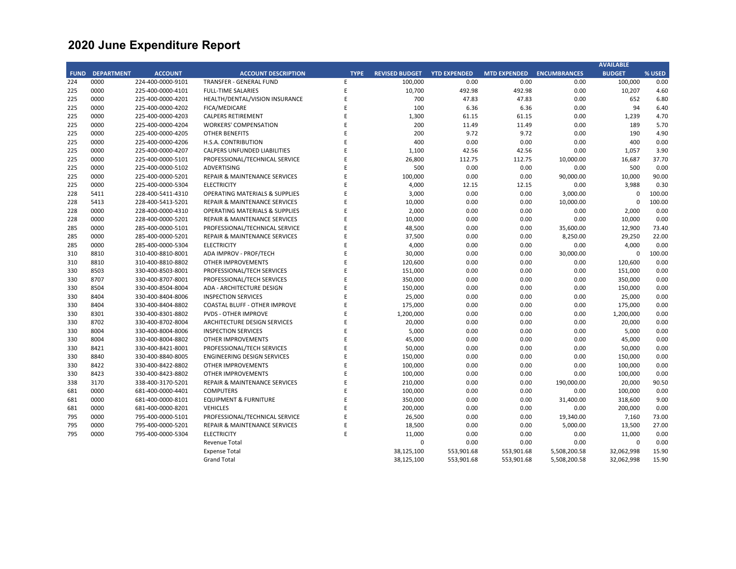# 2020 June Expenditure Report

| FUND | DEPARTMENT | ACCOUNT | ACCOUNT DESCRIPTION | TYPE | REVISED BUDGET | YTD EXPENDED | MTD EXPENDED | ENCUMBRANCES | AVAILABLE BUDGET | % USED |
|---|---|---|---|---|---|---|---|---|---|---|
| 224 | 0000 | 224-400-0000-9101 | TRANSFER - GENERAL FUND | E | 100,000 | 0.00 | 0.00 | 0.00 | 100,000 | 0.00 |
| 225 | 0000 | 225-400-0000-4101 | FULL-TIME SALARIES | E | 10,700 | 492.98 | 492.98 | 0.00 | 10,207 | 4.60 |
| 225 | 0000 | 225-400-0000-4201 | HEALTH/DENTAL/VISION INSURANCE | E | 700 | 47.83 | 47.83 | 0.00 | 652 | 6.80 |
| 225 | 0000 | 225-400-0000-4202 | FICA/MEDICARE | E | 100 | 6.36 | 6.36 | 0.00 | 94 | 6.40 |
| 225 | 0000 | 225-400-0000-4203 | CALPERS RETIREMENT | E | 1,300 | 61.15 | 61.15 | 0.00 | 1,239 | 4.70 |
| 225 | 0000 | 225-400-0000-4204 | WORKERS' COMPENSATION | E | 200 | 11.49 | 11.49 | 0.00 | 189 | 5.70 |
| 225 | 0000 | 225-400-0000-4205 | OTHER BENEFITS | E | 200 | 9.72 | 9.72 | 0.00 | 190 | 4.90 |
| 225 | 0000 | 225-400-0000-4206 | H.S.A. CONTRIBUTION | E | 400 | 0.00 | 0.00 | 0.00 | 400 | 0.00 |
| 225 | 0000 | 225-400-0000-4207 | CALPERS UNFUNDED LIABILITIES | E | 1,100 | 42.56 | 42.56 | 0.00 | 1,057 | 3.90 |
| 225 | 0000 | 225-400-0000-5101 | PROFESSIONAL/TECHNICAL SERVICE | E | 26,800 | 112.75 | 112.75 | 10,000.00 | 16,687 | 37.70 |
| 225 | 0000 | 225-400-0000-5102 | ADVERTISING | E | 500 | 0.00 | 0.00 | 0.00 | 500 | 0.00 |
| 225 | 0000 | 225-400-0000-5201 | REPAIR & MAINTENANCE SERVICES | E | 100,000 | 0.00 | 0.00 | 90,000.00 | 10,000 | 90.00 |
| 225 | 0000 | 225-400-0000-5304 | ELECTRICITY | E | 4,000 | 12.15 | 12.15 | 0.00 | 3,988 | 0.30 |
| 228 | 5411 | 228-400-5411-4310 | OPERATING MATERIALS & SUPPLIES | E | 3,000 | 0.00 | 0.00 | 3,000.00 | 0 | 100.00 |
| 228 | 5413 | 228-400-5413-5201 | REPAIR & MAINTENANCE SERVICES | E | 10,000 | 0.00 | 0.00 | 10,000.00 | 0 | 100.00 |
| 228 | 0000 | 228-400-0000-4310 | OPERATING MATERIALS & SUPPLIES | E | 2,000 | 0.00 | 0.00 | 0.00 | 2,000 | 0.00 |
| 228 | 0000 | 228-400-0000-5201 | REPAIR & MAINTENANCE SERVICES | E | 10,000 | 0.00 | 0.00 | 0.00 | 10,000 | 0.00 |
| 285 | 0000 | 285-400-0000-5101 | PROFESSIONAL/TECHNICAL SERVICE | E | 48,500 | 0.00 | 0.00 | 35,600.00 | 12,900 | 73.40 |
| 285 | 0000 | 285-400-0000-5201 | REPAIR & MAINTENANCE SERVICES | E | 37,500 | 0.00 | 0.00 | 8,250.00 | 29,250 | 22.00 |
| 285 | 0000 | 285-400-0000-5304 | ELECTRICITY | E | 4,000 | 0.00 | 0.00 | 0.00 | 4,000 | 0.00 |
| 310 | 8810 | 310-400-8810-8001 | ADA IMPROV - PROF/TECH | E | 30,000 | 0.00 | 0.00 | 30,000.00 | 0 | 100.00 |
| 310 | 8810 | 310-400-8810-8802 | OTHER IMPROVEMENTS | E | 120,600 | 0.00 | 0.00 | 0.00 | 120,600 | 0.00 |
| 330 | 8503 | 330-400-8503-8001 | PROFESSIONAL/TECH SERVICES | E | 151,000 | 0.00 | 0.00 | 0.00 | 151,000 | 0.00 |
| 330 | 8707 | 330-400-8707-8001 | PROFESSIONAL/TECH SERVICES | E | 350,000 | 0.00 | 0.00 | 0.00 | 350,000 | 0.00 |
| 330 | 8504 | 330-400-8504-8004 | ADA - ARCHITECTURE DESIGN | E | 150,000 | 0.00 | 0.00 | 0.00 | 150,000 | 0.00 |
| 330 | 8404 | 330-400-8404-8006 | INSPECTION SERVICES | E | 25,000 | 0.00 | 0.00 | 0.00 | 25,000 | 0.00 |
| 330 | 8404 | 330-400-8404-8802 | COASTAL BLUFF - OTHER IMPROVE | E | 175,000 | 0.00 | 0.00 | 0.00 | 175,000 | 0.00 |
| 330 | 8301 | 330-400-8301-8802 | PVDS - OTHER IMPROVE | E | 1,200,000 | 0.00 | 0.00 | 0.00 | 1,200,000 | 0.00 |
| 330 | 8702 | 330-400-8702-8004 | ARCHITECTURE DESIGN SERVICES | E | 20,000 | 0.00 | 0.00 | 0.00 | 20,000 | 0.00 |
| 330 | 8004 | 330-400-8004-8006 | INSPECTION SERVICES | E | 5,000 | 0.00 | 0.00 | 0.00 | 5,000 | 0.00 |
| 330 | 8004 | 330-400-8004-8802 | OTHER IMPROVEMENTS | E | 45,000 | 0.00 | 0.00 | 0.00 | 45,000 | 0.00 |
| 330 | 8421 | 330-400-8421-8001 | PROFESSIONAL/TECH SERVICES | E | 50,000 | 0.00 | 0.00 | 0.00 | 50,000 | 0.00 |
| 330 | 8840 | 330-400-8840-8005 | ENGINEERING DESIGN SERVICES | E | 150,000 | 0.00 | 0.00 | 0.00 | 150,000 | 0.00 |
| 330 | 8422 | 330-400-8422-8802 | OTHER IMPROVEMENTS | E | 100,000 | 0.00 | 0.00 | 0.00 | 100,000 | 0.00 |
| 330 | 8423 | 330-400-8423-8802 | OTHER IMPROVEMENTS | E | 100,000 | 0.00 | 0.00 | 0.00 | 100,000 | 0.00 |
| 338 | 3170 | 338-400-3170-5201 | REPAIR & MAINTENANCE SERVICES | E | 210,000 | 0.00 | 0.00 | 190,000.00 | 20,000 | 90.50 |
| 681 | 0000 | 681-400-0000-4401 | COMPUTERS | E | 100,000 | 0.00 | 0.00 | 0.00 | 100,000 | 0.00 |
| 681 | 0000 | 681-400-0000-8101 | EQUIPMENT & FURNITURE | E | 350,000 | 0.00 | 0.00 | 31,400.00 | 318,600 | 9.00 |
| 681 | 0000 | 681-400-0000-8201 | VEHICLES | E | 200,000 | 0.00 | 0.00 | 0.00 | 200,000 | 0.00 |
| 795 | 0000 | 795-400-0000-5101 | PROFESSIONAL/TECHNICAL SERVICE | E | 26,500 | 0.00 | 0.00 | 19,340.00 | 7,160 | 73.00 |
| 795 | 0000 | 795-400-0000-5201 | REPAIR & MAINTENANCE SERVICES | E | 18,500 | 0.00 | 0.00 | 5,000.00 | 13,500 | 27.00 |
| 795 | 0000 | 795-400-0000-5304 | ELECTRICITY | E | 11,000 | 0.00 | 0.00 | 0.00 | 11,000 | 0.00 |
| | | | Revenue Total | | 0 | 0.00 | 0.00 | 0.00 | 0 | 0.00 |
| | | | Expense Total | | 38,125,100 | 553,901.68 | 553,901.68 | 5,508,200.58 | 32,062,998 | 15.90 |
| | | | Grand Total | | 38,125,100 | 553,901.68 | 553,901.68 | 5,508,200.58 | 32,062,998 | 15.90 |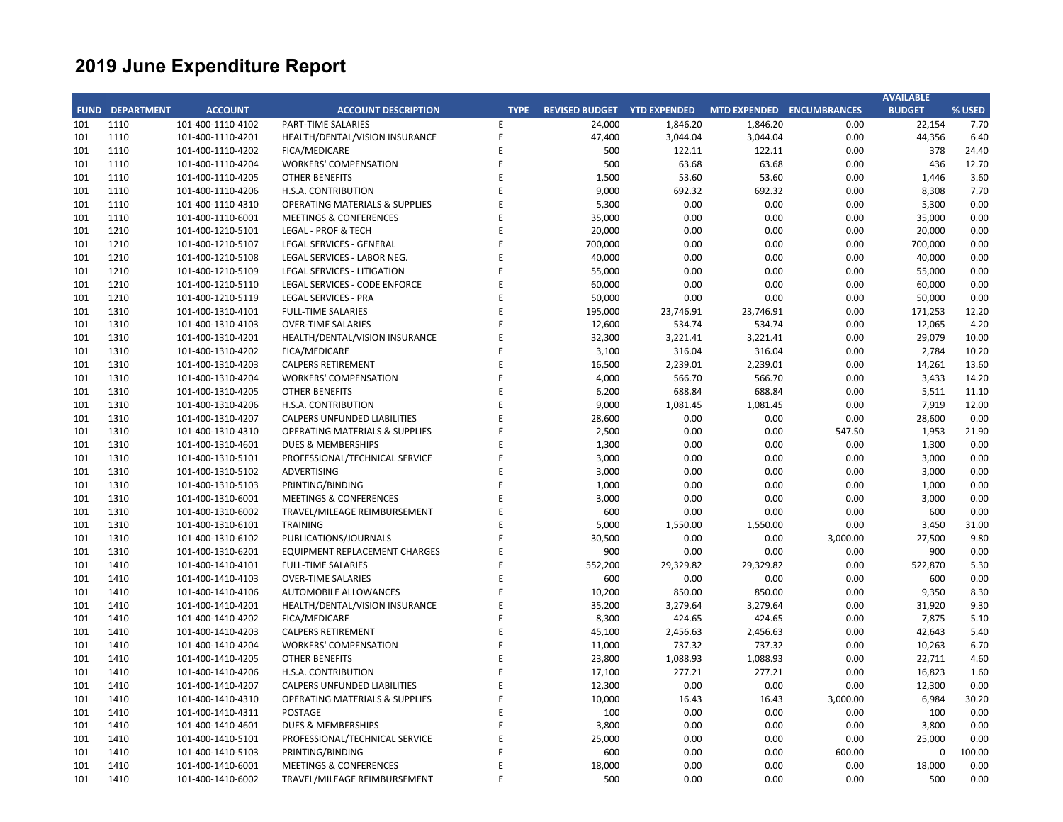# 2019 June Expenditure Report

| FUND | DEPARTMENT | ACCOUNT | ACCOUNT DESCRIPTION | TYPE | REVISED BUDGET | YTD EXPENDED | MTD EXPENDED | ENCUMBRANCES | AVAILABLE BUDGET | % USED |
|---|---|---|---|---|---|---|---|---|---|---|
| 101 | 1110 | 101-400-1110-4102 | PART-TIME SALARIES | E | 24,000 | 1,846.20 | 1,846.20 | 0.00 | 22,154 | 7.70 |
| 101 | 1110 | 101-400-1110-4201 | HEALTH/DENTAL/VISION INSURANCE | E | 47,400 | 3,044.04 | 3,044.04 | 0.00 | 44,356 | 6.40 |
| 101 | 1110 | 101-400-1110-4202 | FICA/MEDICARE | E | 500 | 122.11 | 122.11 | 0.00 | 378 | 24.40 |
| 101 | 1110 | 101-400-1110-4204 | WORKERS' COMPENSATION | E | 500 | 63.68 | 63.68 | 0.00 | 436 | 12.70 |
| 101 | 1110 | 101-400-1110-4205 | OTHER BENEFITS | E | 1,500 | 53.60 | 53.60 | 0.00 | 1,446 | 3.60 |
| 101 | 1110 | 101-400-1110-4206 | H.S.A. CONTRIBUTION | E | 9,000 | 692.32 | 692.32 | 0.00 | 8,308 | 7.70 |
| 101 | 1110 | 101-400-1110-4310 | OPERATING MATERIALS & SUPPLIES | E | 5,300 | 0.00 | 0.00 | 0.00 | 5,300 | 0.00 |
| 101 | 1110 | 101-400-1110-6001 | MEETINGS & CONFERENCES | E | 35,000 | 0.00 | 0.00 | 0.00 | 35,000 | 0.00 |
| 101 | 1210 | 101-400-1210-5101 | LEGAL - PROF & TECH | E | 20,000 | 0.00 | 0.00 | 0.00 | 20,000 | 0.00 |
| 101 | 1210 | 101-400-1210-5107 | LEGAL SERVICES - GENERAL | E | 700,000 | 0.00 | 0.00 | 0.00 | 700,000 | 0.00 |
| 101 | 1210 | 101-400-1210-5108 | LEGAL SERVICES - LABOR NEG. | E | 40,000 | 0.00 | 0.00 | 0.00 | 40,000 | 0.00 |
| 101 | 1210 | 101-400-1210-5109 | LEGAL SERVICES - LITIGATION | E | 55,000 | 0.00 | 0.00 | 0.00 | 55,000 | 0.00 |
| 101 | 1210 | 101-400-1210-5110 | LEGAL SERVICES - CODE ENFORCE | E | 60,000 | 0.00 | 0.00 | 0.00 | 60,000 | 0.00 |
| 101 | 1210 | 101-400-1210-5119 | LEGAL SERVICES - PRA | E | 50,000 | 0.00 | 0.00 | 0.00 | 50,000 | 0.00 |
| 101 | 1310 | 101-400-1310-4101 | FULL-TIME SALARIES | E | 195,000 | 23,746.91 | 23,746.91 | 0.00 | 171,253 | 12.20 |
| 101 | 1310 | 101-400-1310-4103 | OVER-TIME SALARIES | E | 12,600 | 534.74 | 534.74 | 0.00 | 12,065 | 4.20 |
| 101 | 1310 | 101-400-1310-4201 | HEALTH/DENTAL/VISION INSURANCE | E | 32,300 | 3,221.41 | 3,221.41 | 0.00 | 29,079 | 10.00 |
| 101 | 1310 | 101-400-1310-4202 | FICA/MEDICARE | E | 3,100 | 316.04 | 316.04 | 0.00 | 2,784 | 10.20 |
| 101 | 1310 | 101-400-1310-4203 | CALPERS RETIREMENT | E | 16,500 | 2,239.01 | 2,239.01 | 0.00 | 14,261 | 13.60 |
| 101 | 1310 | 101-400-1310-4204 | WORKERS' COMPENSATION | E | 4,000 | 566.70 | 566.70 | 0.00 | 3,433 | 14.20 |
| 101 | 1310 | 101-400-1310-4205 | OTHER BENEFITS | E | 6,200 | 688.84 | 688.84 | 0.00 | 5,511 | 11.10 |
| 101 | 1310 | 101-400-1310-4206 | H.S.A. CONTRIBUTION | E | 9,000 | 1,081.45 | 1,081.45 | 0.00 | 7,919 | 12.00 |
| 101 | 1310 | 101-400-1310-4207 | CALPERS UNFUNDED LIABILITIES | E | 28,600 | 0.00 | 0.00 | 0.00 | 28,600 | 0.00 |
| 101 | 1310 | 101-400-1310-4310 | OPERATING MATERIALS & SUPPLIES | E | 2,500 | 0.00 | 0.00 | 547.50 | 1,953 | 21.90 |
| 101 | 1310 | 101-400-1310-4601 | DUES & MEMBERSHIPS | E | 1,300 | 0.00 | 0.00 | 0.00 | 1,300 | 0.00 |
| 101 | 1310 | 101-400-1310-5101 | PROFESSIONAL/TECHNICAL SERVICE | E | 3,000 | 0.00 | 0.00 | 0.00 | 3,000 | 0.00 |
| 101 | 1310 | 101-400-1310-5102 | ADVERTISING | E | 3,000 | 0.00 | 0.00 | 0.00 | 3,000 | 0.00 |
| 101 | 1310 | 101-400-1310-5103 | PRINTING/BINDING | E | 1,000 | 0.00 | 0.00 | 0.00 | 1,000 | 0.00 |
| 101 | 1310 | 101-400-1310-6001 | MEETINGS & CONFERENCES | E | 3,000 | 0.00 | 0.00 | 0.00 | 3,000 | 0.00 |
| 101 | 1310 | 101-400-1310-6002 | TRAVEL/MILEAGE REIMBURSEMENT | E | 600 | 0.00 | 0.00 | 0.00 | 600 | 0.00 |
| 101 | 1310 | 101-400-1310-6101 | TRAINING | E | 5,000 | 1,550.00 | 1,550.00 | 0.00 | 3,450 | 31.00 |
| 101 | 1310 | 101-400-1310-6102 | PUBLICATIONS/JOURNALS | E | 30,500 | 0.00 | 0.00 | 3,000.00 | 27,500 | 9.80 |
| 101 | 1310 | 101-400-1310-6201 | EQUIPMENT REPLACEMENT CHARGES | E | 900 | 0.00 | 0.00 | 0.00 | 900 | 0.00 |
| 101 | 1410 | 101-400-1410-4101 | FULL-TIME SALARIES | E | 552,200 | 29,329.82 | 29,329.82 | 0.00 | 522,870 | 5.30 |
| 101 | 1410 | 101-400-1410-4103 | OVER-TIME SALARIES | E | 600 | 0.00 | 0.00 | 0.00 | 600 | 0.00 |
| 101 | 1410 | 101-400-1410-4106 | AUTOMOBILE ALLOWANCES | E | 10,200 | 850.00 | 850.00 | 0.00 | 9,350 | 8.30 |
| 101 | 1410 | 101-400-1410-4201 | HEALTH/DENTAL/VISION INSURANCE | E | 35,200 | 3,279.64 | 3,279.64 | 0.00 | 31,920 | 9.30 |
| 101 | 1410 | 101-400-1410-4202 | FICA/MEDICARE | E | 8,300 | 424.65 | 424.65 | 0.00 | 7,875 | 5.10 |
| 101 | 1410 | 101-400-1410-4203 | CALPERS RETIREMENT | E | 45,100 | 2,456.63 | 2,456.63 | 0.00 | 42,643 | 5.40 |
| 101 | 1410 | 101-400-1410-4204 | WORKERS' COMPENSATION | E | 11,000 | 737.32 | 737.32 | 0.00 | 10,263 | 6.70 |
| 101 | 1410 | 101-400-1410-4205 | OTHER BENEFITS | E | 23,800 | 1,088.93 | 1,088.93 | 0.00 | 22,711 | 4.60 |
| 101 | 1410 | 101-400-1410-4206 | H.S.A. CONTRIBUTION | E | 17,100 | 277.21 | 277.21 | 0.00 | 16,823 | 1.60 |
| 101 | 1410 | 101-400-1410-4207 | CALPERS UNFUNDED LIABILITIES | E | 12,300 | 0.00 | 0.00 | 0.00 | 12,300 | 0.00 |
| 101 | 1410 | 101-400-1410-4310 | OPERATING MATERIALS & SUPPLIES | E | 10,000 | 16.43 | 16.43 | 3,000.00 | 6,984 | 30.20 |
| 101 | 1410 | 101-400-1410-4311 | POSTAGE | E | 100 | 0.00 | 0.00 | 0.00 | 100 | 0.00 |
| 101 | 1410 | 101-400-1410-4601 | DUES & MEMBERSHIPS | E | 3,800 | 0.00 | 0.00 | 0.00 | 3,800 | 0.00 |
| 101 | 1410 | 101-400-1410-5101 | PROFESSIONAL/TECHNICAL SERVICE | E | 25,000 | 0.00 | 0.00 | 0.00 | 25,000 | 0.00 |
| 101 | 1410 | 101-400-1410-5103 | PRINTING/BINDING | E | 600 | 0.00 | 0.00 | 600.00 | 0 | 100.00 |
| 101 | 1410 | 101-400-1410-6001 | MEETINGS & CONFERENCES | E | 18,000 | 0.00 | 0.00 | 0.00 | 18,000 | 0.00 |
| 101 | 1410 | 101-400-1410-6002 | TRAVEL/MILEAGE REIMBURSEMENT | E | 500 | 0.00 | 0.00 | 0.00 | 500 | 0.00 |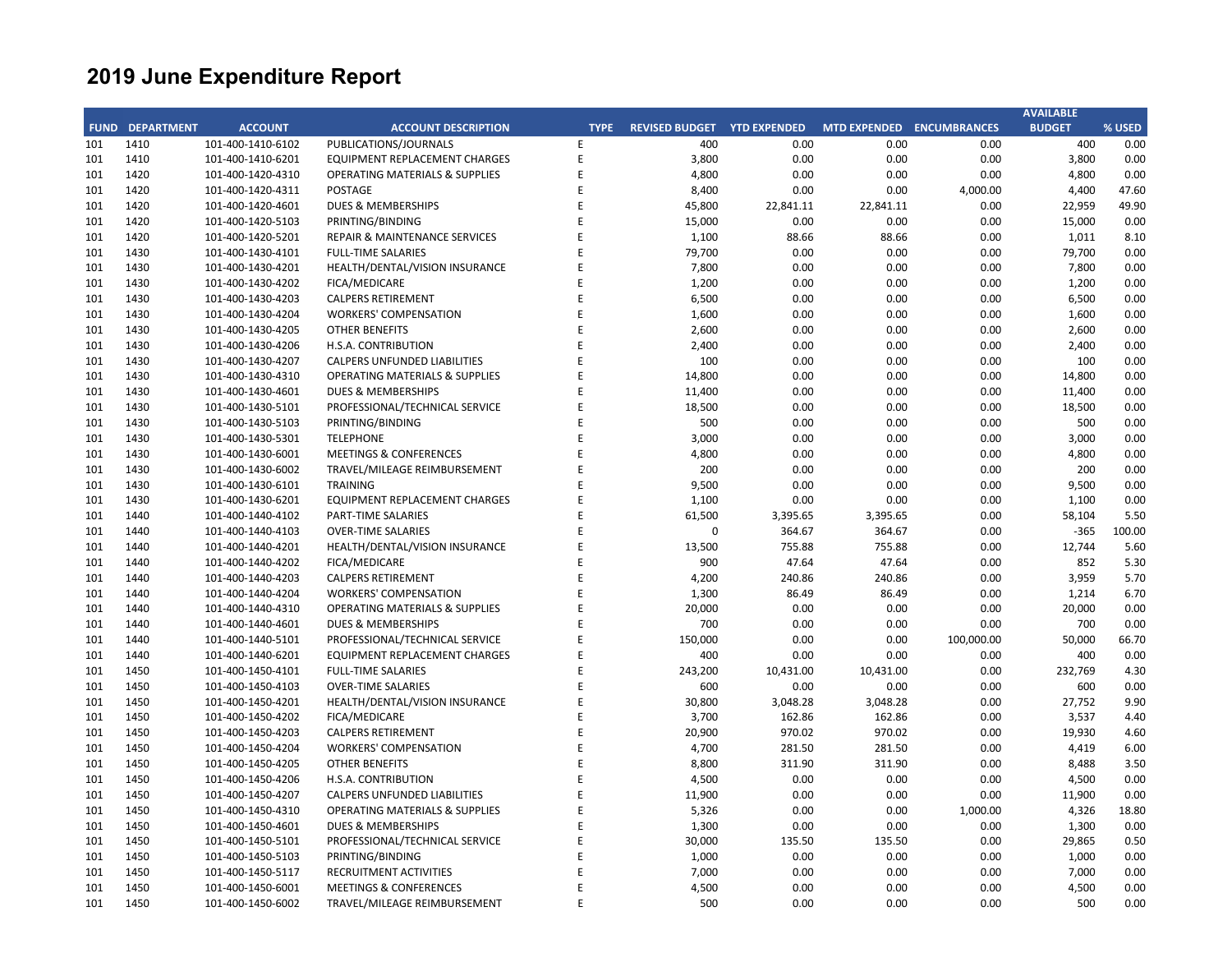# 2019 June Expenditure Report

| FUND | DEPARTMENT | ACCOUNT | ACCOUNT DESCRIPTION | TYPE | REVISED BUDGET | YTD EXPENDED | MTD EXPENDED | ENCUMBRANCES | AVAILABLE BUDGET | % USED |
|---|---|---|---|---|---|---|---|---|---|---|
| 101 | 1410 | 101-400-1410-6102 | PUBLICATIONS/JOURNALS | E | 400 | 0.00 | 0.00 | 0.00 | 400 | 0.00 |
| 101 | 1410 | 101-400-1410-6201 | EQUIPMENT REPLACEMENT CHARGES | E | 3,800 | 0.00 | 0.00 | 0.00 | 3,800 | 0.00 |
| 101 | 1420 | 101-400-1420-4310 | OPERATING MATERIALS & SUPPLIES | E | 4,800 | 0.00 | 0.00 | 0.00 | 4,800 | 0.00 |
| 101 | 1420 | 101-400-1420-4311 | POSTAGE | E | 8,400 | 0.00 | 0.00 | 4,000.00 | 4,400 | 47.60 |
| 101 | 1420 | 101-400-1420-4601 | DUES & MEMBERSHIPS | E | 45,800 | 22,841.11 | 22,841.11 | 0.00 | 22,959 | 49.90 |
| 101 | 1420 | 101-400-1420-5103 | PRINTING/BINDING | E | 15,000 | 0.00 | 0.00 | 0.00 | 15,000 | 0.00 |
| 101 | 1420 | 101-400-1420-5201 | REPAIR & MAINTENANCE SERVICES | E | 1,100 | 88.66 | 88.66 | 0.00 | 1,011 | 8.10 |
| 101 | 1430 | 101-400-1430-4101 | FULL-TIME SALARIES | E | 79,700 | 0.00 | 0.00 | 0.00 | 79,700 | 0.00 |
| 101 | 1430 | 101-400-1430-4201 | HEALTH/DENTAL/VISION INSURANCE | E | 7,800 | 0.00 | 0.00 | 0.00 | 7,800 | 0.00 |
| 101 | 1430 | 101-400-1430-4202 | FICA/MEDICARE | E | 1,200 | 0.00 | 0.00 | 0.00 | 1,200 | 0.00 |
| 101 | 1430 | 101-400-1430-4203 | CALPERS RETIREMENT | E | 6,500 | 0.00 | 0.00 | 0.00 | 6,500 | 0.00 |
| 101 | 1430 | 101-400-1430-4204 | WORKERS' COMPENSATION | E | 1,600 | 0.00 | 0.00 | 0.00 | 1,600 | 0.00 |
| 101 | 1430 | 101-400-1430-4205 | OTHER BENEFITS | E | 2,600 | 0.00 | 0.00 | 0.00 | 2,600 | 0.00 |
| 101 | 1430 | 101-400-1430-4206 | H.S.A. CONTRIBUTION | E | 2,400 | 0.00 | 0.00 | 0.00 | 2,400 | 0.00 |
| 101 | 1430 | 101-400-1430-4207 | CALPERS UNFUNDED LIABILITIES | E | 100 | 0.00 | 0.00 | 0.00 | 100 | 0.00 |
| 101 | 1430 | 101-400-1430-4310 | OPERATING MATERIALS & SUPPLIES | E | 14,800 | 0.00 | 0.00 | 0.00 | 14,800 | 0.00 |
| 101 | 1430 | 101-400-1430-4601 | DUES & MEMBERSHIPS | E | 11,400 | 0.00 | 0.00 | 0.00 | 11,400 | 0.00 |
| 101 | 1430 | 101-400-1430-5101 | PROFESSIONAL/TECHNICAL SERVICE | E | 18,500 | 0.00 | 0.00 | 0.00 | 18,500 | 0.00 |
| 101 | 1430 | 101-400-1430-5103 | PRINTING/BINDING | E | 500 | 0.00 | 0.00 | 0.00 | 500 | 0.00 |
| 101 | 1430 | 101-400-1430-5301 | TELEPHONE | E | 3,000 | 0.00 | 0.00 | 0.00 | 3,000 | 0.00 |
| 101 | 1430 | 101-400-1430-6001 | MEETINGS & CONFERENCES | E | 4,800 | 0.00 | 0.00 | 0.00 | 4,800 | 0.00 |
| 101 | 1430 | 101-400-1430-6002 | TRAVEL/MILEAGE REIMBURSEMENT | E | 200 | 0.00 | 0.00 | 0.00 | 200 | 0.00 |
| 101 | 1430 | 101-400-1430-6101 | TRAINING | E | 9,500 | 0.00 | 0.00 | 0.00 | 9,500 | 0.00 |
| 101 | 1430 | 101-400-1430-6201 | EQUIPMENT REPLACEMENT CHARGES | E | 1,100 | 0.00 | 0.00 | 0.00 | 1,100 | 0.00 |
| 101 | 1440 | 101-400-1440-4102 | PART-TIME SALARIES | E | 61,500 | 3,395.65 | 3,395.65 | 0.00 | 58,104 | 5.50 |
| 101 | 1440 | 101-400-1440-4103 | OVER-TIME SALARIES | E | 0 | 364.67 | 364.67 | 0.00 | -365 | 100.00 |
| 101 | 1440 | 101-400-1440-4201 | HEALTH/DENTAL/VISION INSURANCE | E | 13,500 | 755.88 | 755.88 | 0.00 | 12,744 | 5.60 |
| 101 | 1440 | 101-400-1440-4202 | FICA/MEDICARE | E | 900 | 47.64 | 47.64 | 0.00 | 852 | 5.30 |
| 101 | 1440 | 101-400-1440-4203 | CALPERS RETIREMENT | E | 4,200 | 240.86 | 240.86 | 0.00 | 3,959 | 5.70 |
| 101 | 1440 | 101-400-1440-4204 | WORKERS' COMPENSATION | E | 1,300 | 86.49 | 86.49 | 0.00 | 1,214 | 6.70 |
| 101 | 1440 | 101-400-1440-4310 | OPERATING MATERIALS & SUPPLIES | E | 20,000 | 0.00 | 0.00 | 0.00 | 20,000 | 0.00 |
| 101 | 1440 | 101-400-1440-4601 | DUES & MEMBERSHIPS | E | 700 | 0.00 | 0.00 | 0.00 | 700 | 0.00 |
| 101 | 1440 | 101-400-1440-5101 | PROFESSIONAL/TECHNICAL SERVICE | E | 150,000 | 0.00 | 0.00 | 100,000.00 | 50,000 | 66.70 |
| 101 | 1440 | 101-400-1440-6201 | EQUIPMENT REPLACEMENT CHARGES | E | 400 | 0.00 | 0.00 | 0.00 | 400 | 0.00 |
| 101 | 1450 | 101-400-1450-4101 | FULL-TIME SALARIES | E | 243,200 | 10,431.00 | 10,431.00 | 0.00 | 232,769 | 4.30 |
| 101 | 1450 | 101-400-1450-4103 | OVER-TIME SALARIES | E | 600 | 0.00 | 0.00 | 0.00 | 600 | 0.00 |
| 101 | 1450 | 101-400-1450-4201 | HEALTH/DENTAL/VISION INSURANCE | E | 30,800 | 3,048.28 | 3,048.28 | 0.00 | 27,752 | 9.90 |
| 101 | 1450 | 101-400-1450-4202 | FICA/MEDICARE | E | 3,700 | 162.86 | 162.86 | 0.00 | 3,537 | 4.40 |
| 101 | 1450 | 101-400-1450-4203 | CALPERS RETIREMENT | E | 20,900 | 970.02 | 970.02 | 0.00 | 19,930 | 4.60 |
| 101 | 1450 | 101-400-1450-4204 | WORKERS' COMPENSATION | E | 4,700 | 281.50 | 281.50 | 0.00 | 4,419 | 6.00 |
| 101 | 1450 | 101-400-1450-4205 | OTHER BENEFITS | E | 8,800 | 311.90 | 311.90 | 0.00 | 8,488 | 3.50 |
| 101 | 1450 | 101-400-1450-4206 | H.S.A. CONTRIBUTION | E | 4,500 | 0.00 | 0.00 | 0.00 | 4,500 | 0.00 |
| 101 | 1450 | 101-400-1450-4207 | CALPERS UNFUNDED LIABILITIES | E | 11,900 | 0.00 | 0.00 | 0.00 | 11,900 | 0.00 |
| 101 | 1450 | 101-400-1450-4310 | OPERATING MATERIALS & SUPPLIES | E | 5,326 | 0.00 | 0.00 | 1,000.00 | 4,326 | 18.80 |
| 101 | 1450 | 101-400-1450-4601 | DUES & MEMBERSHIPS | E | 1,300 | 0.00 | 0.00 | 0.00 | 1,300 | 0.00 |
| 101 | 1450 | 101-400-1450-5101 | PROFESSIONAL/TECHNICAL SERVICE | E | 30,000 | 135.50 | 135.50 | 0.00 | 29,865 | 0.50 |
| 101 | 1450 | 101-400-1450-5103 | PRINTING/BINDING | E | 1,000 | 0.00 | 0.00 | 0.00 | 1,000 | 0.00 |
| 101 | 1450 | 101-400-1450-5117 | RECRUITMENT ACTIVITIES | E | 7,000 | 0.00 | 0.00 | 0.00 | 7,000 | 0.00 |
| 101 | 1450 | 101-400-1450-6001 | MEETINGS & CONFERENCES | E | 4,500 | 0.00 | 0.00 | 0.00 | 4,500 | 0.00 |
| 101 | 1450 | 101-400-1450-6002 | TRAVEL/MILEAGE REIMBURSEMENT | E | 500 | 0.00 | 0.00 | 0.00 | 500 | 0.00 |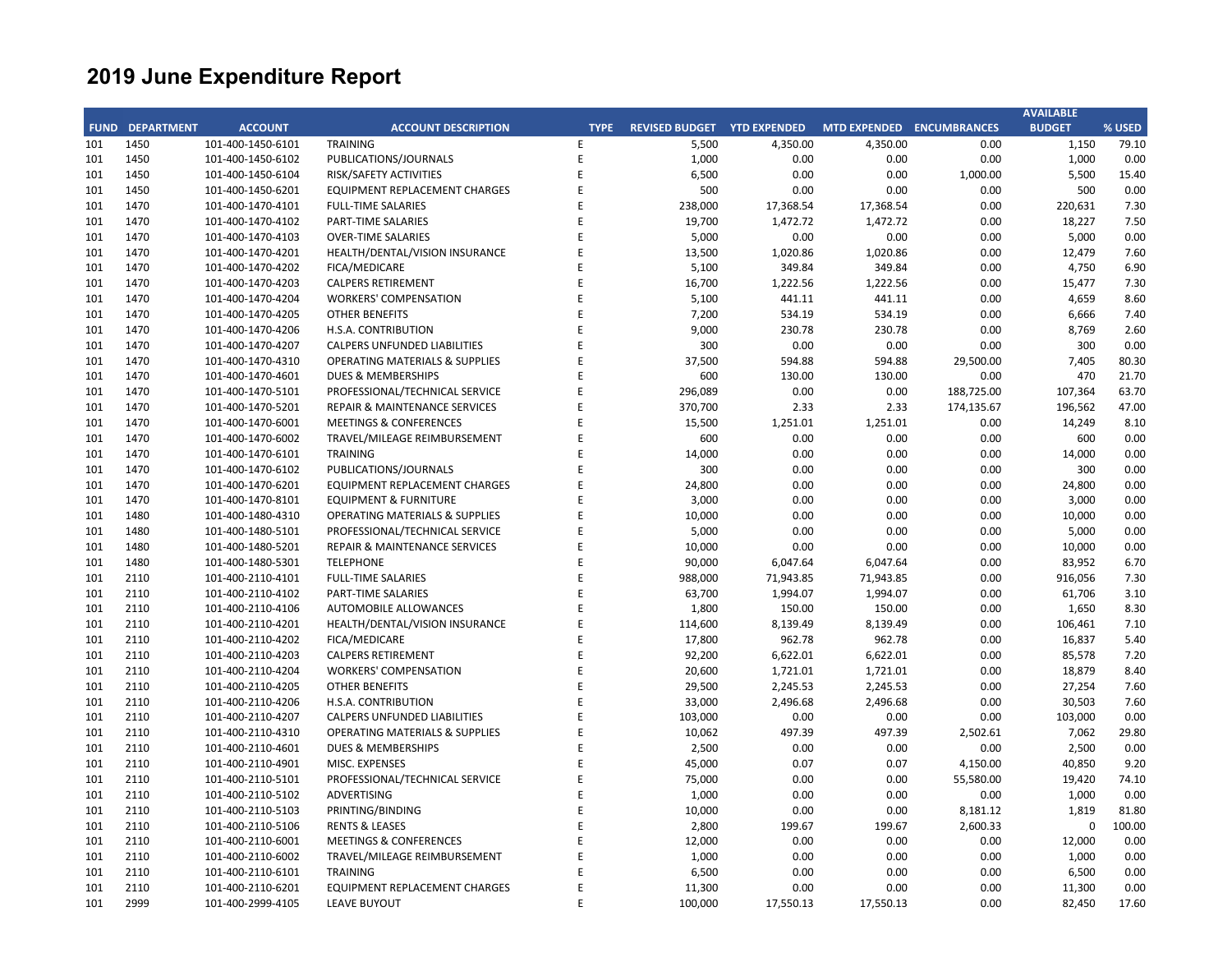# 2019 June Expenditure Report

| FUND | DEPARTMENT | ACCOUNT | ACCOUNT DESCRIPTION | TYPE | REVISED BUDGET | YTD EXPENDED | MTD EXPENDED | ENCUMBRANCES | AVAILABLE BUDGET | % USED |
|---|---|---|---|---|---|---|---|---|---|---|
| 101 | 1450 | 101-400-1450-6101 | TRAINING | E | 5,500 | 4,350.00 | 4,350.00 | 0.00 | 1,150 | 79.10 |
| 101 | 1450 | 101-400-1450-6102 | PUBLICATIONS/JOURNALS | E | 1,000 | 0.00 | 0.00 | 0.00 | 1,000 | 0.00 |
| 101 | 1450 | 101-400-1450-6104 | RISK/SAFETY ACTIVITIES | E | 6,500 | 0.00 | 0.00 | 1,000.00 | 5,500 | 15.40 |
| 101 | 1450 | 101-400-1450-6201 | EQUIPMENT REPLACEMENT CHARGES | E | 500 | 0.00 | 0.00 | 0.00 | 500 | 0.00 |
| 101 | 1470 | 101-400-1470-4101 | FULL-TIME SALARIES | E | 238,000 | 17,368.54 | 17,368.54 | 0.00 | 220,631 | 7.30 |
| 101 | 1470 | 101-400-1470-4102 | PART-TIME SALARIES | E | 19,700 | 1,472.72 | 1,472.72 | 0.00 | 18,227 | 7.50 |
| 101 | 1470 | 101-400-1470-4103 | OVER-TIME SALARIES | E | 5,000 | 0.00 | 0.00 | 0.00 | 5,000 | 0.00 |
| 101 | 1470 | 101-400-1470-4201 | HEALTH/DENTAL/VISION INSURANCE | E | 13,500 | 1,020.86 | 1,020.86 | 0.00 | 12,479 | 7.60 |
| 101 | 1470 | 101-400-1470-4202 | FICA/MEDICARE | E | 5,100 | 349.84 | 349.84 | 0.00 | 4,750 | 6.90 |
| 101 | 1470 | 101-400-1470-4203 | CALPERS RETIREMENT | E | 16,700 | 1,222.56 | 1,222.56 | 0.00 | 15,477 | 7.30 |
| 101 | 1470 | 101-400-1470-4204 | WORKERS' COMPENSATION | E | 5,100 | 441.11 | 441.11 | 0.00 | 4,659 | 8.60 |
| 101 | 1470 | 101-400-1470-4205 | OTHER BENEFITS | E | 7,200 | 534.19 | 534.19 | 0.00 | 6,666 | 7.40 |
| 101 | 1470 | 101-400-1470-4206 | H.S.A. CONTRIBUTION | E | 9,000 | 230.78 | 230.78 | 0.00 | 8,769 | 2.60 |
| 101 | 1470 | 101-400-1470-4207 | CALPERS UNFUNDED LIABILITIES | E | 300 | 0.00 | 0.00 | 0.00 | 300 | 0.00 |
| 101 | 1470 | 101-400-1470-4310 | OPERATING MATERIALS & SUPPLIES | E | 37,500 | 594.88 | 594.88 | 29,500.00 | 7,405 | 80.30 |
| 101 | 1470 | 101-400-1470-4601 | DUES & MEMBERSHIPS | E | 600 | 130.00 | 130.00 | 0.00 | 470 | 21.70 |
| 101 | 1470 | 101-400-1470-5101 | PROFESSIONAL/TECHNICAL SERVICE | E | 296,089 | 0.00 | 0.00 | 188,725.00 | 107,364 | 63.70 |
| 101 | 1470 | 101-400-1470-5201 | REPAIR & MAINTENANCE SERVICES | E | 370,700 | 2.33 | 2.33 | 174,135.67 | 196,562 | 47.00 |
| 101 | 1470 | 101-400-1470-6001 | MEETINGS & CONFERENCES | E | 15,500 | 1,251.01 | 1,251.01 | 0.00 | 14,249 | 8.10 |
| 101 | 1470 | 101-400-1470-6002 | TRAVEL/MILEAGE REIMBURSEMENT | E | 600 | 0.00 | 0.00 | 0.00 | 600 | 0.00 |
| 101 | 1470 | 101-400-1470-6101 | TRAINING | E | 14,000 | 0.00 | 0.00 | 0.00 | 14,000 | 0.00 |
| 101 | 1470 | 101-400-1470-6102 | PUBLICATIONS/JOURNALS | E | 300 | 0.00 | 0.00 | 0.00 | 300 | 0.00 |
| 101 | 1470 | 101-400-1470-6201 | EQUIPMENT REPLACEMENT CHARGES | E | 24,800 | 0.00 | 0.00 | 0.00 | 24,800 | 0.00 |
| 101 | 1470 | 101-400-1470-8101 | EQUIPMENT & FURNITURE | E | 3,000 | 0.00 | 0.00 | 0.00 | 3,000 | 0.00 |
| 101 | 1480 | 101-400-1480-4310 | OPERATING MATERIALS & SUPPLIES | E | 10,000 | 0.00 | 0.00 | 0.00 | 10,000 | 0.00 |
| 101 | 1480 | 101-400-1480-5101 | PROFESSIONAL/TECHNICAL SERVICE | E | 5,000 | 0.00 | 0.00 | 0.00 | 5,000 | 0.00 |
| 101 | 1480 | 101-400-1480-5201 | REPAIR & MAINTENANCE SERVICES | E | 10,000 | 0.00 | 0.00 | 0.00 | 10,000 | 0.00 |
| 101 | 1480 | 101-400-1480-5301 | TELEPHONE | E | 90,000 | 6,047.64 | 6,047.64 | 0.00 | 83,952 | 6.70 |
| 101 | 2110 | 101-400-2110-4101 | FULL-TIME SALARIES | E | 988,000 | 71,943.85 | 71,943.85 | 0.00 | 916,056 | 7.30 |
| 101 | 2110 | 101-400-2110-4102 | PART-TIME SALARIES | E | 63,700 | 1,994.07 | 1,994.07 | 0.00 | 61,706 | 3.10 |
| 101 | 2110 | 101-400-2110-4106 | AUTOMOBILE ALLOWANCES | E | 1,800 | 150.00 | 150.00 | 0.00 | 1,650 | 8.30 |
| 101 | 2110 | 101-400-2110-4201 | HEALTH/DENTAL/VISION INSURANCE | E | 114,600 | 8,139.49 | 8,139.49 | 0.00 | 106,461 | 7.10 |
| 101 | 2110 | 101-400-2110-4202 | FICA/MEDICARE | E | 17,800 | 962.78 | 962.78 | 0.00 | 16,837 | 5.40 |
| 101 | 2110 | 101-400-2110-4203 | CALPERS RETIREMENT | E | 92,200 | 6,622.01 | 6,622.01 | 0.00 | 85,578 | 7.20 |
| 101 | 2110 | 101-400-2110-4204 | WORKERS' COMPENSATION | E | 20,600 | 1,721.01 | 1,721.01 | 0.00 | 18,879 | 8.40 |
| 101 | 2110 | 101-400-2110-4205 | OTHER BENEFITS | E | 29,500 | 2,245.53 | 2,245.53 | 0.00 | 27,254 | 7.60 |
| 101 | 2110 | 101-400-2110-4206 | H.S.A. CONTRIBUTION | E | 33,000 | 2,496.68 | 2,496.68 | 0.00 | 30,503 | 7.60 |
| 101 | 2110 | 101-400-2110-4207 | CALPERS UNFUNDED LIABILITIES | E | 103,000 | 0.00 | 0.00 | 0.00 | 103,000 | 0.00 |
| 101 | 2110 | 101-400-2110-4310 | OPERATING MATERIALS & SUPPLIES | E | 10,062 | 497.39 | 497.39 | 2,502.61 | 7,062 | 29.80 |
| 101 | 2110 | 101-400-2110-4601 | DUES & MEMBERSHIPS | E | 2,500 | 0.00 | 0.00 | 0.00 | 2,500 | 0.00 |
| 101 | 2110 | 101-400-2110-4901 | MISC. EXPENSES | E | 45,000 | 0.07 | 0.07 | 4,150.00 | 40,850 | 9.20 |
| 101 | 2110 | 101-400-2110-5101 | PROFESSIONAL/TECHNICAL SERVICE | E | 75,000 | 0.00 | 0.00 | 55,580.00 | 19,420 | 74.10 |
| 101 | 2110 | 101-400-2110-5102 | ADVERTISING | E | 1,000 | 0.00 | 0.00 | 0.00 | 1,000 | 0.00 |
| 101 | 2110 | 101-400-2110-5103 | PRINTING/BINDING | E | 10,000 | 0.00 | 0.00 | 8,181.12 | 1,819 | 81.80 |
| 101 | 2110 | 101-400-2110-5106 | RENTS & LEASES | E | 2,800 | 199.67 | 199.67 | 2,600.33 | 0 | 100.00 |
| 101 | 2110 | 101-400-2110-6001 | MEETINGS & CONFERENCES | E | 12,000 | 0.00 | 0.00 | 0.00 | 12,000 | 0.00 |
| 101 | 2110 | 101-400-2110-6002 | TRAVEL/MILEAGE REIMBURSEMENT | E | 1,000 | 0.00 | 0.00 | 0.00 | 1,000 | 0.00 |
| 101 | 2110 | 101-400-2110-6101 | TRAINING | E | 6,500 | 0.00 | 0.00 | 0.00 | 6,500 | 0.00 |
| 101 | 2110 | 101-400-2110-6201 | EQUIPMENT REPLACEMENT CHARGES | E | 11,300 | 0.00 | 0.00 | 0.00 | 11,300 | 0.00 |
| 101 | 2999 | 101-400-2999-4105 | LEAVE BUYOUT | E | 100,000 | 17,550.13 | 17,550.13 | 0.00 | 82,450 | 17.60 |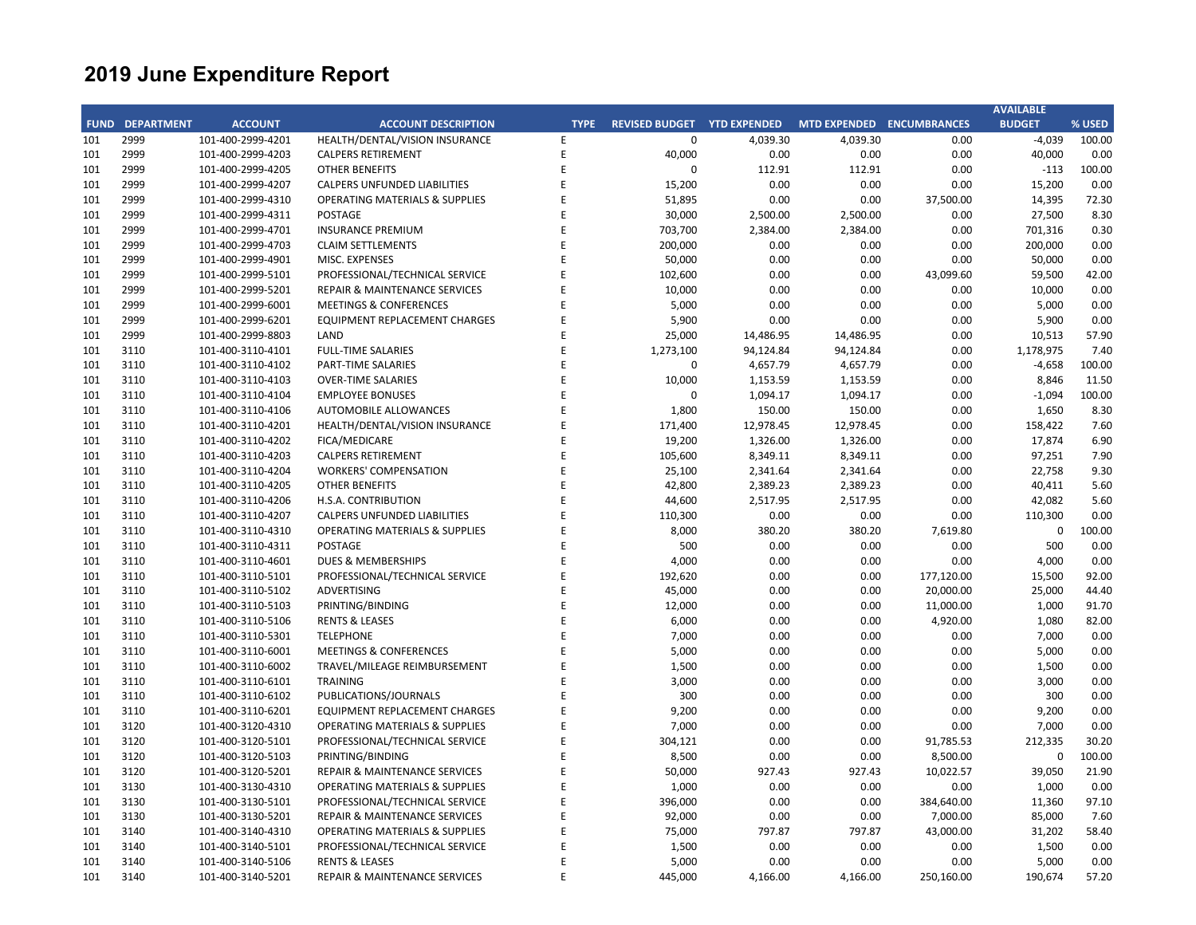# 2019 June Expenditure Report

| FUND | DEPARTMENT | ACCOUNT | ACCOUNT DESCRIPTION | TYPE | REVISED BUDGET | YTD EXPENDED | MTD EXPENDED | ENCUMBRANCES | AVAILABLE BUDGET | % USED |
|---|---|---|---|---|---|---|---|---|---|---|
| 101 | 2999 | 101-400-2999-4201 | HEALTH/DENTAL/VISION INSURANCE | E | 0 | 4,039.30 | 4,039.30 | 0.00 | -4,039 | 100.00 |
| 101 | 2999 | 101-400-2999-4203 | CALPERS RETIREMENT | E | 40,000 | 0.00 | 0.00 | 0.00 | 40,000 | 0.00 |
| 101 | 2999 | 101-400-2999-4205 | OTHER BENEFITS | E | 0 | 112.91 | 112.91 | 0.00 | -113 | 100.00 |
| 101 | 2999 | 101-400-2999-4207 | CALPERS UNFUNDED LIABILITIES | E | 15,200 | 0.00 | 0.00 | 0.00 | 15,200 | 0.00 |
| 101 | 2999 | 101-400-2999-4310 | OPERATING MATERIALS & SUPPLIES | E | 51,895 | 0.00 | 0.00 | 37,500.00 | 14,395 | 72.30 |
| 101 | 2999 | 101-400-2999-4311 | POSTAGE | E | 30,000 | 2,500.00 | 2,500.00 | 0.00 | 27,500 | 8.30 |
| 101 | 2999 | 101-400-2999-4701 | INSURANCE PREMIUM | E | 703,700 | 2,384.00 | 2,384.00 | 0.00 | 701,316 | 0.30 |
| 101 | 2999 | 101-400-2999-4703 | CLAIM SETTLEMENTS | E | 200,000 | 0.00 | 0.00 | 0.00 | 200,000 | 0.00 |
| 101 | 2999 | 101-400-2999-4901 | MISC. EXPENSES | E | 50,000 | 0.00 | 0.00 | 0.00 | 50,000 | 0.00 |
| 101 | 2999 | 101-400-2999-5101 | PROFESSIONAL/TECHNICAL SERVICE | E | 102,600 | 0.00 | 0.00 | 43,099.60 | 59,500 | 42.00 |
| 101 | 2999 | 101-400-2999-5201 | REPAIR & MAINTENANCE SERVICES | E | 10,000 | 0.00 | 0.00 | 0.00 | 10,000 | 0.00 |
| 101 | 2999 | 101-400-2999-6001 | MEETINGS & CONFERENCES | E | 5,000 | 0.00 | 0.00 | 0.00 | 5,000 | 0.00 |
| 101 | 2999 | 101-400-2999-6201 | EQUIPMENT REPLACEMENT CHARGES | E | 5,900 | 0.00 | 0.00 | 0.00 | 5,900 | 0.00 |
| 101 | 2999 | 101-400-2999-8803 | LAND | E | 25,000 | 14,486.95 | 14,486.95 | 0.00 | 10,513 | 57.90 |
| 101 | 3110 | 101-400-3110-4101 | FULL-TIME SALARIES | E | 1,273,100 | 94,124.84 | 94,124.84 | 0.00 | 1,178,975 | 7.40 |
| 101 | 3110 | 101-400-3110-4102 | PART-TIME SALARIES | E | 0 | 4,657.79 | 4,657.79 | 0.00 | -4,658 | 100.00 |
| 101 | 3110 | 101-400-3110-4103 | OVER-TIME SALARIES | E | 10,000 | 1,153.59 | 1,153.59 | 0.00 | 8,846 | 11.50 |
| 101 | 3110 | 101-400-3110-4104 | EMPLOYEE BONUSES | E | 0 | 1,094.17 | 1,094.17 | 0.00 | -1,094 | 100.00 |
| 101 | 3110 | 101-400-3110-4106 | AUTOMOBILE ALLOWANCES | E | 1,800 | 150.00 | 150.00 | 0.00 | 1,650 | 8.30 |
| 101 | 3110 | 101-400-3110-4201 | HEALTH/DENTAL/VISION INSURANCE | E | 171,400 | 12,978.45 | 12,978.45 | 0.00 | 158,422 | 7.60 |
| 101 | 3110 | 101-400-3110-4202 | FICA/MEDICARE | E | 19,200 | 1,326.00 | 1,326.00 | 0.00 | 17,874 | 6.90 |
| 101 | 3110 | 101-400-3110-4203 | CALPERS RETIREMENT | E | 105,600 | 8,349.11 | 8,349.11 | 0.00 | 97,251 | 7.90 |
| 101 | 3110 | 101-400-3110-4204 | WORKERS' COMPENSATION | E | 25,100 | 2,341.64 | 2,341.64 | 0.00 | 22,758 | 9.30 |
| 101 | 3110 | 101-400-3110-4205 | OTHER BENEFITS | E | 42,800 | 2,389.23 | 2,389.23 | 0.00 | 40,411 | 5.60 |
| 101 | 3110 | 101-400-3110-4206 | H.S.A. CONTRIBUTION | E | 44,600 | 2,517.95 | 2,517.95 | 0.00 | 42,082 | 5.60 |
| 101 | 3110 | 101-400-3110-4207 | CALPERS UNFUNDED LIABILITIES | E | 110,300 | 0.00 | 0.00 | 0.00 | 110,300 | 0.00 |
| 101 | 3110 | 101-400-3110-4310 | OPERATING MATERIALS & SUPPLIES | E | 8,000 | 380.20 | 380.20 | 7,619.80 | 0 | 100.00 |
| 101 | 3110 | 101-400-3110-4311 | POSTAGE | E | 500 | 0.00 | 0.00 | 0.00 | 500 | 0.00 |
| 101 | 3110 | 101-400-3110-4601 | DUES & MEMBERSHIPS | E | 4,000 | 0.00 | 0.00 | 0.00 | 4,000 | 0.00 |
| 101 | 3110 | 101-400-3110-5101 | PROFESSIONAL/TECHNICAL SERVICE | E | 192,620 | 0.00 | 0.00 | 177,120.00 | 15,500 | 92.00 |
| 101 | 3110 | 101-400-3110-5102 | ADVERTISING | E | 45,000 | 0.00 | 0.00 | 20,000.00 | 25,000 | 44.40 |
| 101 | 3110 | 101-400-3110-5103 | PRINTING/BINDING | E | 12,000 | 0.00 | 0.00 | 11,000.00 | 1,000 | 91.70 |
| 101 | 3110 | 101-400-3110-5106 | RENTS & LEASES | E | 6,000 | 0.00 | 0.00 | 4,920.00 | 1,080 | 82.00 |
| 101 | 3110 | 101-400-3110-5301 | TELEPHONE | E | 7,000 | 0.00 | 0.00 | 0.00 | 7,000 | 0.00 |
| 101 | 3110 | 101-400-3110-6001 | MEETINGS & CONFERENCES | E | 5,000 | 0.00 | 0.00 | 0.00 | 5,000 | 0.00 |
| 101 | 3110 | 101-400-3110-6002 | TRAVEL/MILEAGE REIMBURSEMENT | E | 1,500 | 0.00 | 0.00 | 0.00 | 1,500 | 0.00 |
| 101 | 3110 | 101-400-3110-6101 | TRAINING | E | 3,000 | 0.00 | 0.00 | 0.00 | 3,000 | 0.00 |
| 101 | 3110 | 101-400-3110-6102 | PUBLICATIONS/JOURNALS | E | 300 | 0.00 | 0.00 | 0.00 | 300 | 0.00 |
| 101 | 3110 | 101-400-3110-6201 | EQUIPMENT REPLACEMENT CHARGES | E | 9,200 | 0.00 | 0.00 | 0.00 | 9,200 | 0.00 |
| 101 | 3120 | 101-400-3120-4310 | OPERATING MATERIALS & SUPPLIES | E | 7,000 | 0.00 | 0.00 | 0.00 | 7,000 | 0.00 |
| 101 | 3120 | 101-400-3120-5101 | PROFESSIONAL/TECHNICAL SERVICE | E | 304,121 | 0.00 | 0.00 | 91,785.53 | 212,335 | 30.20 |
| 101 | 3120 | 101-400-3120-5103 | PRINTING/BINDING | E | 8,500 | 0.00 | 0.00 | 8,500.00 | 0 | 100.00 |
| 101 | 3120 | 101-400-3120-5201 | REPAIR & MAINTENANCE SERVICES | E | 50,000 | 927.43 | 927.43 | 10,022.57 | 39,050 | 21.90 |
| 101 | 3130 | 101-400-3130-4310 | OPERATING MATERIALS & SUPPLIES | E | 1,000 | 0.00 | 0.00 | 0.00 | 1,000 | 0.00 |
| 101 | 3130 | 101-400-3130-5101 | PROFESSIONAL/TECHNICAL SERVICE | E | 396,000 | 0.00 | 0.00 | 384,640.00 | 11,360 | 97.10 |
| 101 | 3130 | 101-400-3130-5201 | REPAIR & MAINTENANCE SERVICES | E | 92,000 | 0.00 | 0.00 | 7,000.00 | 85,000 | 7.60 |
| 101 | 3140 | 101-400-3140-4310 | OPERATING MATERIALS & SUPPLIES | E | 75,000 | 797.87 | 797.87 | 43,000.00 | 31,202 | 58.40 |
| 101 | 3140 | 101-400-3140-5101 | PROFESSIONAL/TECHNICAL SERVICE | E | 1,500 | 0.00 | 0.00 | 0.00 | 1,500 | 0.00 |
| 101 | 3140 | 101-400-3140-5106 | RENTS & LEASES | E | 5,000 | 0.00 | 0.00 | 0.00 | 5,000 | 0.00 |
| 101 | 3140 | 101-400-3140-5201 | REPAIR & MAINTENANCE SERVICES | E | 445,000 | 4,166.00 | 4,166.00 | 250,160.00 | 190,674 | 57.20 |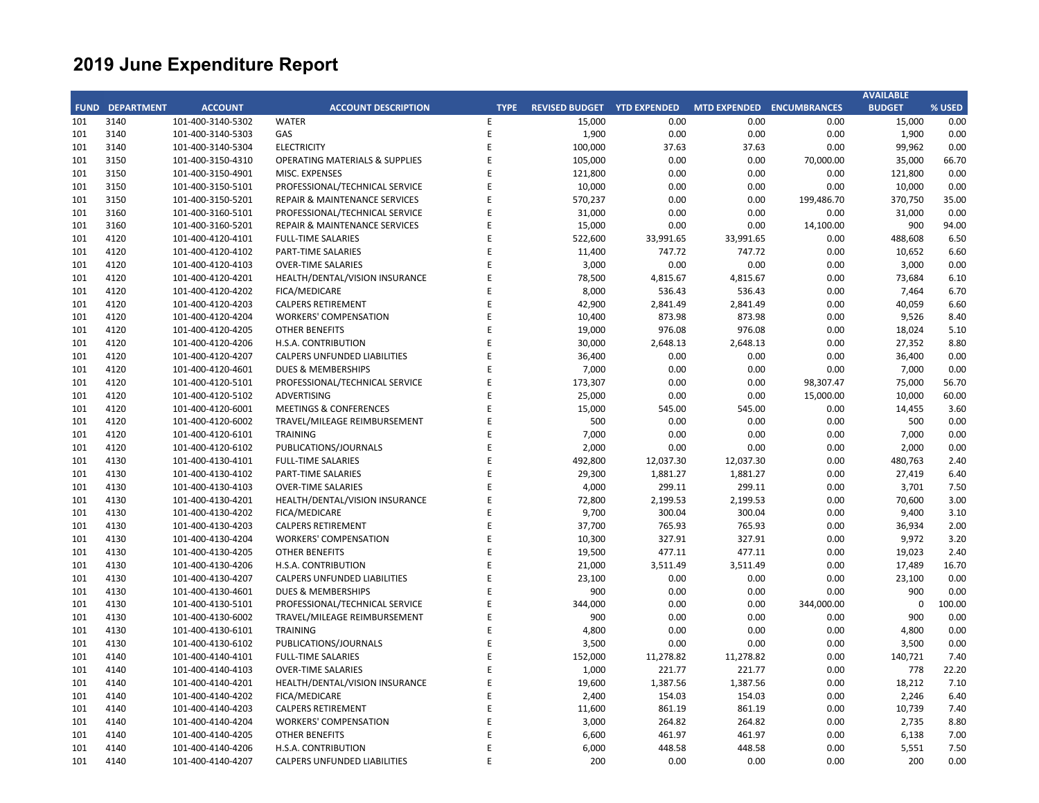# 2019 June Expenditure Report

| FUND | DEPARTMENT | ACCOUNT | ACCOUNT DESCRIPTION | TYPE | REVISED BUDGET | YTD EXPENDED | MTD EXPENDED | ENCUMBRANCES | AVAILABLE BUDGET | % USED |
|---|---|---|---|---|---|---|---|---|---|---|
| 101 | 3140 | 101-400-3140-5302 | WATER | E | 15,000 | 0.00 | 0.00 | 0.00 | 15,000 | 0.00 |
| 101 | 3140 | 101-400-3140-5303 | GAS | E | 1,900 | 0.00 | 0.00 | 0.00 | 1,900 | 0.00 |
| 101 | 3140 | 101-400-3140-5304 | ELECTRICITY | E | 100,000 | 37.63 | 37.63 | 0.00 | 99,962 | 0.00 |
| 101 | 3150 | 101-400-3150-4310 | OPERATING MATERIALS & SUPPLIES | E | 105,000 | 0.00 | 0.00 | 70,000.00 | 35,000 | 66.70 |
| 101 | 3150 | 101-400-3150-4901 | MISC. EXPENSES | E | 121,800 | 0.00 | 0.00 | 0.00 | 121,800 | 0.00 |
| 101 | 3150 | 101-400-3150-5101 | PROFESSIONAL/TECHNICAL SERVICE | E | 10,000 | 0.00 | 0.00 | 0.00 | 10,000 | 0.00 |
| 101 | 3150 | 101-400-3150-5201 | REPAIR & MAINTENANCE SERVICES | E | 570,237 | 0.00 | 0.00 | 199,486.70 | 370,750 | 35.00 |
| 101 | 3160 | 101-400-3160-5101 | PROFESSIONAL/TECHNICAL SERVICE | E | 31,000 | 0.00 | 0.00 | 0.00 | 31,000 | 0.00 |
| 101 | 3160 | 101-400-3160-5201 | REPAIR & MAINTENANCE SERVICES | E | 15,000 | 0.00 | 0.00 | 14,100.00 | 900 | 94.00 |
| 101 | 4120 | 101-400-4120-4101 | FULL-TIME SALARIES | E | 522,600 | 33,991.65 | 33,991.65 | 0.00 | 488,608 | 6.50 |
| 101 | 4120 | 101-400-4120-4102 | PART-TIME SALARIES | E | 11,400 | 747.72 | 747.72 | 0.00 | 10,652 | 6.60 |
| 101 | 4120 | 101-400-4120-4103 | OVER-TIME SALARIES | E | 3,000 | 0.00 | 0.00 | 0.00 | 3,000 | 0.00 |
| 101 | 4120 | 101-400-4120-4201 | HEALTH/DENTAL/VISION INSURANCE | E | 78,500 | 4,815.67 | 4,815.67 | 0.00 | 73,684 | 6.10 |
| 101 | 4120 | 101-400-4120-4202 | FICA/MEDICARE | E | 8,000 | 536.43 | 536.43 | 0.00 | 7,464 | 6.70 |
| 101 | 4120 | 101-400-4120-4203 | CALPERS RETIREMENT | E | 42,900 | 2,841.49 | 2,841.49 | 0.00 | 40,059 | 6.60 |
| 101 | 4120 | 101-400-4120-4204 | WORKERS' COMPENSATION | E | 10,400 | 873.98 | 873.98 | 0.00 | 9,526 | 8.40 |
| 101 | 4120 | 101-400-4120-4205 | OTHER BENEFITS | E | 19,000 | 976.08 | 976.08 | 0.00 | 18,024 | 5.10 |
| 101 | 4120 | 101-400-4120-4206 | H.S.A. CONTRIBUTION | E | 30,000 | 2,648.13 | 2,648.13 | 0.00 | 27,352 | 8.80 |
| 101 | 4120 | 101-400-4120-4207 | CALPERS UNFUNDED LIABILITIES | E | 36,400 | 0.00 | 0.00 | 0.00 | 36,400 | 0.00 |
| 101 | 4120 | 101-400-4120-4601 | DUES & MEMBERSHIPS | E | 7,000 | 0.00 | 0.00 | 0.00 | 7,000 | 0.00 |
| 101 | 4120 | 101-400-4120-5101 | PROFESSIONAL/TECHNICAL SERVICE | E | 173,307 | 0.00 | 0.00 | 98,307.47 | 75,000 | 56.70 |
| 101 | 4120 | 101-400-4120-5102 | ADVERTISING | E | 25,000 | 0.00 | 0.00 | 15,000.00 | 10,000 | 60.00 |
| 101 | 4120 | 101-400-4120-6001 | MEETINGS & CONFERENCES | E | 15,000 | 545.00 | 545.00 | 0.00 | 14,455 | 3.60 |
| 101 | 4120 | 101-400-4120-6002 | TRAVEL/MILEAGE REIMBURSEMENT | E | 500 | 0.00 | 0.00 | 0.00 | 500 | 0.00 |
| 101 | 4120 | 101-400-4120-6101 | TRAINING | E | 7,000 | 0.00 | 0.00 | 0.00 | 7,000 | 0.00 |
| 101 | 4120 | 101-400-4120-6102 | PUBLICATIONS/JOURNALS | E | 2,000 | 0.00 | 0.00 | 0.00 | 2,000 | 0.00 |
| 101 | 4130 | 101-400-4130-4101 | FULL-TIME SALARIES | E | 492,800 | 12,037.30 | 12,037.30 | 0.00 | 480,763 | 2.40 |
| 101 | 4130 | 101-400-4130-4102 | PART-TIME SALARIES | E | 29,300 | 1,881.27 | 1,881.27 | 0.00 | 27,419 | 6.40 |
| 101 | 4130 | 101-400-4130-4103 | OVER-TIME SALARIES | E | 4,000 | 299.11 | 299.11 | 0.00 | 3,701 | 7.50 |
| 101 | 4130 | 101-400-4130-4201 | HEALTH/DENTAL/VISION INSURANCE | E | 72,800 | 2,199.53 | 2,199.53 | 0.00 | 70,600 | 3.00 |
| 101 | 4130 | 101-400-4130-4202 | FICA/MEDICARE | E | 9,700 | 300.04 | 300.04 | 0.00 | 9,400 | 3.10 |
| 101 | 4130 | 101-400-4130-4203 | CALPERS RETIREMENT | E | 37,700 | 765.93 | 765.93 | 0.00 | 36,934 | 2.00 |
| 101 | 4130 | 101-400-4130-4204 | WORKERS' COMPENSATION | E | 10,300 | 327.91 | 327.91 | 0.00 | 9,972 | 3.20 |
| 101 | 4130 | 101-400-4130-4205 | OTHER BENEFITS | E | 19,500 | 477.11 | 477.11 | 0.00 | 19,023 | 2.40 |
| 101 | 4130 | 101-400-4130-4206 | H.S.A. CONTRIBUTION | E | 21,000 | 3,511.49 | 3,511.49 | 0.00 | 17,489 | 16.70 |
| 101 | 4130 | 101-400-4130-4207 | CALPERS UNFUNDED LIABILITIES | E | 23,100 | 0.00 | 0.00 | 0.00 | 23,100 | 0.00 |
| 101 | 4130 | 101-400-4130-4601 | DUES & MEMBERSHIPS | E | 900 | 0.00 | 0.00 | 0.00 | 900 | 0.00 |
| 101 | 4130 | 101-400-4130-5101 | PROFESSIONAL/TECHNICAL SERVICE | E | 344,000 | 0.00 | 0.00 | 344,000.00 | 0 | 100.00 |
| 101 | 4130 | 101-400-4130-6002 | TRAVEL/MILEAGE REIMBURSEMENT | E | 900 | 0.00 | 0.00 | 0.00 | 900 | 0.00 |
| 101 | 4130 | 101-400-4130-6101 | TRAINING | E | 4,800 | 0.00 | 0.00 | 0.00 | 4,800 | 0.00 |
| 101 | 4130 | 101-400-4130-6102 | PUBLICATIONS/JOURNALS | E | 3,500 | 0.00 | 0.00 | 0.00 | 3,500 | 0.00 |
| 101 | 4140 | 101-400-4140-4101 | FULL-TIME SALARIES | E | 152,000 | 11,278.82 | 11,278.82 | 0.00 | 140,721 | 7.40 |
| 101 | 4140 | 101-400-4140-4103 | OVER-TIME SALARIES | E | 1,000 | 221.77 | 221.77 | 0.00 | 778 | 22.20 |
| 101 | 4140 | 101-400-4140-4201 | HEALTH/DENTAL/VISION INSURANCE | E | 19,600 | 1,387.56 | 1,387.56 | 0.00 | 18,212 | 7.10 |
| 101 | 4140 | 101-400-4140-4202 | FICA/MEDICARE | E | 2,400 | 154.03 | 154.03 | 0.00 | 2,246 | 6.40 |
| 101 | 4140 | 101-400-4140-4203 | CALPERS RETIREMENT | E | 11,600 | 861.19 | 861.19 | 0.00 | 10,739 | 7.40 |
| 101 | 4140 | 101-400-4140-4204 | WORKERS' COMPENSATION | E | 3,000 | 264.82 | 264.82 | 0.00 | 2,735 | 8.80 |
| 101 | 4140 | 101-400-4140-4205 | OTHER BENEFITS | E | 6,600 | 461.97 | 461.97 | 0.00 | 6,138 | 7.00 |
| 101 | 4140 | 101-400-4140-4206 | H.S.A. CONTRIBUTION | E | 6,000 | 448.58 | 448.58 | 0.00 | 5,551 | 7.50 |
| 101 | 4140 | 101-400-4140-4207 | CALPERS UNFUNDED LIABILITIES | E | 200 | 0.00 | 0.00 | 0.00 | 200 | 0.00 |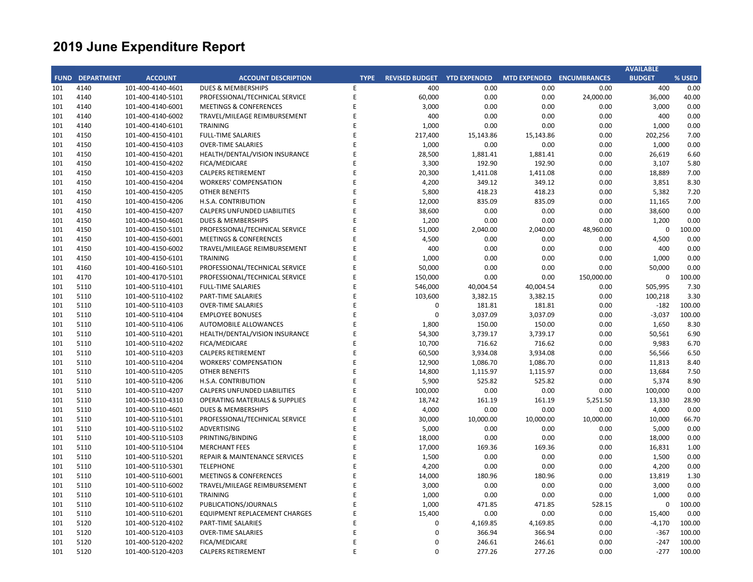# 2019 June Expenditure Report

| FUND | DEPARTMENT | ACCOUNT | ACCOUNT DESCRIPTION | TYPE | REVISED BUDGET | YTD EXPENDED | MTD EXPENDED | ENCUMBRANCES | AVAILABLE BUDGET | % USED |
|---|---|---|---|---|---|---|---|---|---|---|
| 101 | 4140 | 101-400-4140-4601 | DUES & MEMBERSHIPS | E | 400 | 0.00 | 0.00 | 0.00 | 400 | 0.00 |
| 101 | 4140 | 101-400-4140-5101 | PROFESSIONAL/TECHNICAL SERVICE | E | 60,000 | 0.00 | 0.00 | 24,000.00 | 36,000 | 40.00 |
| 101 | 4140 | 101-400-4140-6001 | MEETINGS & CONFERENCES | E | 3,000 | 0.00 | 0.00 | 0.00 | 3,000 | 0.00 |
| 101 | 4140 | 101-400-4140-6002 | TRAVEL/MILEAGE REIMBURSEMENT | E | 400 | 0.00 | 0.00 | 0.00 | 400 | 0.00 |
| 101 | 4140 | 101-400-4140-6101 | TRAINING | E | 1,000 | 0.00 | 0.00 | 0.00 | 1,000 | 0.00 |
| 101 | 4150 | 101-400-4150-4101 | FULL-TIME SALARIES | E | 217,400 | 15,143.86 | 15,143.86 | 0.00 | 202,256 | 7.00 |
| 101 | 4150 | 101-400-4150-4103 | OVER-TIME SALARIES | E | 1,000 | 0.00 | 0.00 | 0.00 | 1,000 | 0.00 |
| 101 | 4150 | 101-400-4150-4201 | HEALTH/DENTAL/VISION INSURANCE | E | 28,500 | 1,881.41 | 1,881.41 | 0.00 | 26,619 | 6.60 |
| 101 | 4150 | 101-400-4150-4202 | FICA/MEDICARE | E | 3,300 | 192.90 | 192.90 | 0.00 | 3,107 | 5.80 |
| 101 | 4150 | 101-400-4150-4203 | CALPERS RETIREMENT | E | 20,300 | 1,411.08 | 1,411.08 | 0.00 | 18,889 | 7.00 |
| 101 | 4150 | 101-400-4150-4204 | WORKERS' COMPENSATION | E | 4,200 | 349.12 | 349.12 | 0.00 | 3,851 | 8.30 |
| 101 | 4150 | 101-400-4150-4205 | OTHER BENEFITS | E | 5,800 | 418.23 | 418.23 | 0.00 | 5,382 | 7.20 |
| 101 | 4150 | 101-400-4150-4206 | H.S.A. CONTRIBUTION | E | 12,000 | 835.09 | 835.09 | 0.00 | 11,165 | 7.00 |
| 101 | 4150 | 101-400-4150-4207 | CALPERS UNFUNDED LIABILITIES | E | 38,600 | 0.00 | 0.00 | 0.00 | 38,600 | 0.00 |
| 101 | 4150 | 101-400-4150-4601 | DUES & MEMBERSHIPS | E | 1,200 | 0.00 | 0.00 | 0.00 | 1,200 | 0.00 |
| 101 | 4150 | 101-400-4150-5101 | PROFESSIONAL/TECHNICAL SERVICE | E | 51,000 | 2,040.00 | 2,040.00 | 48,960.00 | 0 | 100.00 |
| 101 | 4150 | 101-400-4150-6001 | MEETINGS & CONFERENCES | E | 4,500 | 0.00 | 0.00 | 0.00 | 4,500 | 0.00 |
| 101 | 4150 | 101-400-4150-6002 | TRAVEL/MILEAGE REIMBURSEMENT | E | 400 | 0.00 | 0.00 | 0.00 | 400 | 0.00 |
| 101 | 4150 | 101-400-4150-6101 | TRAINING | E | 1,000 | 0.00 | 0.00 | 0.00 | 1,000 | 0.00 |
| 101 | 4160 | 101-400-4160-5101 | PROFESSIONAL/TECHNICAL SERVICE | E | 50,000 | 0.00 | 0.00 | 0.00 | 50,000 | 0.00 |
| 101 | 4170 | 101-400-4170-5101 | PROFESSIONAL/TECHNICAL SERVICE | E | 150,000 | 0.00 | 0.00 | 150,000.00 | 0 | 100.00 |
| 101 | 5110 | 101-400-5110-4101 | FULL-TIME SALARIES | E | 546,000 | 40,004.54 | 40,004.54 | 0.00 | 505,995 | 7.30 |
| 101 | 5110 | 101-400-5110-4102 | PART-TIME SALARIES | E | 103,600 | 3,382.15 | 3,382.15 | 0.00 | 100,218 | 3.30 |
| 101 | 5110 | 101-400-5110-4103 | OVER-TIME SALARIES | E | 0 | 181.81 | 181.81 | 0.00 | -182 | 100.00 |
| 101 | 5110 | 101-400-5110-4104 | EMPLOYEE BONUSES | E | 0 | 3,037.09 | 3,037.09 | 0.00 | -3,037 | 100.00 |
| 101 | 5110 | 101-400-5110-4106 | AUTOMOBILE ALLOWANCES | E | 1,800 | 150.00 | 150.00 | 0.00 | 1,650 | 8.30 |
| 101 | 5110 | 101-400-5110-4201 | HEALTH/DENTAL/VISION INSURANCE | E | 54,300 | 3,739.17 | 3,739.17 | 0.00 | 50,561 | 6.90 |
| 101 | 5110 | 101-400-5110-4202 | FICA/MEDICARE | E | 10,700 | 716.62 | 716.62 | 0.00 | 9,983 | 6.70 |
| 101 | 5110 | 101-400-5110-4203 | CALPERS RETIREMENT | E | 60,500 | 3,934.08 | 3,934.08 | 0.00 | 56,566 | 6.50 |
| 101 | 5110 | 101-400-5110-4204 | WORKERS' COMPENSATION | E | 12,900 | 1,086.70 | 1,086.70 | 0.00 | 11,813 | 8.40 |
| 101 | 5110 | 101-400-5110-4205 | OTHER BENEFITS | E | 14,800 | 1,115.97 | 1,115.97 | 0.00 | 13,684 | 7.50 |
| 101 | 5110 | 101-400-5110-4206 | H.S.A. CONTRIBUTION | E | 5,900 | 525.82 | 525.82 | 0.00 | 5,374 | 8.90 |
| 101 | 5110 | 101-400-5110-4207 | CALPERS UNFUNDED LIABILITIES | E | 100,000 | 0.00 | 0.00 | 0.00 | 100,000 | 0.00 |
| 101 | 5110 | 101-400-5110-4310 | OPERATING MATERIALS & SUPPLIES | E | 18,742 | 161.19 | 161.19 | 5,251.50 | 13,330 | 28.90 |
| 101 | 5110 | 101-400-5110-4601 | DUES & MEMBERSHIPS | E | 4,000 | 0.00 | 0.00 | 0.00 | 4,000 | 0.00 |
| 101 | 5110 | 101-400-5110-5101 | PROFESSIONAL/TECHNICAL SERVICE | E | 30,000 | 10,000.00 | 10,000.00 | 10,000.00 | 10,000 | 66.70 |
| 101 | 5110 | 101-400-5110-5102 | ADVERTISING | E | 5,000 | 0.00 | 0.00 | 0.00 | 5,000 | 0.00 |
| 101 | 5110 | 101-400-5110-5103 | PRINTING/BINDING | E | 18,000 | 0.00 | 0.00 | 0.00 | 18,000 | 0.00 |
| 101 | 5110 | 101-400-5110-5104 | MERCHANT FEES | E | 17,000 | 169.36 | 169.36 | 0.00 | 16,831 | 1.00 |
| 101 | 5110 | 101-400-5110-5201 | REPAIR & MAINTENANCE SERVICES | E | 1,500 | 0.00 | 0.00 | 0.00 | 1,500 | 0.00 |
| 101 | 5110 | 101-400-5110-5301 | TELEPHONE | E | 4,200 | 0.00 | 0.00 | 0.00 | 4,200 | 0.00 |
| 101 | 5110 | 101-400-5110-6001 | MEETINGS & CONFERENCES | E | 14,000 | 180.96 | 180.96 | 0.00 | 13,819 | 1.30 |
| 101 | 5110 | 101-400-5110-6002 | TRAVEL/MILEAGE REIMBURSEMENT | E | 3,000 | 0.00 | 0.00 | 0.00 | 3,000 | 0.00 |
| 101 | 5110 | 101-400-5110-6101 | TRAINING | E | 1,000 | 0.00 | 0.00 | 0.00 | 1,000 | 0.00 |
| 101 | 5110 | 101-400-5110-6102 | PUBLICATIONS/JOURNALS | E | 1,000 | 471.85 | 471.85 | 528.15 | 0 | 100.00 |
| 101 | 5110 | 101-400-5110-6201 | EQUIPMENT REPLACEMENT CHARGES | E | 15,400 | 0.00 | 0.00 | 0.00 | 15,400 | 0.00 |
| 101 | 5120 | 101-400-5120-4102 | PART-TIME SALARIES | E | 0 | 4,169.85 | 4,169.85 | 0.00 | -4,170 | 100.00 |
| 101 | 5120 | 101-400-5120-4103 | OVER-TIME SALARIES | E | 0 | 366.94 | 366.94 | 0.00 | -367 | 100.00 |
| 101 | 5120 | 101-400-5120-4202 | FICA/MEDICARE | E | 0 | 246.61 | 246.61 | 0.00 | -247 | 100.00 |
| 101 | 5120 | 101-400-5120-4203 | CALPERS RETIREMENT | E | 0 | 277.26 | 277.26 | 0.00 | -277 | 100.00 |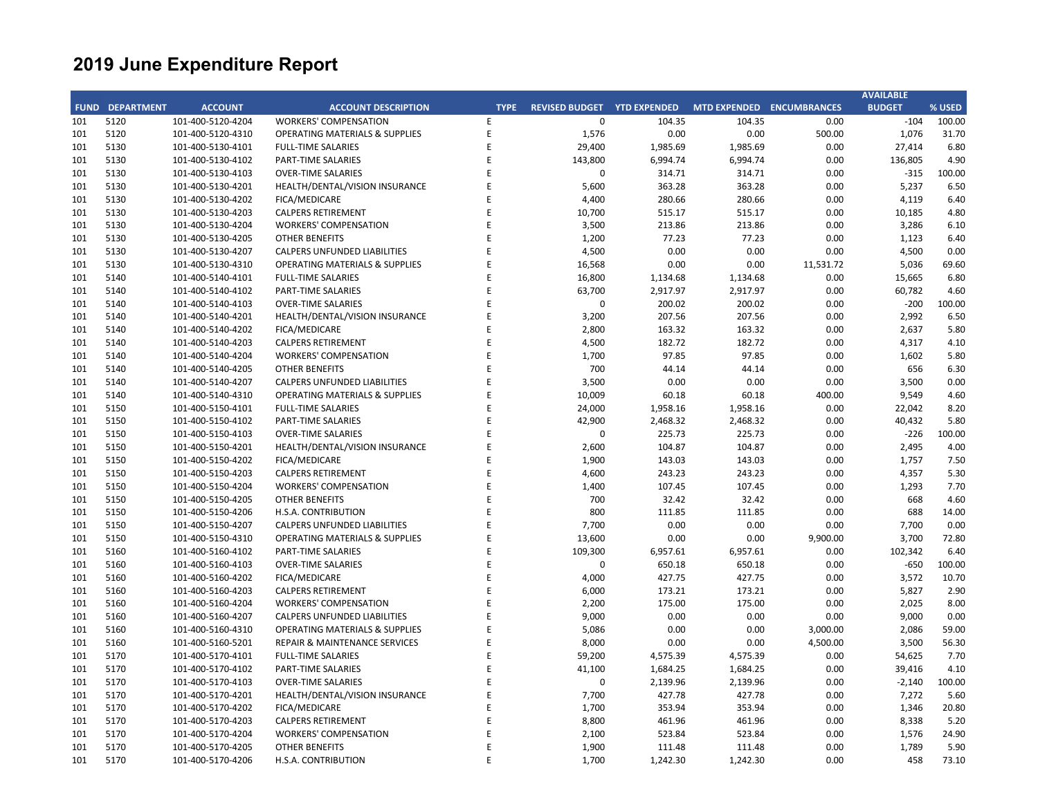# 2019 June Expenditure Report

| FUND | DEPARTMENT | ACCOUNT | ACCOUNT DESCRIPTION | TYPE | REVISED BUDGET | YTD EXPENDED | MTD EXPENDED | ENCUMBRANCES | AVAILABLE BUDGET | % USED |
|---|---|---|---|---|---|---|---|---|---|---|
| 101 | 5120 | 101-400-5120-4204 | WORKERS' COMPENSATION | E | 0 | 104.35 | 104.35 | 0.00 | -104 | 100.00 |
| 101 | 5120 | 101-400-5120-4310 | OPERATING MATERIALS & SUPPLIES | E | 1,576 | 0.00 | 0.00 | 500.00 | 1,076 | 31.70 |
| 101 | 5130 | 101-400-5130-4101 | FULL-TIME SALARIES | E | 29,400 | 1,985.69 | 1,985.69 | 0.00 | 27,414 | 6.80 |
| 101 | 5130 | 101-400-5130-4102 | PART-TIME SALARIES | E | 143,800 | 6,994.74 | 6,994.74 | 0.00 | 136,805 | 4.90 |
| 101 | 5130 | 101-400-5130-4103 | OVER-TIME SALARIES | E | 0 | 314.71 | 314.71 | 0.00 | -315 | 100.00 |
| 101 | 5130 | 101-400-5130-4201 | HEALTH/DENTAL/VISION INSURANCE | E | 5,600 | 363.28 | 363.28 | 0.00 | 5,237 | 6.50 |
| 101 | 5130 | 101-400-5130-4202 | FICA/MEDICARE | E | 4,400 | 280.66 | 280.66 | 0.00 | 4,119 | 6.40 |
| 101 | 5130 | 101-400-5130-4203 | CALPERS RETIREMENT | E | 10,700 | 515.17 | 515.17 | 0.00 | 10,185 | 4.80 |
| 101 | 5130 | 101-400-5130-4204 | WORKERS' COMPENSATION | E | 3,500 | 213.86 | 213.86 | 0.00 | 3,286 | 6.10 |
| 101 | 5130 | 101-400-5130-4205 | OTHER BENEFITS | E | 1,200 | 77.23 | 77.23 | 0.00 | 1,123 | 6.40 |
| 101 | 5130 | 101-400-5130-4207 | CALPERS UNFUNDED LIABILITIES | E | 4,500 | 0.00 | 0.00 | 0.00 | 4,500 | 0.00 |
| 101 | 5130 | 101-400-5130-4310 | OPERATING MATERIALS & SUPPLIES | E | 16,568 | 0.00 | 0.00 | 11,531.72 | 5,036 | 69.60 |
| 101 | 5140 | 101-400-5140-4101 | FULL-TIME SALARIES | E | 16,800 | 1,134.68 | 1,134.68 | 0.00 | 15,665 | 6.80 |
| 101 | 5140 | 101-400-5140-4102 | PART-TIME SALARIES | E | 63,700 | 2,917.97 | 2,917.97 | 0.00 | 60,782 | 4.60 |
| 101 | 5140 | 101-400-5140-4103 | OVER-TIME SALARIES | E | 0 | 200.02 | 200.02 | 0.00 | -200 | 100.00 |
| 101 | 5140 | 101-400-5140-4201 | HEALTH/DENTAL/VISION INSURANCE | E | 3,200 | 207.56 | 207.56 | 0.00 | 2,992 | 6.50 |
| 101 | 5140 | 101-400-5140-4202 | FICA/MEDICARE | E | 2,800 | 163.32 | 163.32 | 0.00 | 2,637 | 5.80 |
| 101 | 5140 | 101-400-5140-4203 | CALPERS RETIREMENT | E | 4,500 | 182.72 | 182.72 | 0.00 | 4,317 | 4.10 |
| 101 | 5140 | 101-400-5140-4204 | WORKERS' COMPENSATION | E | 1,700 | 97.85 | 97.85 | 0.00 | 1,602 | 5.80 |
| 101 | 5140 | 101-400-5140-4205 | OTHER BENEFITS | E | 700 | 44.14 | 44.14 | 0.00 | 656 | 6.30 |
| 101 | 5140 | 101-400-5140-4207 | CALPERS UNFUNDED LIABILITIES | E | 3,500 | 0.00 | 0.00 | 0.00 | 3,500 | 0.00 |
| 101 | 5140 | 101-400-5140-4310 | OPERATING MATERIALS & SUPPLIES | E | 10,009 | 60.18 | 60.18 | 400.00 | 9,549 | 4.60 |
| 101 | 5150 | 101-400-5150-4101 | FULL-TIME SALARIES | E | 24,000 | 1,958.16 | 1,958.16 | 0.00 | 22,042 | 8.20 |
| 101 | 5150 | 101-400-5150-4102 | PART-TIME SALARIES | E | 42,900 | 2,468.32 | 2,468.32 | 0.00 | 40,432 | 5.80 |
| 101 | 5150 | 101-400-5150-4103 | OVER-TIME SALARIES | E | 0 | 225.73 | 225.73 | 0.00 | -226 | 100.00 |
| 101 | 5150 | 101-400-5150-4201 | HEALTH/DENTAL/VISION INSURANCE | E | 2,600 | 104.87 | 104.87 | 0.00 | 2,495 | 4.00 |
| 101 | 5150 | 101-400-5150-4202 | FICA/MEDICARE | E | 1,900 | 143.03 | 143.03 | 0.00 | 1,757 | 7.50 |
| 101 | 5150 | 101-400-5150-4203 | CALPERS RETIREMENT | E | 4,600 | 243.23 | 243.23 | 0.00 | 4,357 | 5.30 |
| 101 | 5150 | 101-400-5150-4204 | WORKERS' COMPENSATION | E | 1,400 | 107.45 | 107.45 | 0.00 | 1,293 | 7.70 |
| 101 | 5150 | 101-400-5150-4205 | OTHER BENEFITS | E | 700 | 32.42 | 32.42 | 0.00 | 668 | 4.60 |
| 101 | 5150 | 101-400-5150-4206 | H.S.A. CONTRIBUTION | E | 800 | 111.85 | 111.85 | 0.00 | 688 | 14.00 |
| 101 | 5150 | 101-400-5150-4207 | CALPERS UNFUNDED LIABILITIES | E | 7,700 | 0.00 | 0.00 | 0.00 | 7,700 | 0.00 |
| 101 | 5150 | 101-400-5150-4310 | OPERATING MATERIALS & SUPPLIES | E | 13,600 | 0.00 | 0.00 | 9,900.00 | 3,700 | 72.80 |
| 101 | 5160 | 101-400-5160-4102 | PART-TIME SALARIES | E | 109,300 | 6,957.61 | 6,957.61 | 0.00 | 102,342 | 6.40 |
| 101 | 5160 | 101-400-5160-4103 | OVER-TIME SALARIES | E | 0 | 650.18 | 650.18 | 0.00 | -650 | 100.00 |
| 101 | 5160 | 101-400-5160-4202 | FICA/MEDICARE | E | 4,000 | 427.75 | 427.75 | 0.00 | 3,572 | 10.70 |
| 101 | 5160 | 101-400-5160-4203 | CALPERS RETIREMENT | E | 6,000 | 173.21 | 173.21 | 0.00 | 5,827 | 2.90 |
| 101 | 5160 | 101-400-5160-4204 | WORKERS' COMPENSATION | E | 2,200 | 175.00 | 175.00 | 0.00 | 2,025 | 8.00 |
| 101 | 5160 | 101-400-5160-4207 | CALPERS UNFUNDED LIABILITIES | E | 9,000 | 0.00 | 0.00 | 0.00 | 9,000 | 0.00 |
| 101 | 5160 | 101-400-5160-4310 | OPERATING MATERIALS & SUPPLIES | E | 5,086 | 0.00 | 0.00 | 3,000.00 | 2,086 | 59.00 |
| 101 | 5160 | 101-400-5160-5201 | REPAIR & MAINTENANCE SERVICES | E | 8,000 | 0.00 | 0.00 | 4,500.00 | 3,500 | 56.30 |
| 101 | 5170 | 101-400-5170-4101 | FULL-TIME SALARIES | E | 59,200 | 4,575.39 | 4,575.39 | 0.00 | 54,625 | 7.70 |
| 101 | 5170 | 101-400-5170-4102 | PART-TIME SALARIES | E | 41,100 | 1,684.25 | 1,684.25 | 0.00 | 39,416 | 4.10 |
| 101 | 5170 | 101-400-5170-4103 | OVER-TIME SALARIES | E | 0 | 2,139.96 | 2,139.96 | 0.00 | -2,140 | 100.00 |
| 101 | 5170 | 101-400-5170-4201 | HEALTH/DENTAL/VISION INSURANCE | E | 7,700 | 427.78 | 427.78 | 0.00 | 7,272 | 5.60 |
| 101 | 5170 | 101-400-5170-4202 | FICA/MEDICARE | E | 1,700 | 353.94 | 353.94 | 0.00 | 1,346 | 20.80 |
| 101 | 5170 | 101-400-5170-4203 | CALPERS RETIREMENT | E | 8,800 | 461.96 | 461.96 | 0.00 | 8,338 | 5.20 |
| 101 | 5170 | 101-400-5170-4204 | WORKERS' COMPENSATION | E | 2,100 | 523.84 | 523.84 | 0.00 | 1,576 | 24.90 |
| 101 | 5170 | 101-400-5170-4205 | OTHER BENEFITS | E | 1,900 | 111.48 | 111.48 | 0.00 | 1,789 | 5.90 |
| 101 | 5170 | 101-400-5170-4206 | H.S.A. CONTRIBUTION | E | 1,700 | 1,242.30 | 1,242.30 | 0.00 | 458 | 73.10 |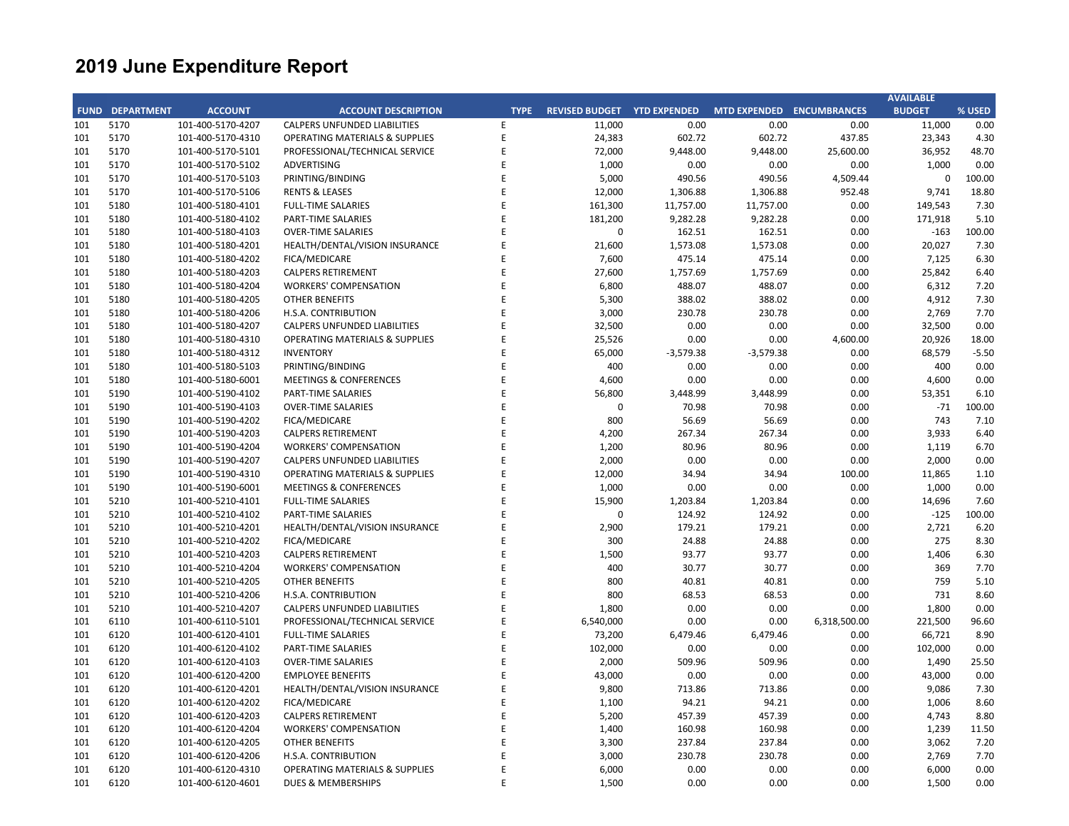# 2019 June Expenditure Report

| FUND | DEPARTMENT | ACCOUNT | ACCOUNT DESCRIPTION | TYPE | REVISED BUDGET | YTD EXPENDED | MTD EXPENDED | ENCUMBRANCES | AVAILABLE BUDGET | % USED |
|---|---|---|---|---|---|---|---|---|---|---|
| 101 | 5170 | 101-400-5170-4207 | CALPERS UNFUNDED LIABILITIES | E | 11,000 | 0.00 | 0.00 | 0.00 | 11,000 | 0.00 |
| 101 | 5170 | 101-400-5170-4310 | OPERATING MATERIALS & SUPPLIES | E | 24,383 | 602.72 | 602.72 | 437.85 | 23,343 | 4.30 |
| 101 | 5170 | 101-400-5170-5101 | PROFESSIONAL/TECHNICAL SERVICE | E | 72,000 | 9,448.00 | 9,448.00 | 25,600.00 | 36,952 | 48.70 |
| 101 | 5170 | 101-400-5170-5102 | ADVERTISING | E | 1,000 | 0.00 | 0.00 | 0.00 | 1,000 | 0.00 |
| 101 | 5170 | 101-400-5170-5103 | PRINTING/BINDING | E | 5,000 | 490.56 | 490.56 | 4,509.44 | 0 | 100.00 |
| 101 | 5170 | 101-400-5170-5106 | RENTS & LEASES | E | 12,000 | 1,306.88 | 1,306.88 | 952.48 | 9,741 | 18.80 |
| 101 | 5180 | 101-400-5180-4101 | FULL-TIME SALARIES | E | 161,300 | 11,757.00 | 11,757.00 | 0.00 | 149,543 | 7.30 |
| 101 | 5180 | 101-400-5180-4102 | PART-TIME SALARIES | E | 181,200 | 9,282.28 | 9,282.28 | 0.00 | 171,918 | 5.10 |
| 101 | 5180 | 101-400-5180-4103 | OVER-TIME SALARIES | E | 0 | 162.51 | 162.51 | 0.00 | -163 | 100.00 |
| 101 | 5180 | 101-400-5180-4201 | HEALTH/DENTAL/VISION INSURANCE | E | 21,600 | 1,573.08 | 1,573.08 | 0.00 | 20,027 | 7.30 |
| 101 | 5180 | 101-400-5180-4202 | FICA/MEDICARE | E | 7,600 | 475.14 | 475.14 | 0.00 | 7,125 | 6.30 |
| 101 | 5180 | 101-400-5180-4203 | CALPERS RETIREMENT | E | 27,600 | 1,757.69 | 1,757.69 | 0.00 | 25,842 | 6.40 |
| 101 | 5180 | 101-400-5180-4204 | WORKERS' COMPENSATION | E | 6,800 | 488.07 | 488.07 | 0.00 | 6,312 | 7.20 |
| 101 | 5180 | 101-400-5180-4205 | OTHER BENEFITS | E | 5,300 | 388.02 | 388.02 | 0.00 | 4,912 | 7.30 |
| 101 | 5180 | 101-400-5180-4206 | H.S.A. CONTRIBUTION | E | 3,000 | 230.78 | 230.78 | 0.00 | 2,769 | 7.70 |
| 101 | 5180 | 101-400-5180-4207 | CALPERS UNFUNDED LIABILITIES | E | 32,500 | 0.00 | 0.00 | 0.00 | 32,500 | 0.00 |
| 101 | 5180 | 101-400-5180-4310 | OPERATING MATERIALS & SUPPLIES | E | 25,526 | 0.00 | 0.00 | 4,600.00 | 20,926 | 18.00 |
| 101 | 5180 | 101-400-5180-4312 | INVENTORY | E | 65,000 | -3,579.38 | -3,579.38 | 0.00 | 68,579 | -5.50 |
| 101 | 5180 | 101-400-5180-5103 | PRINTING/BINDING | E | 400 | 0.00 | 0.00 | 0.00 | 400 | 0.00 |
| 101 | 5180 | 101-400-5180-6001 | MEETINGS & CONFERENCES | E | 4,600 | 0.00 | 0.00 | 0.00 | 4,600 | 0.00 |
| 101 | 5190 | 101-400-5190-4102 | PART-TIME SALARIES | E | 56,800 | 3,448.99 | 3,448.99 | 0.00 | 53,351 | 6.10 |
| 101 | 5190 | 101-400-5190-4103 | OVER-TIME SALARIES | E | 0 | 70.98 | 70.98 | 0.00 | -71 | 100.00 |
| 101 | 5190 | 101-400-5190-4202 | FICA/MEDICARE | E | 800 | 56.69 | 56.69 | 0.00 | 743 | 7.10 |
| 101 | 5190 | 101-400-5190-4203 | CALPERS RETIREMENT | E | 4,200 | 267.34 | 267.34 | 0.00 | 3,933 | 6.40 |
| 101 | 5190 | 101-400-5190-4204 | WORKERS' COMPENSATION | E | 1,200 | 80.96 | 80.96 | 0.00 | 1,119 | 6.70 |
| 101 | 5190 | 101-400-5190-4207 | CALPERS UNFUNDED LIABILITIES | E | 2,000 | 0.00 | 0.00 | 0.00 | 2,000 | 0.00 |
| 101 | 5190 | 101-400-5190-4310 | OPERATING MATERIALS & SUPPLIES | E | 12,000 | 34.94 | 34.94 | 100.00 | 11,865 | 1.10 |
| 101 | 5190 | 101-400-5190-6001 | MEETINGS & CONFERENCES | E | 1,000 | 0.00 | 0.00 | 0.00 | 1,000 | 0.00 |
| 101 | 5210 | 101-400-5210-4101 | FULL-TIME SALARIES | E | 15,900 | 1,203.84 | 1,203.84 | 0.00 | 14,696 | 7.60 |
| 101 | 5210 | 101-400-5210-4102 | PART-TIME SALARIES | E | 0 | 124.92 | 124.92 | 0.00 | -125 | 100.00 |
| 101 | 5210 | 101-400-5210-4201 | HEALTH/DENTAL/VISION INSURANCE | E | 2,900 | 179.21 | 179.21 | 0.00 | 2,721 | 6.20 |
| 101 | 5210 | 101-400-5210-4202 | FICA/MEDICARE | E | 300 | 24.88 | 24.88 | 0.00 | 275 | 8.30 |
| 101 | 5210 | 101-400-5210-4203 | CALPERS RETIREMENT | E | 1,500 | 93.77 | 93.77 | 0.00 | 1,406 | 6.30 |
| 101 | 5210 | 101-400-5210-4204 | WORKERS' COMPENSATION | E | 400 | 30.77 | 30.77 | 0.00 | 369 | 7.70 |
| 101 | 5210 | 101-400-5210-4205 | OTHER BENEFITS | E | 800 | 40.81 | 40.81 | 0.00 | 759 | 5.10 |
| 101 | 5210 | 101-400-5210-4206 | H.S.A. CONTRIBUTION | E | 800 | 68.53 | 68.53 | 0.00 | 731 | 8.60 |
| 101 | 5210 | 101-400-5210-4207 | CALPERS UNFUNDED LIABILITIES | E | 1,800 | 0.00 | 0.00 | 0.00 | 1,800 | 0.00 |
| 101 | 6110 | 101-400-6110-5101 | PROFESSIONAL/TECHNICAL SERVICE | E | 6,540,000 | 0.00 | 0.00 | 6,318,500.00 | 221,500 | 96.60 |
| 101 | 6120 | 101-400-6120-4101 | FULL-TIME SALARIES | E | 73,200 | 6,479.46 | 6,479.46 | 0.00 | 66,721 | 8.90 |
| 101 | 6120 | 101-400-6120-4102 | PART-TIME SALARIES | E | 102,000 | 0.00 | 0.00 | 0.00 | 102,000 | 0.00 |
| 101 | 6120 | 101-400-6120-4103 | OVER-TIME SALARIES | E | 2,000 | 509.96 | 509.96 | 0.00 | 1,490 | 25.50 |
| 101 | 6120 | 101-400-6120-4200 | EMPLOYEE BENEFITS | E | 43,000 | 0.00 | 0.00 | 0.00 | 43,000 | 0.00 |
| 101 | 6120 | 101-400-6120-4201 | HEALTH/DENTAL/VISION INSURANCE | E | 9,800 | 713.86 | 713.86 | 0.00 | 9,086 | 7.30 |
| 101 | 6120 | 101-400-6120-4202 | FICA/MEDICARE | E | 1,100 | 94.21 | 94.21 | 0.00 | 1,006 | 8.60 |
| 101 | 6120 | 101-400-6120-4203 | CALPERS RETIREMENT | E | 5,200 | 457.39 | 457.39 | 0.00 | 4,743 | 8.80 |
| 101 | 6120 | 101-400-6120-4204 | WORKERS' COMPENSATION | E | 1,400 | 160.98 | 160.98 | 0.00 | 1,239 | 11.50 |
| 101 | 6120 | 101-400-6120-4205 | OTHER BENEFITS | E | 3,300 | 237.84 | 237.84 | 0.00 | 3,062 | 7.20 |
| 101 | 6120 | 101-400-6120-4206 | H.S.A. CONTRIBUTION | E | 3,000 | 230.78 | 230.78 | 0.00 | 2,769 | 7.70 |
| 101 | 6120 | 101-400-6120-4310 | OPERATING MATERIALS & SUPPLIES | E | 6,000 | 0.00 | 0.00 | 0.00 | 6,000 | 0.00 |
| 101 | 6120 | 101-400-6120-4601 | DUES & MEMBERSHIPS | E | 1,500 | 0.00 | 0.00 | 0.00 | 1,500 | 0.00 |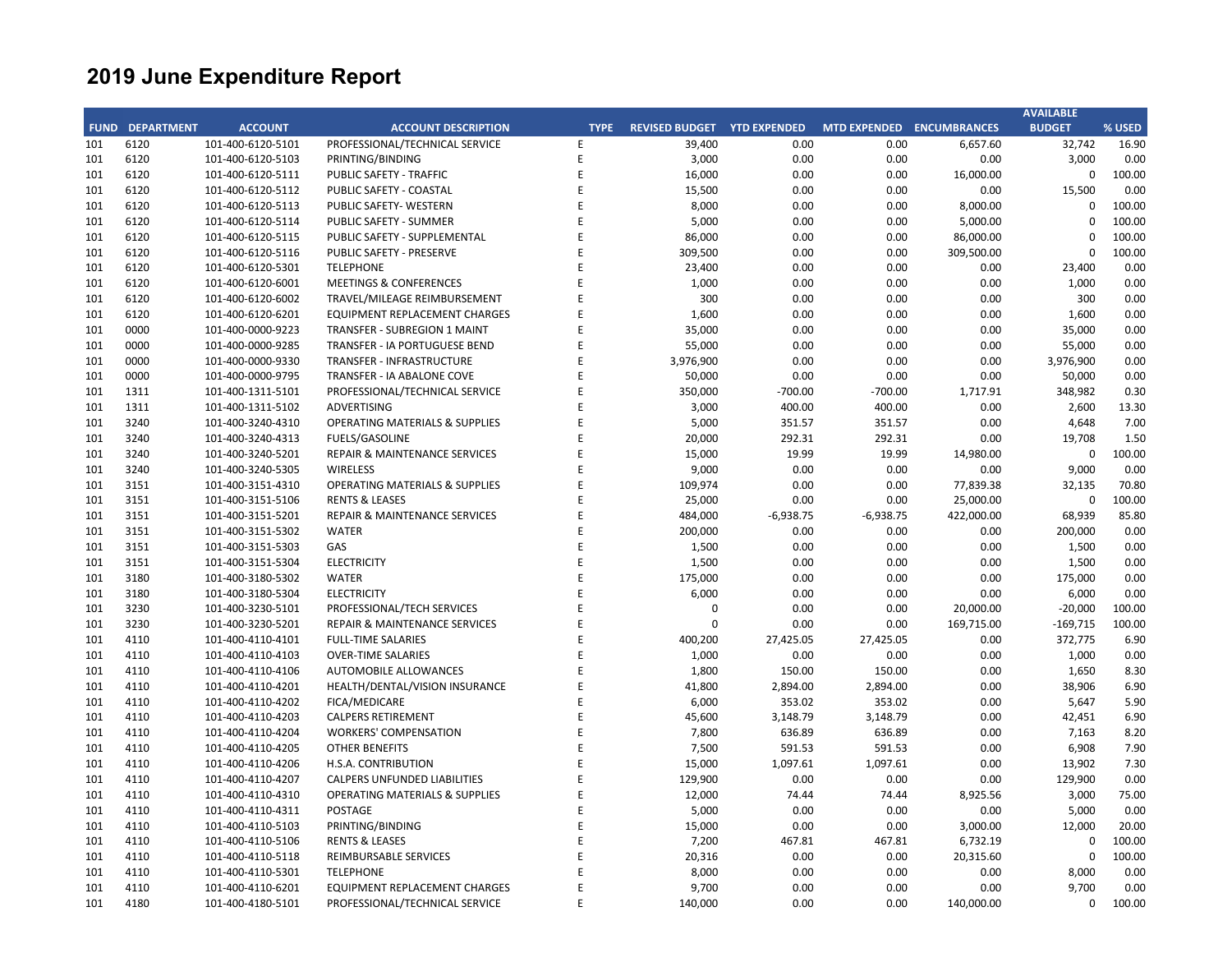# 2019 June Expenditure Report

| FUND | DEPARTMENT | ACCOUNT | ACCOUNT DESCRIPTION | TYPE | REVISED BUDGET | YTD EXPENDED | MTD EXPENDED | ENCUMBRANCES | AVAILABLE BUDGET | % USED |
|---|---|---|---|---|---|---|---|---|---|---|
| 101 | 6120 | 101-400-6120-5101 | PROFESSIONAL/TECHNICAL SERVICE | E | 39,400 | 0.00 | 0.00 | 6,657.60 | 32,742 | 16.90 |
| 101 | 6120 | 101-400-6120-5103 | PRINTING/BINDING | E | 3,000 | 0.00 | 0.00 | 0.00 | 3,000 | 0.00 |
| 101 | 6120 | 101-400-6120-5111 | PUBLIC SAFETY - TRAFFIC | E | 16,000 | 0.00 | 0.00 | 16,000.00 | 0 | 100.00 |
| 101 | 6120 | 101-400-6120-5112 | PUBLIC SAFETY - COASTAL | E | 15,500 | 0.00 | 0.00 | 0.00 | 15,500 | 0.00 |
| 101 | 6120 | 101-400-6120-5113 | PUBLIC SAFETY- WESTERN | E | 8,000 | 0.00 | 0.00 | 8,000.00 | 0 | 100.00 |
| 101 | 6120 | 101-400-6120-5114 | PUBLIC SAFETY - SUMMER | E | 5,000 | 0.00 | 0.00 | 5,000.00 | 0 | 100.00 |
| 101 | 6120 | 101-400-6120-5115 | PUBLIC SAFETY - SUPPLEMENTAL | E | 86,000 | 0.00 | 0.00 | 86,000.00 | 0 | 100.00 |
| 101 | 6120 | 101-400-6120-5116 | PUBLIC SAFETY - PRESERVE | E | 309,500 | 0.00 | 0.00 | 309,500.00 | 0 | 100.00 |
| 101 | 6120 | 101-400-6120-5301 | TELEPHONE | E | 23,400 | 0.00 | 0.00 | 0.00 | 23,400 | 0.00 |
| 101 | 6120 | 101-400-6120-6001 | MEETINGS & CONFERENCES | E | 1,000 | 0.00 | 0.00 | 0.00 | 1,000 | 0.00 |
| 101 | 6120 | 101-400-6120-6002 | TRAVEL/MILEAGE REIMBURSEMENT | E | 300 | 0.00 | 0.00 | 0.00 | 300 | 0.00 |
| 101 | 6120 | 101-400-6120-6201 | EQUIPMENT REPLACEMENT CHARGES | E | 1,600 | 0.00 | 0.00 | 0.00 | 1,600 | 0.00 |
| 101 | 0000 | 101-400-0000-9223 | TRANSFER - SUBREGION 1 MAINT | E | 35,000 | 0.00 | 0.00 | 0.00 | 35,000 | 0.00 |
| 101 | 0000 | 101-400-0000-9285 | TRANSFER - IA PORTUGUESE BEND | E | 55,000 | 0.00 | 0.00 | 0.00 | 55,000 | 0.00 |
| 101 | 0000 | 101-400-0000-9330 | TRANSFER - INFRASTRUCTURE | E | 3,976,900 | 0.00 | 0.00 | 0.00 | 3,976,900 | 0.00 |
| 101 | 0000 | 101-400-0000-9795 | TRANSFER - IA ABALONE COVE | E | 50,000 | 0.00 | 0.00 | 0.00 | 50,000 | 0.00 |
| 101 | 1311 | 101-400-1311-5101 | PROFESSIONAL/TECHNICAL SERVICE | E | 350,000 | -700.00 | -700.00 | 1,717.91 | 348,982 | 0.30 |
| 101 | 1311 | 101-400-1311-5102 | ADVERTISING | E | 3,000 | 400.00 | 400.00 | 0.00 | 2,600 | 13.30 |
| 101 | 3240 | 101-400-3240-4310 | OPERATING MATERIALS & SUPPLIES | E | 5,000 | 351.57 | 351.57 | 0.00 | 4,648 | 7.00 |
| 101 | 3240 | 101-400-3240-4313 | FUELS/GASOLINE | E | 20,000 | 292.31 | 292.31 | 0.00 | 19,708 | 1.50 |
| 101 | 3240 | 101-400-3240-5201 | REPAIR & MAINTENANCE SERVICES | E | 15,000 | 19.99 | 19.99 | 14,980.00 | 0 | 100.00 |
| 101 | 3240 | 101-400-3240-5305 | WIRELESS | E | 9,000 | 0.00 | 0.00 | 0.00 | 9,000 | 0.00 |
| 101 | 3151 | 101-400-3151-4310 | OPERATING MATERIALS & SUPPLIES | E | 109,974 | 0.00 | 0.00 | 77,839.38 | 32,135 | 70.80 |
| 101 | 3151 | 101-400-3151-5106 | RENTS & LEASES | E | 25,000 | 0.00 | 0.00 | 25,000.00 | 0 | 100.00 |
| 101 | 3151 | 101-400-3151-5201 | REPAIR & MAINTENANCE SERVICES | E | 484,000 | -6,938.75 | -6,938.75 | 422,000.00 | 68,939 | 85.80 |
| 101 | 3151 | 101-400-3151-5302 | WATER | E | 200,000 | 0.00 | 0.00 | 0.00 | 200,000 | 0.00 |
| 101 | 3151 | 101-400-3151-5303 | GAS | E | 1,500 | 0.00 | 0.00 | 0.00 | 1,500 | 0.00 |
| 101 | 3151 | 101-400-3151-5304 | ELECTRICITY | E | 1,500 | 0.00 | 0.00 | 0.00 | 1,500 | 0.00 |
| 101 | 3180 | 101-400-3180-5302 | WATER | E | 175,000 | 0.00 | 0.00 | 0.00 | 175,000 | 0.00 |
| 101 | 3180 | 101-400-3180-5304 | ELECTRICITY | E | 6,000 | 0.00 | 0.00 | 0.00 | 6,000 | 0.00 |
| 101 | 3230 | 101-400-3230-5101 | PROFESSIONAL/TECH SERVICES | E | 0 | 0.00 | 0.00 | 20,000.00 | -20,000 | 100.00 |
| 101 | 3230 | 101-400-3230-5201 | REPAIR & MAINTENANCE SERVICES | E | 0 | 0.00 | 0.00 | 169,715.00 | -169,715 | 100.00 |
| 101 | 4110 | 101-400-4110-4101 | FULL-TIME SALARIES | E | 400,200 | 27,425.05 | 27,425.05 | 0.00 | 372,775 | 6.90 |
| 101 | 4110 | 101-400-4110-4103 | OVER-TIME SALARIES | E | 1,000 | 0.00 | 0.00 | 0.00 | 1,000 | 0.00 |
| 101 | 4110 | 101-400-4110-4106 | AUTOMOBILE ALLOWANCES | E | 1,800 | 150.00 | 150.00 | 0.00 | 1,650 | 8.30 |
| 101 | 4110 | 101-400-4110-4201 | HEALTH/DENTAL/VISION INSURANCE | E | 41,800 | 2,894.00 | 2,894.00 | 0.00 | 38,906 | 6.90 |
| 101 | 4110 | 101-400-4110-4202 | FICA/MEDICARE | E | 6,000 | 353.02 | 353.02 | 0.00 | 5,647 | 5.90 |
| 101 | 4110 | 101-400-4110-4203 | CALPERS RETIREMENT | E | 45,600 | 3,148.79 | 3,148.79 | 0.00 | 42,451 | 6.90 |
| 101 | 4110 | 101-400-4110-4204 | WORKERS' COMPENSATION | E | 7,800 | 636.89 | 636.89 | 0.00 | 7,163 | 8.20 |
| 101 | 4110 | 101-400-4110-4205 | OTHER BENEFITS | E | 7,500 | 591.53 | 591.53 | 0.00 | 6,908 | 7.90 |
| 101 | 4110 | 101-400-4110-4206 | H.S.A. CONTRIBUTION | E | 15,000 | 1,097.61 | 1,097.61 | 0.00 | 13,902 | 7.30 |
| 101 | 4110 | 101-400-4110-4207 | CALPERS UNFUNDED LIABILITIES | E | 129,900 | 0.00 | 0.00 | 0.00 | 129,900 | 0.00 |
| 101 | 4110 | 101-400-4110-4310 | OPERATING MATERIALS & SUPPLIES | E | 12,000 | 74.44 | 74.44 | 8,925.56 | 3,000 | 75.00 |
| 101 | 4110 | 101-400-4110-4311 | POSTAGE | E | 5,000 | 0.00 | 0.00 | 0.00 | 5,000 | 0.00 |
| 101 | 4110 | 101-400-4110-5103 | PRINTING/BINDING | E | 15,000 | 0.00 | 0.00 | 3,000.00 | 12,000 | 20.00 |
| 101 | 4110 | 101-400-4110-5106 | RENTS & LEASES | E | 7,200 | 467.81 | 467.81 | 6,732.19 | 0 | 100.00 |
| 101 | 4110 | 101-400-4110-5118 | REIMBURSABLE SERVICES | E | 20,316 | 0.00 | 0.00 | 20,315.60 | 0 | 100.00 |
| 101 | 4110 | 101-400-4110-5301 | TELEPHONE | E | 8,000 | 0.00 | 0.00 | 0.00 | 8,000 | 0.00 |
| 101 | 4110 | 101-400-4110-6201 | EQUIPMENT REPLACEMENT CHARGES | E | 9,700 | 0.00 | 0.00 | 0.00 | 9,700 | 0.00 |
| 101 | 4180 | 101-400-4180-5101 | PROFESSIONAL/TECHNICAL SERVICE | E | 140,000 | 0.00 | 0.00 | 140,000.00 | 0 | 100.00 |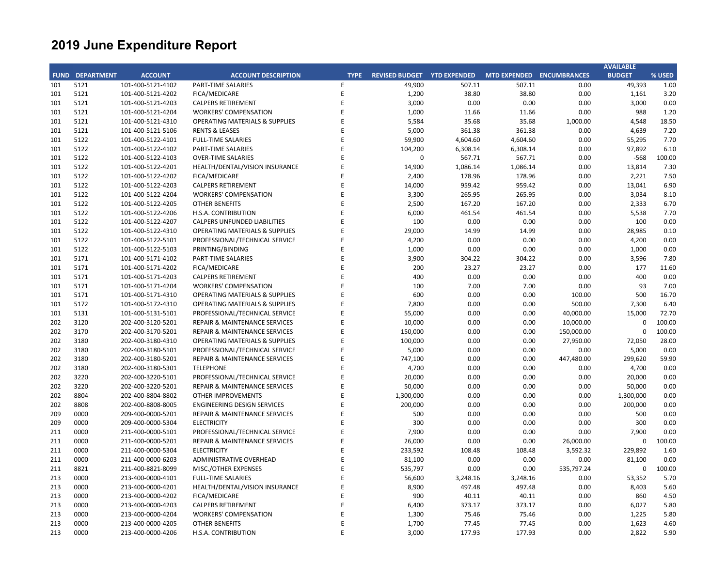# 2019 June Expenditure Report

| FUND | DEPARTMENT | ACCOUNT | ACCOUNT DESCRIPTION | TYPE | REVISED BUDGET | YTD EXPENDED | MTD EXPENDED | ENCUMBRANCES | AVAILABLE BUDGET | % USED |
|---|---|---|---|---|---|---|---|---|---|---|
| 101 | 5121 | 101-400-5121-4102 | PART-TIME SALARIES | E | 49,900 | 507.11 | 507.11 | 0.00 | 49,393 | 1.00 |
| 101 | 5121 | 101-400-5121-4202 | FICA/MEDICARE | E | 1,200 | 38.80 | 38.80 | 0.00 | 1,161 | 3.20 |
| 101 | 5121 | 101-400-5121-4203 | CALPERS RETIREMENT | E | 3,000 | 0.00 | 0.00 | 0.00 | 3,000 | 0.00 |
| 101 | 5121 | 101-400-5121-4204 | WORKERS' COMPENSATION | E | 1,000 | 11.66 | 11.66 | 0.00 | 988 | 1.20 |
| 101 | 5121 | 101-400-5121-4310 | OPERATING MATERIALS & SUPPLIES | E | 5,584 | 35.68 | 35.68 | 1,000.00 | 4,548 | 18.50 |
| 101 | 5121 | 101-400-5121-5106 | RENTS & LEASES | E | 5,000 | 361.38 | 361.38 | 0.00 | 4,639 | 7.20 |
| 101 | 5122 | 101-400-5122-4101 | FULL-TIME SALARIES | E | 59,900 | 4,604.60 | 4,604.60 | 0.00 | 55,295 | 7.70 |
| 101 | 5122 | 101-400-5122-4102 | PART-TIME SALARIES | E | 104,200 | 6,308.14 | 6,308.14 | 0.00 | 97,892 | 6.10 |
| 101 | 5122 | 101-400-5122-4103 | OVER-TIME SALARIES | E | 0 | 567.71 | 567.71 | 0.00 | -568 | 100.00 |
| 101 | 5122 | 101-400-5122-4201 | HEALTH/DENTAL/VISION INSURANCE | E | 14,900 | 1,086.14 | 1,086.14 | 0.00 | 13,814 | 7.30 |
| 101 | 5122 | 101-400-5122-4202 | FICA/MEDICARE | E | 2,400 | 178.96 | 178.96 | 0.00 | 2,221 | 7.50 |
| 101 | 5122 | 101-400-5122-4203 | CALPERS RETIREMENT | E | 14,000 | 959.42 | 959.42 | 0.00 | 13,041 | 6.90 |
| 101 | 5122 | 101-400-5122-4204 | WORKERS' COMPENSATION | E | 3,300 | 265.95 | 265.95 | 0.00 | 3,034 | 8.10 |
| 101 | 5122 | 101-400-5122-4205 | OTHER BENEFITS | E | 2,500 | 167.20 | 167.20 | 0.00 | 2,333 | 6.70 |
| 101 | 5122 | 101-400-5122-4206 | H.S.A. CONTRIBUTION | E | 6,000 | 461.54 | 461.54 | 0.00 | 5,538 | 7.70 |
| 101 | 5122 | 101-400-5122-4207 | CALPERS UNFUNDED LIABILITIES | E | 100 | 0.00 | 0.00 | 0.00 | 100 | 0.00 |
| 101 | 5122 | 101-400-5122-4310 | OPERATING MATERIALS & SUPPLIES | E | 29,000 | 14.99 | 14.99 | 0.00 | 28,985 | 0.10 |
| 101 | 5122 | 101-400-5122-5101 | PROFESSIONAL/TECHNICAL SERVICE | E | 4,200 | 0.00 | 0.00 | 0.00 | 4,200 | 0.00 |
| 101 | 5122 | 101-400-5122-5103 | PRINTING/BINDING | E | 1,000 | 0.00 | 0.00 | 0.00 | 1,000 | 0.00 |
| 101 | 5171 | 101-400-5171-4102 | PART-TIME SALARIES | E | 3,900 | 304.22 | 304.22 | 0.00 | 3,596 | 7.80 |
| 101 | 5171 | 101-400-5171-4202 | FICA/MEDICARE | E | 200 | 23.27 | 23.27 | 0.00 | 177 | 11.60 |
| 101 | 5171 | 101-400-5171-4203 | CALPERS RETIREMENT | E | 400 | 0.00 | 0.00 | 0.00 | 400 | 0.00 |
| 101 | 5171 | 101-400-5171-4204 | WORKERS' COMPENSATION | E | 100 | 7.00 | 7.00 | 0.00 | 93 | 7.00 |
| 101 | 5171 | 101-400-5171-4310 | OPERATING MATERIALS & SUPPLIES | E | 600 | 0.00 | 0.00 | 100.00 | 500 | 16.70 |
| 101 | 5172 | 101-400-5172-4310 | OPERATING MATERIALS & SUPPLIES | E | 7,800 | 0.00 | 0.00 | 500.00 | 7,300 | 6.40 |
| 101 | 5131 | 101-400-5131-5101 | PROFESSIONAL/TECHNICAL SERVICE | E | 55,000 | 0.00 | 0.00 | 40,000.00 | 15,000 | 72.70 |
| 202 | 3120 | 202-400-3120-5201 | REPAIR & MAINTENANCE SERVICES | E | 10,000 | 0.00 | 0.00 | 10,000.00 | 0 | 100.00 |
| 202 | 3170 | 202-400-3170-5201 | REPAIR & MAINTENANCE SERVICES | E | 150,000 | 0.00 | 0.00 | 150,000.00 | 0 | 100.00 |
| 202 | 3180 | 202-400-3180-4310 | OPERATING MATERIALS & SUPPLIES | E | 100,000 | 0.00 | 0.00 | 27,950.00 | 72,050 | 28.00 |
| 202 | 3180 | 202-400-3180-5101 | PROFESSIONAL/TECHNICAL SERVICE | E | 5,000 | 0.00 | 0.00 | 0.00 | 5,000 | 0.00 |
| 202 | 3180 | 202-400-3180-5201 | REPAIR & MAINTENANCE SERVICES | E | 747,100 | 0.00 | 0.00 | 447,480.00 | 299,620 | 59.90 |
| 202 | 3180 | 202-400-3180-5301 | TELEPHONE | E | 4,700 | 0.00 | 0.00 | 0.00 | 4,700 | 0.00 |
| 202 | 3220 | 202-400-3220-5101 | PROFESSIONAL/TECHNICAL SERVICE | E | 20,000 | 0.00 | 0.00 | 0.00 | 20,000 | 0.00 |
| 202 | 3220 | 202-400-3220-5201 | REPAIR & MAINTENANCE SERVICES | E | 50,000 | 0.00 | 0.00 | 0.00 | 50,000 | 0.00 |
| 202 | 8804 | 202-400-8804-8802 | OTHER IMPROVEMENTS | E | 1,300,000 | 0.00 | 0.00 | 0.00 | 1,300,000 | 0.00 |
| 202 | 8808 | 202-400-8808-8005 | ENGINEERING DESIGN SERVICES | E | 200,000 | 0.00 | 0.00 | 0.00 | 200,000 | 0.00 |
| 209 | 0000 | 209-400-0000-5201 | REPAIR & MAINTENANCE SERVICES | E | 500 | 0.00 | 0.00 | 0.00 | 500 | 0.00 |
| 209 | 0000 | 209-400-0000-5304 | ELECTRICITY | E | 300 | 0.00 | 0.00 | 0.00 | 300 | 0.00 |
| 211 | 0000 | 211-400-0000-5101 | PROFESSIONAL/TECHNICAL SERVICE | E | 7,900 | 0.00 | 0.00 | 0.00 | 7,900 | 0.00 |
| 211 | 0000 | 211-400-0000-5201 | REPAIR & MAINTENANCE SERVICES | E | 26,000 | 0.00 | 0.00 | 26,000.00 | 0 | 100.00 |
| 211 | 0000 | 211-400-0000-5304 | ELECTRICITY | E | 233,592 | 108.48 | 108.48 | 3,592.32 | 229,892 | 1.60 |
| 211 | 0000 | 211-400-0000-6203 | ADMINISTRATIVE OVERHEAD | E | 81,100 | 0.00 | 0.00 | 0.00 | 81,100 | 0.00 |
| 211 | 8821 | 211-400-8821-8099 | MISC./OTHER EXPENSES | E | 535,797 | 0.00 | 0.00 | 535,797.24 | 0 | 100.00 |
| 213 | 0000 | 213-400-0000-4101 | FULL-TIME SALARIES | E | 56,600 | 3,248.16 | 3,248.16 | 0.00 | 53,352 | 5.70 |
| 213 | 0000 | 213-400-0000-4201 | HEALTH/DENTAL/VISION INSURANCE | E | 8,900 | 497.48 | 497.48 | 0.00 | 8,403 | 5.60 |
| 213 | 0000 | 213-400-0000-4202 | FICA/MEDICARE | E | 900 | 40.11 | 40.11 | 0.00 | 860 | 4.50 |
| 213 | 0000 | 213-400-0000-4203 | CALPERS RETIREMENT | E | 6,400 | 373.17 | 373.17 | 0.00 | 6,027 | 5.80 |
| 213 | 0000 | 213-400-0000-4204 | WORKERS' COMPENSATION | E | 1,300 | 75.46 | 75.46 | 0.00 | 1,225 | 5.80 |
| 213 | 0000 | 213-400-0000-4205 | OTHER BENEFITS | E | 1,700 | 77.45 | 77.45 | 0.00 | 1,623 | 4.60 |
| 213 | 0000 | 213-400-0000-4206 | H.S.A. CONTRIBUTION | E | 3,000 | 177.93 | 177.93 | 0.00 | 2,822 | 5.90 |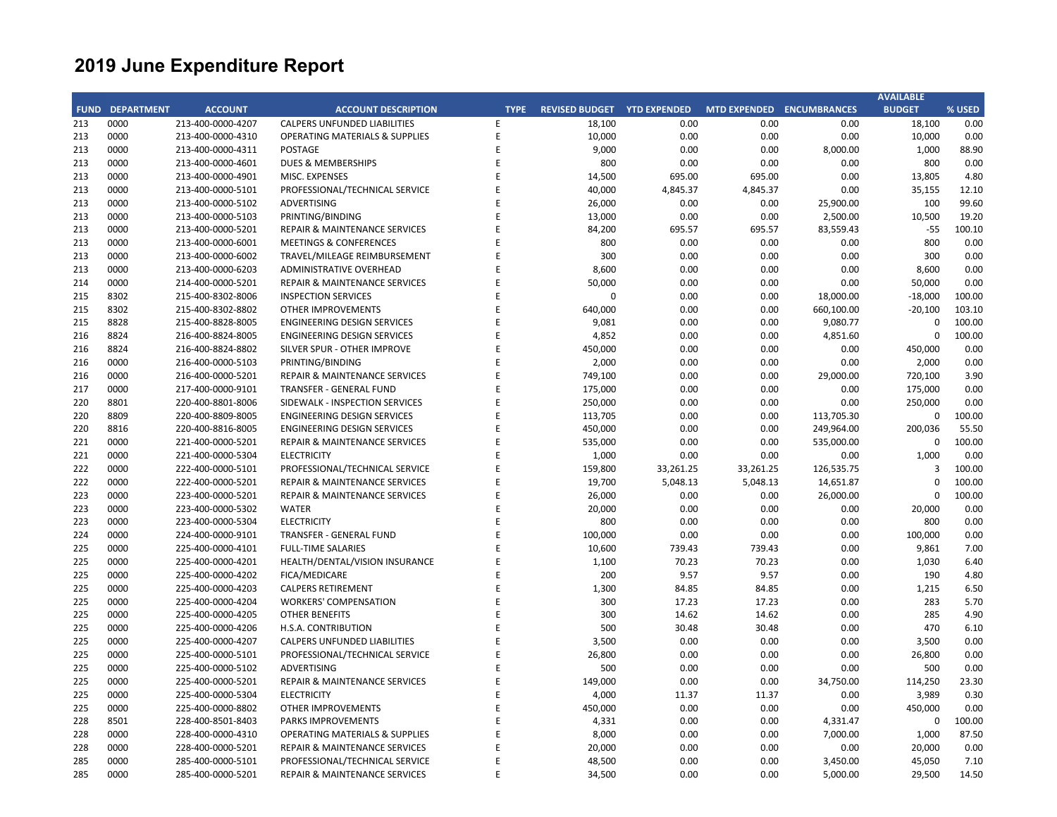# 2019 June Expenditure Report

| FUND | DEPARTMENT | ACCOUNT | ACCOUNT DESCRIPTION | TYPE | REVISED BUDGET | YTD EXPENDED | MTD EXPENDED | ENCUMBRANCES | AVAILABLE BUDGET | % USED |
|---|---|---|---|---|---|---|---|---|---|---|
| 213 | 0000 | 213-400-0000-4207 | CALPERS UNFUNDED LIABILITIES | E | 18,100 | 0.00 | 0.00 | 0.00 | 18,100 | 0.00 |
| 213 | 0000 | 213-400-0000-4310 | OPERATING MATERIALS & SUPPLIES | E | 10,000 | 0.00 | 0.00 | 0.00 | 10,000 | 0.00 |
| 213 | 0000 | 213-400-0000-4311 | POSTAGE | E | 9,000 | 0.00 | 0.00 | 8,000.00 | 1,000 | 88.90 |
| 213 | 0000 | 213-400-0000-4601 | DUES & MEMBERSHIPS | E | 800 | 0.00 | 0.00 | 0.00 | 800 | 0.00 |
| 213 | 0000 | 213-400-0000-4901 | MISC. EXPENSES | E | 14,500 | 695.00 | 695.00 | 0.00 | 13,805 | 4.80 |
| 213 | 0000 | 213-400-0000-5101 | PROFESSIONAL/TECHNICAL SERVICE | E | 40,000 | 4,845.37 | 4,845.37 | 0.00 | 35,155 | 12.10 |
| 213 | 0000 | 213-400-0000-5102 | ADVERTISING | E | 26,000 | 0.00 | 0.00 | 25,900.00 | 100 | 99.60 |
| 213 | 0000 | 213-400-0000-5103 | PRINTING/BINDING | E | 13,000 | 0.00 | 0.00 | 2,500.00 | 10,500 | 19.20 |
| 213 | 0000 | 213-400-0000-5201 | REPAIR & MAINTENANCE SERVICES | E | 84,200 | 695.57 | 695.57 | 83,559.43 | -55 | 100.10 |
| 213 | 0000 | 213-400-0000-6001 | MEETINGS & CONFERENCES | E | 800 | 0.00 | 0.00 | 0.00 | 800 | 0.00 |
| 213 | 0000 | 213-400-0000-6002 | TRAVEL/MILEAGE REIMBURSEMENT | E | 300 | 0.00 | 0.00 | 0.00 | 300 | 0.00 |
| 213 | 0000 | 213-400-0000-6203 | ADMINISTRATIVE OVERHEAD | E | 8,600 | 0.00 | 0.00 | 0.00 | 8,600 | 0.00 |
| 214 | 0000 | 214-400-0000-5201 | REPAIR & MAINTENANCE SERVICES | E | 50,000 | 0.00 | 0.00 | 0.00 | 50,000 | 0.00 |
| 215 | 8302 | 215-400-8302-8006 | INSPECTION SERVICES | E | 0 | 0.00 | 0.00 | 18,000.00 | -18,000 | 100.00 |
| 215 | 8302 | 215-400-8302-8802 | OTHER IMPROVEMENTS | E | 640,000 | 0.00 | 0.00 | 660,100.00 | -20,100 | 103.10 |
| 215 | 8828 | 215-400-8828-8005 | ENGINEERING DESIGN SERVICES | E | 9,081 | 0.00 | 0.00 | 9,080.77 | 0 | 100.00 |
| 216 | 8824 | 216-400-8824-8005 | ENGINEERING DESIGN SERVICES | E | 4,852 | 0.00 | 0.00 | 4,851.60 | 0 | 100.00 |
| 216 | 8824 | 216-400-8824-8802 | SILVER SPUR - OTHER IMPROVE | E | 450,000 | 0.00 | 0.00 | 0.00 | 450,000 | 0.00 |
| 216 | 0000 | 216-400-0000-5103 | PRINTING/BINDING | E | 2,000 | 0.00 | 0.00 | 0.00 | 2,000 | 0.00 |
| 216 | 0000 | 216-400-0000-5201 | REPAIR & MAINTENANCE SERVICES | E | 749,100 | 0.00 | 0.00 | 29,000.00 | 720,100 | 3.90 |
| 217 | 0000 | 217-400-0000-9101 | TRANSFER - GENERAL FUND | E | 175,000 | 0.00 | 0.00 | 0.00 | 175,000 | 0.00 |
| 220 | 8801 | 220-400-8801-8006 | SIDEWALK - INSPECTION SERVICES | E | 250,000 | 0.00 | 0.00 | 0.00 | 250,000 | 0.00 |
| 220 | 8809 | 220-400-8809-8005 | ENGINEERING DESIGN SERVICES | E | 113,705 | 0.00 | 0.00 | 113,705.30 | 0 | 100.00 |
| 220 | 8816 | 220-400-8816-8005 | ENGINEERING DESIGN SERVICES | E | 450,000 | 0.00 | 0.00 | 249,964.00 | 200,036 | 55.50 |
| 221 | 0000 | 221-400-0000-5201 | REPAIR & MAINTENANCE SERVICES | E | 535,000 | 0.00 | 0.00 | 535,000.00 | 0 | 100.00 |
| 221 | 0000 | 221-400-0000-5304 | ELECTRICITY | E | 1,000 | 0.00 | 0.00 | 0.00 | 1,000 | 0.00 |
| 222 | 0000 | 222-400-0000-5101 | PROFESSIONAL/TECHNICAL SERVICE | E | 159,800 | 33,261.25 | 33,261.25 | 126,535.75 | 3 | 100.00 |
| 222 | 0000 | 222-400-0000-5201 | REPAIR & MAINTENANCE SERVICES | E | 19,700 | 5,048.13 | 5,048.13 | 14,651.87 | 0 | 100.00 |
| 223 | 0000 | 223-400-0000-5201 | REPAIR & MAINTENANCE SERVICES | E | 26,000 | 0.00 | 0.00 | 26,000.00 | 0 | 100.00 |
| 223 | 0000 | 223-400-0000-5302 | WATER | E | 20,000 | 0.00 | 0.00 | 0.00 | 20,000 | 0.00 |
| 223 | 0000 | 223-400-0000-5304 | ELECTRICITY | E | 800 | 0.00 | 0.00 | 0.00 | 800 | 0.00 |
| 224 | 0000 | 224-400-0000-9101 | TRANSFER - GENERAL FUND | E | 100,000 | 0.00 | 0.00 | 0.00 | 100,000 | 0.00 |
| 225 | 0000 | 225-400-0000-4101 | FULL-TIME SALARIES | E | 10,600 | 739.43 | 739.43 | 0.00 | 9,861 | 7.00 |
| 225 | 0000 | 225-400-0000-4201 | HEALTH/DENTAL/VISION INSURANCE | E | 1,100 | 70.23 | 70.23 | 0.00 | 1,030 | 6.40 |
| 225 | 0000 | 225-400-0000-4202 | FICA/MEDICARE | E | 200 | 9.57 | 9.57 | 0.00 | 190 | 4.80 |
| 225 | 0000 | 225-400-0000-4203 | CALPERS RETIREMENT | E | 1,300 | 84.85 | 84.85 | 0.00 | 1,215 | 6.50 |
| 225 | 0000 | 225-400-0000-4204 | WORKERS' COMPENSATION | E | 300 | 17.23 | 17.23 | 0.00 | 283 | 5.70 |
| 225 | 0000 | 225-400-0000-4205 | OTHER BENEFITS | E | 300 | 14.62 | 14.62 | 0.00 | 285 | 4.90 |
| 225 | 0000 | 225-400-0000-4206 | H.S.A. CONTRIBUTION | E | 500 | 30.48 | 30.48 | 0.00 | 470 | 6.10 |
| 225 | 0000 | 225-400-0000-4207 | CALPERS UNFUNDED LIABILITIES | E | 3,500 | 0.00 | 0.00 | 0.00 | 3,500 | 0.00 |
| 225 | 0000 | 225-400-0000-5101 | PROFESSIONAL/TECHNICAL SERVICE | E | 26,800 | 0.00 | 0.00 | 0.00 | 26,800 | 0.00 |
| 225 | 0000 | 225-400-0000-5102 | ADVERTISING | E | 500 | 0.00 | 0.00 | 0.00 | 500 | 0.00 |
| 225 | 0000 | 225-400-0000-5201 | REPAIR & MAINTENANCE SERVICES | E | 149,000 | 0.00 | 0.00 | 34,750.00 | 114,250 | 23.30 |
| 225 | 0000 | 225-400-0000-5304 | ELECTRICITY | E | 4,000 | 11.37 | 11.37 | 0.00 | 3,989 | 0.30 |
| 225 | 0000 | 225-400-0000-8802 | OTHER IMPROVEMENTS | E | 450,000 | 0.00 | 0.00 | 0.00 | 450,000 | 0.00 |
| 228 | 8501 | 228-400-8501-8403 | PARKS IMPROVEMENTS | E | 4,331 | 0.00 | 0.00 | 4,331.47 | 0 | 100.00 |
| 228 | 0000 | 228-400-0000-4310 | OPERATING MATERIALS & SUPPLIES | E | 8,000 | 0.00 | 0.00 | 7,000.00 | 1,000 | 87.50 |
| 228 | 0000 | 228-400-0000-5201 | REPAIR & MAINTENANCE SERVICES | E | 20,000 | 0.00 | 0.00 | 0.00 | 20,000 | 0.00 |
| 285 | 0000 | 285-400-0000-5101 | PROFESSIONAL/TECHNICAL SERVICE | E | 48,500 | 0.00 | 0.00 | 3,450.00 | 45,050 | 7.10 |
| 285 | 0000 | 285-400-0000-5201 | REPAIR & MAINTENANCE SERVICES | E | 34,500 | 0.00 | 0.00 | 5,000.00 | 29,500 | 14.50 |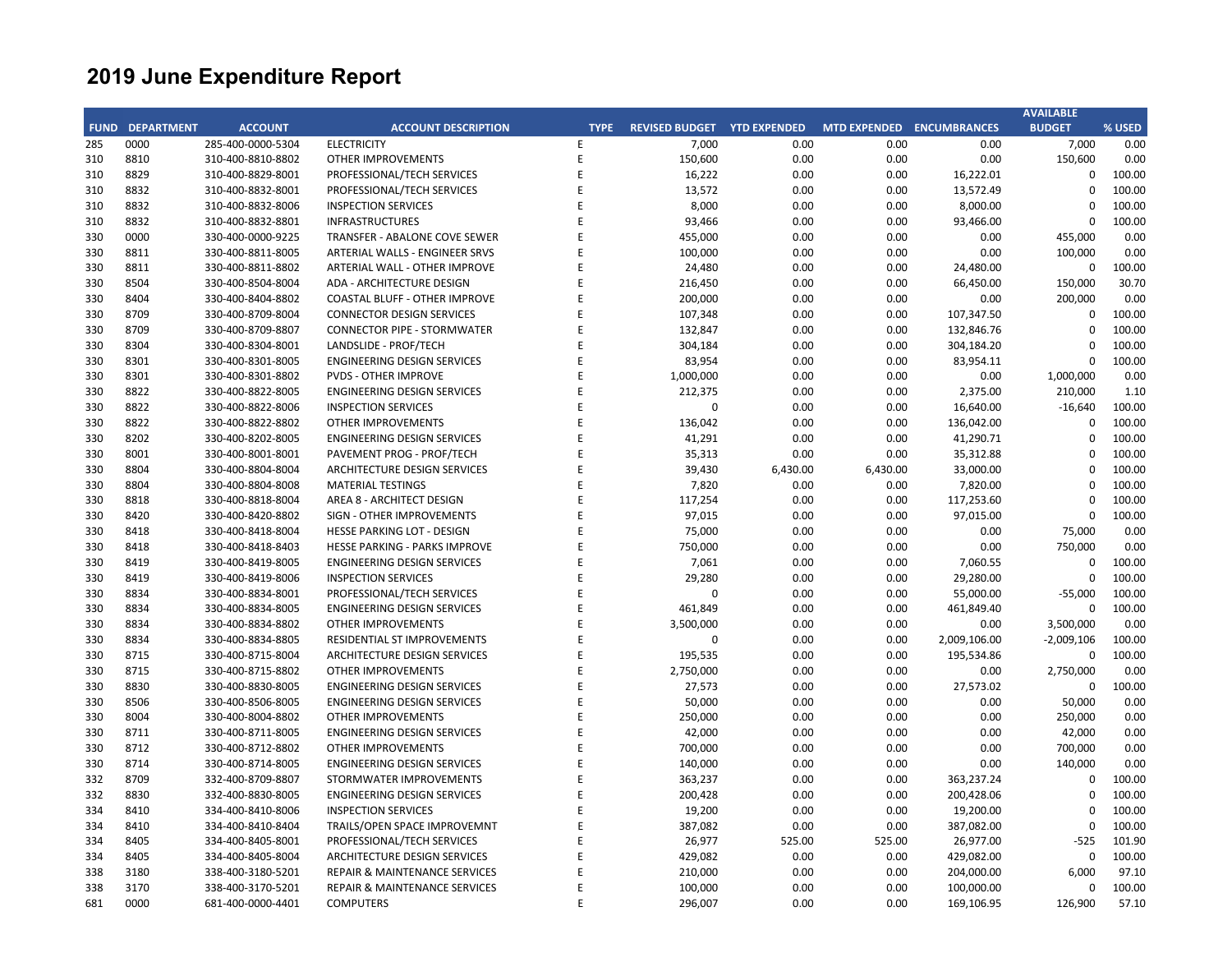# 2019 June Expenditure Report

| FUND | DEPARTMENT | ACCOUNT | ACCOUNT DESCRIPTION | TYPE | REVISED BUDGET | YTD EXPENDED | MTD EXPENDED | ENCUMBRANCES | AVAILABLE BUDGET | % USED |
|---|---|---|---|---|---|---|---|---|---|---|
| 285 | 0000 | 285-400-0000-5304 | ELECTRICITY | E | 7,000 | 0.00 | 0.00 | 0.00 | 7,000 | 0.00 |
| 310 | 8810 | 310-400-8810-8802 | OTHER IMPROVEMENTS | E | 150,600 | 0.00 | 0.00 | 0.00 | 150,600 | 0.00 |
| 310 | 8829 | 310-400-8829-8001 | PROFESSIONAL/TECH SERVICES | E | 16,222 | 0.00 | 0.00 | 16,222.01 | 0 | 100.00 |
| 310 | 8832 | 310-400-8832-8001 | PROFESSIONAL/TECH SERVICES | E | 13,572 | 0.00 | 0.00 | 13,572.49 | 0 | 100.00 |
| 310 | 8832 | 310-400-8832-8006 | INSPECTION SERVICES | E | 8,000 | 0.00 | 0.00 | 8,000.00 | 0 | 100.00 |
| 310 | 8832 | 310-400-8832-8801 | INFRASTRUCTURES | E | 93,466 | 0.00 | 0.00 | 93,466.00 | 0 | 100.00 |
| 330 | 0000 | 330-400-0000-9225 | TRANSFER - ABALONE COVE SEWER | E | 455,000 | 0.00 | 0.00 | 0.00 | 455,000 | 0.00 |
| 330 | 8811 | 330-400-8811-8005 | ARTERIAL WALLS - ENGINEER SRVS | E | 100,000 | 0.00 | 0.00 | 0.00 | 100,000 | 0.00 |
| 330 | 8811 | 330-400-8811-8802 | ARTERIAL WALL - OTHER IMPROVE | E | 24,480 | 0.00 | 0.00 | 24,480.00 | 0 | 100.00 |
| 330 | 8504 | 330-400-8504-8004 | ADA - ARCHITECTURE DESIGN | E | 216,450 | 0.00 | 0.00 | 66,450.00 | 150,000 | 30.70 |
| 330 | 8404 | 330-400-8404-8802 | COASTAL BLUFF - OTHER IMPROVE | E | 200,000 | 0.00 | 0.00 | 0.00 | 200,000 | 0.00 |
| 330 | 8709 | 330-400-8709-8004 | CONNECTOR DESIGN SERVICES | E | 107,348 | 0.00 | 0.00 | 107,347.50 | 0 | 100.00 |
| 330 | 8709 | 330-400-8709-8807 | CONNECTOR PIPE - STORMWATER | E | 132,847 | 0.00 | 0.00 | 132,846.76 | 0 | 100.00 |
| 330 | 8304 | 330-400-8304-8001 | LANDSLIDE - PROF/TECH | E | 304,184 | 0.00 | 0.00 | 304,184.20 | 0 | 100.00 |
| 330 | 8301 | 330-400-8301-8005 | ENGINEERING DESIGN SERVICES | E | 83,954 | 0.00 | 0.00 | 83,954.11 | 0 | 100.00 |
| 330 | 8301 | 330-400-8301-8802 | PVDS - OTHER IMPROVE | E | 1,000,000 | 0.00 | 0.00 | 0.00 | 1,000,000 | 0.00 |
| 330 | 8822 | 330-400-8822-8005 | ENGINEERING DESIGN SERVICES | E | 212,375 | 0.00 | 0.00 | 2,375.00 | 210,000 | 1.10 |
| 330 | 8822 | 330-400-8822-8006 | INSPECTION SERVICES | E | 0 | 0.00 | 0.00 | 16,640.00 | -16,640 | 100.00 |
| 330 | 8822 | 330-400-8822-8802 | OTHER IMPROVEMENTS | E | 136,042 | 0.00 | 0.00 | 136,042.00 | 0 | 100.00 |
| 330 | 8202 | 330-400-8202-8005 | ENGINEERING DESIGN SERVICES | E | 41,291 | 0.00 | 0.00 | 41,290.71 | 0 | 100.00 |
| 330 | 8001 | 330-400-8001-8001 | PAVEMENT PROG - PROF/TECH | E | 35,313 | 0.00 | 0.00 | 35,312.88 | 0 | 100.00 |
| 330 | 8804 | 330-400-8804-8004 | ARCHITECTURE DESIGN SERVICES | E | 39,430 | 6,430.00 | 6,430.00 | 33,000.00 | 0 | 100.00 |
| 330 | 8804 | 330-400-8804-8008 | MATERIAL TESTINGS | E | 7,820 | 0.00 | 0.00 | 7,820.00 | 0 | 100.00 |
| 330 | 8818 | 330-400-8818-8004 | AREA 8 - ARCHITECT DESIGN | E | 117,254 | 0.00 | 0.00 | 117,253.60 | 0 | 100.00 |
| 330 | 8420 | 330-400-8420-8802 | SIGN - OTHER IMPROVEMENTS | E | 97,015 | 0.00 | 0.00 | 97,015.00 | 0 | 100.00 |
| 330 | 8418 | 330-400-8418-8004 | HESSE PARKING LOT - DESIGN | E | 75,000 | 0.00 | 0.00 | 0.00 | 75,000 | 0.00 |
| 330 | 8418 | 330-400-8418-8403 | HESSE PARKING - PARKS IMPROVE | E | 750,000 | 0.00 | 0.00 | 0.00 | 750,000 | 0.00 |
| 330 | 8419 | 330-400-8419-8005 | ENGINEERING DESIGN SERVICES | E | 7,061 | 0.00 | 0.00 | 7,060.55 | 0 | 100.00 |
| 330 | 8419 | 330-400-8419-8006 | INSPECTION SERVICES | E | 29,280 | 0.00 | 0.00 | 29,280.00 | 0 | 100.00 |
| 330 | 8834 | 330-400-8834-8001 | PROFESSIONAL/TECH SERVICES | E | 0 | 0.00 | 0.00 | 55,000.00 | -55,000 | 100.00 |
| 330 | 8834 | 330-400-8834-8005 | ENGINEERING DESIGN SERVICES | E | 461,849 | 0.00 | 0.00 | 461,849.40 | 0 | 100.00 |
| 330 | 8834 | 330-400-8834-8802 | OTHER IMPROVEMENTS | E | 3,500,000 | 0.00 | 0.00 | 0.00 | 3,500,000 | 0.00 |
| 330 | 8834 | 330-400-8834-8805 | RESIDENTIAL ST IMPROVEMENTS | E | 0 | 0.00 | 0.00 | 2,009,106.00 | -2,009,106 | 100.00 |
| 330 | 8715 | 330-400-8715-8004 | ARCHITECTURE DESIGN SERVICES | E | 195,535 | 0.00 | 0.00 | 195,534.86 | 0 | 100.00 |
| 330 | 8715 | 330-400-8715-8802 | OTHER IMPROVEMENTS | E | 2,750,000 | 0.00 | 0.00 | 0.00 | 2,750,000 | 0.00 |
| 330 | 8830 | 330-400-8830-8005 | ENGINEERING DESIGN SERVICES | E | 27,573 | 0.00 | 0.00 | 27,573.02 | 0 | 100.00 |
| 330 | 8506 | 330-400-8506-8005 | ENGINEERING DESIGN SERVICES | E | 50,000 | 0.00 | 0.00 | 0.00 | 50,000 | 0.00 |
| 330 | 8004 | 330-400-8004-8802 | OTHER IMPROVEMENTS | E | 250,000 | 0.00 | 0.00 | 0.00 | 250,000 | 0.00 |
| 330 | 8711 | 330-400-8711-8005 | ENGINEERING DESIGN SERVICES | E | 42,000 | 0.00 | 0.00 | 0.00 | 42,000 | 0.00 |
| 330 | 8712 | 330-400-8712-8802 | OTHER IMPROVEMENTS | E | 700,000 | 0.00 | 0.00 | 0.00 | 700,000 | 0.00 |
| 330 | 8714 | 330-400-8714-8005 | ENGINEERING DESIGN SERVICES | E | 140,000 | 0.00 | 0.00 | 0.00 | 140,000 | 0.00 |
| 332 | 8709 | 332-400-8709-8807 | STORMWATER IMPROVEMENTS | E | 363,237 | 0.00 | 0.00 | 363,237.24 | 0 | 100.00 |
| 332 | 8830 | 332-400-8830-8005 | ENGINEERING DESIGN SERVICES | E | 200,428 | 0.00 | 0.00 | 200,428.06 | 0 | 100.00 |
| 334 | 8410 | 334-400-8410-8006 | INSPECTION SERVICES | E | 19,200 | 0.00 | 0.00 | 19,200.00 | 0 | 100.00 |
| 334 | 8410 | 334-400-8410-8404 | TRAILS/OPEN SPACE IMPROVEMNT | E | 387,082 | 0.00 | 0.00 | 387,082.00 | 0 | 100.00 |
| 334 | 8405 | 334-400-8405-8001 | PROFESSIONAL/TECH SERVICES | E | 26,977 | 525.00 | 525.00 | 26,977.00 | -525 | 101.90 |
| 334 | 8405 | 334-400-8405-8004 | ARCHITECTURE DESIGN SERVICES | E | 429,082 | 0.00 | 0.00 | 429,082.00 | 0 | 100.00 |
| 338 | 3180 | 338-400-3180-5201 | REPAIR & MAINTENANCE SERVICES | E | 210,000 | 0.00 | 0.00 | 204,000.00 | 6,000 | 97.10 |
| 338 | 3170 | 338-400-3170-5201 | REPAIR & MAINTENANCE SERVICES | E | 100,000 | 0.00 | 0.00 | 100,000.00 | 0 | 100.00 |
| 681 | 0000 | 681-400-0000-4401 | COMPUTERS | E | 296,007 | 0.00 | 0.00 | 169,106.95 | 126,900 | 57.10 |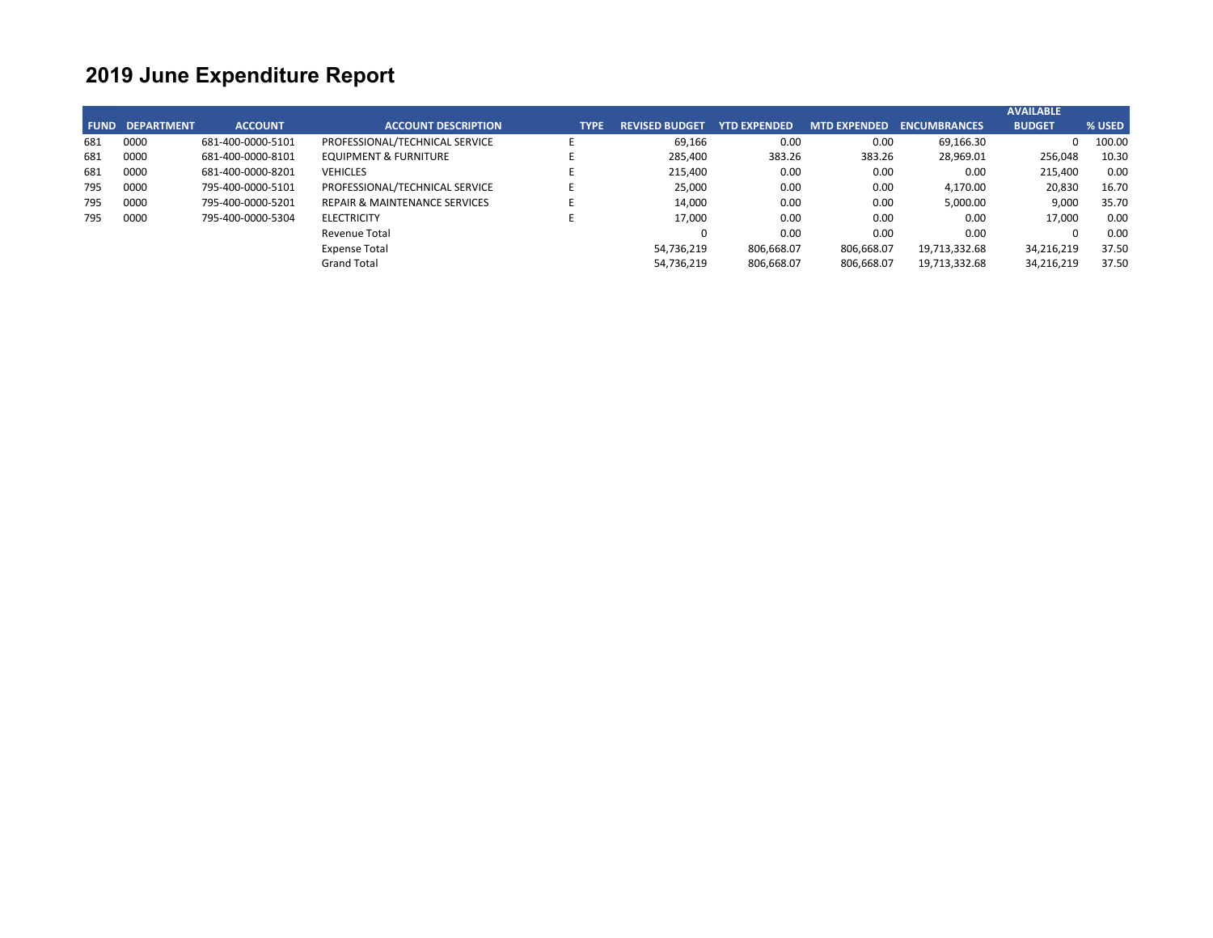# 2019 June Expenditure Report

| FUND | DEPARTMENT | ACCOUNT | ACCOUNT DESCRIPTION | TYPE | REVISED BUDGET | YTD EXPENDED | MTD EXPENDED | ENCUMBRANCES | AVAILABLE BUDGET | % USED |
|---|---|---|---|---|---|---|---|---|---|---|
| 681 | 0000 | 681-400-0000-5101 | PROFESSIONAL/TECHNICAL SERVICE | E | 69,166 | 0.00 | 0.00 | 69,166.30 | 0 | 100.00 |
| 681 | 0000 | 681-400-0000-8101 | EQUIPMENT & FURNITURE | E | 285,400 | 383.26 | 383.26 | 28,969.01 | 256,048 | 10.30 |
| 681 | 0000 | 681-400-0000-8201 | VEHICLES | E | 215,400 | 0.00 | 0.00 | 0.00 | 215,400 | 0.00 |
| 795 | 0000 | 795-400-0000-5101 | PROFESSIONAL/TECHNICAL SERVICE | E | 25,000 | 0.00 | 0.00 | 4,170.00 | 20,830 | 16.70 |
| 795 | 0000 | 795-400-0000-5201 | REPAIR & MAINTENANCE SERVICES | E | 14,000 | 0.00 | 0.00 | 5,000.00 | 9,000 | 35.70 |
| 795 | 0000 | 795-400-0000-5304 | ELECTRICITY | E | 17,000 | 0.00 | 0.00 | 0.00 | 17,000 | 0.00 |
| | | | Revenue Total | | 0 | 0.00 | 0.00 | 0.00 | 0 | 0.00 |
| | | | Expense Total | | 54,736,219 | 806,668.07 | 806,668.07 | 19,713,332.68 | 34,216,219 | 37.50 |
| | | | Grand Total | | 54,736,219 | 806,668.07 | 806,668.07 | 19,713,332.68 | 34,216,219 | 37.50 |